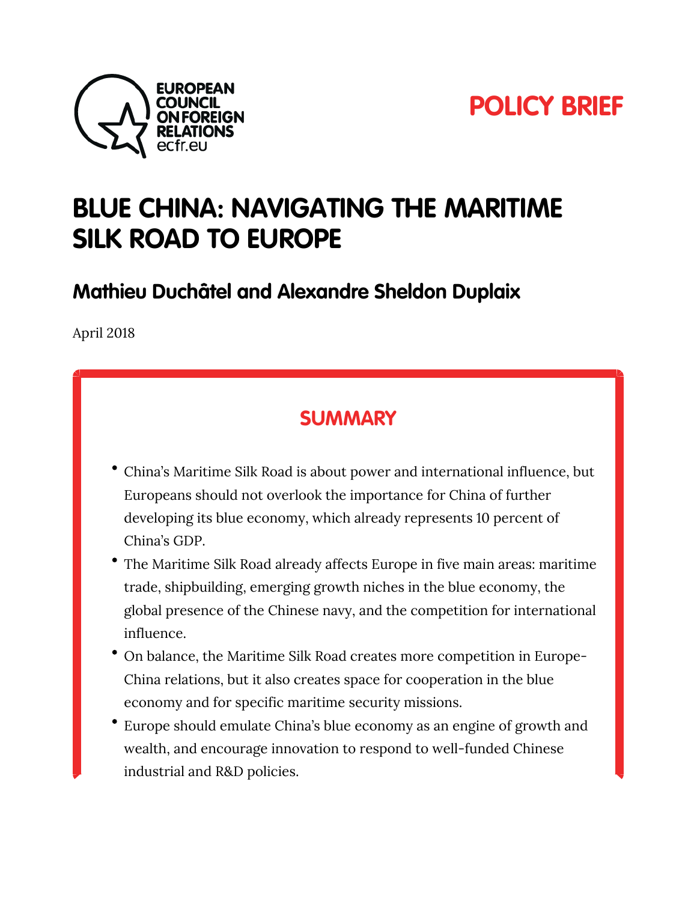EUROPEAN COUNCIL ON FOREIGN RELATIONS
ecfr.eu

POLICY BRIEF

# BLUE CHINA: NAVIGATING THE MARITIME SILK ROAD TO EUROPE

## Mathieu Duchâtel and Alexandre Sheldon Duplaix

April 2018

### SUMMARY

- China's Maritime Silk Road is about power and international influence, but Europeans should not overlook the importance for China of further developing its blue economy, which already represents 10 percent of China's GDP.
- The Maritime Silk Road already affects Europe in five main areas: maritime trade, shipbuilding, emerging growth niches in the blue economy, the global presence of the Chinese navy, and the competition for international influence.
- On balance, the Maritime Silk Road creates more competition in Europe-China relations, but it also creates space for cooperation in the blue economy and for specific maritime security missions.
- Europe should emulate China's blue economy as an engine of growth and wealth, and encourage innovation to respond to well-funded Chinese industrial and R&D policies.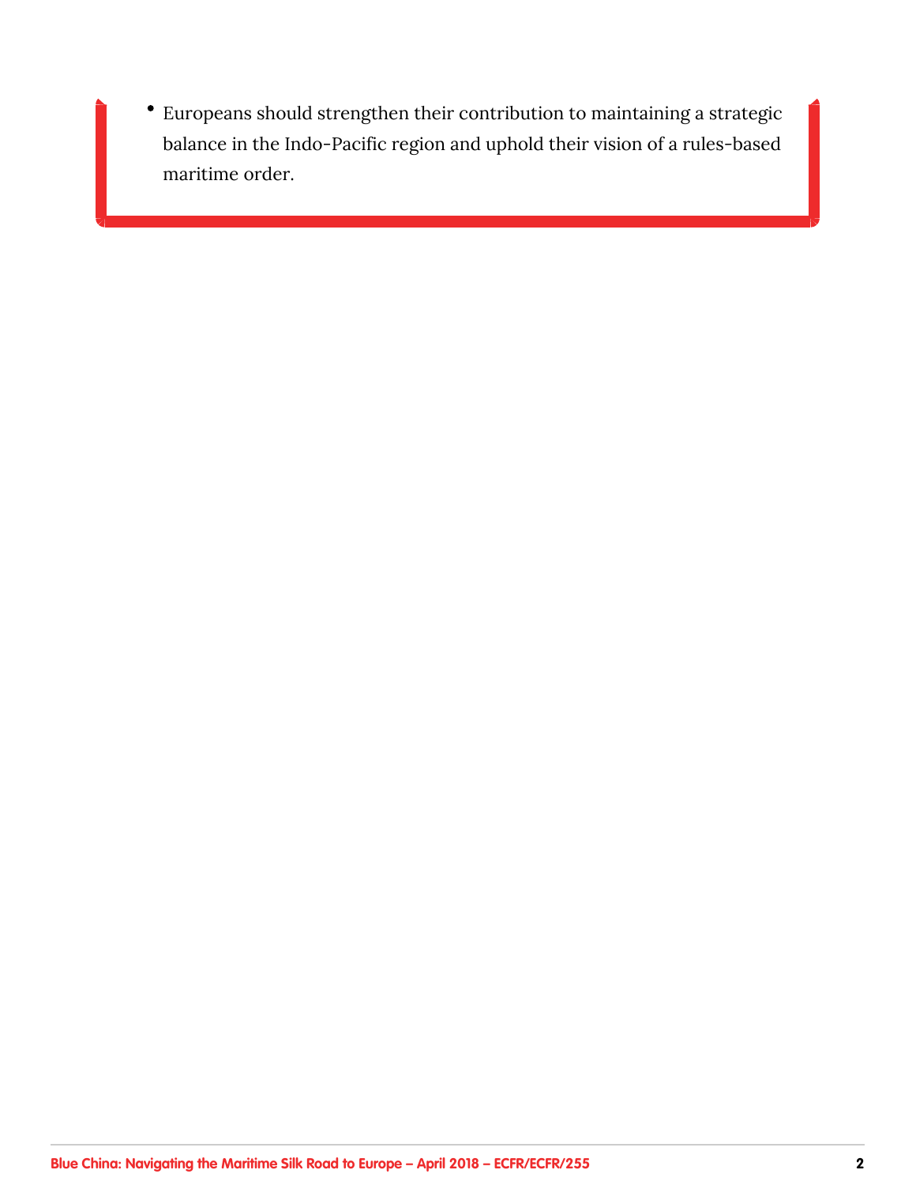- Europeans should strengthen their contribution to maintaining a strategic balance in the Indo-Pacific region and uphold their vision of a rules-based maritime order.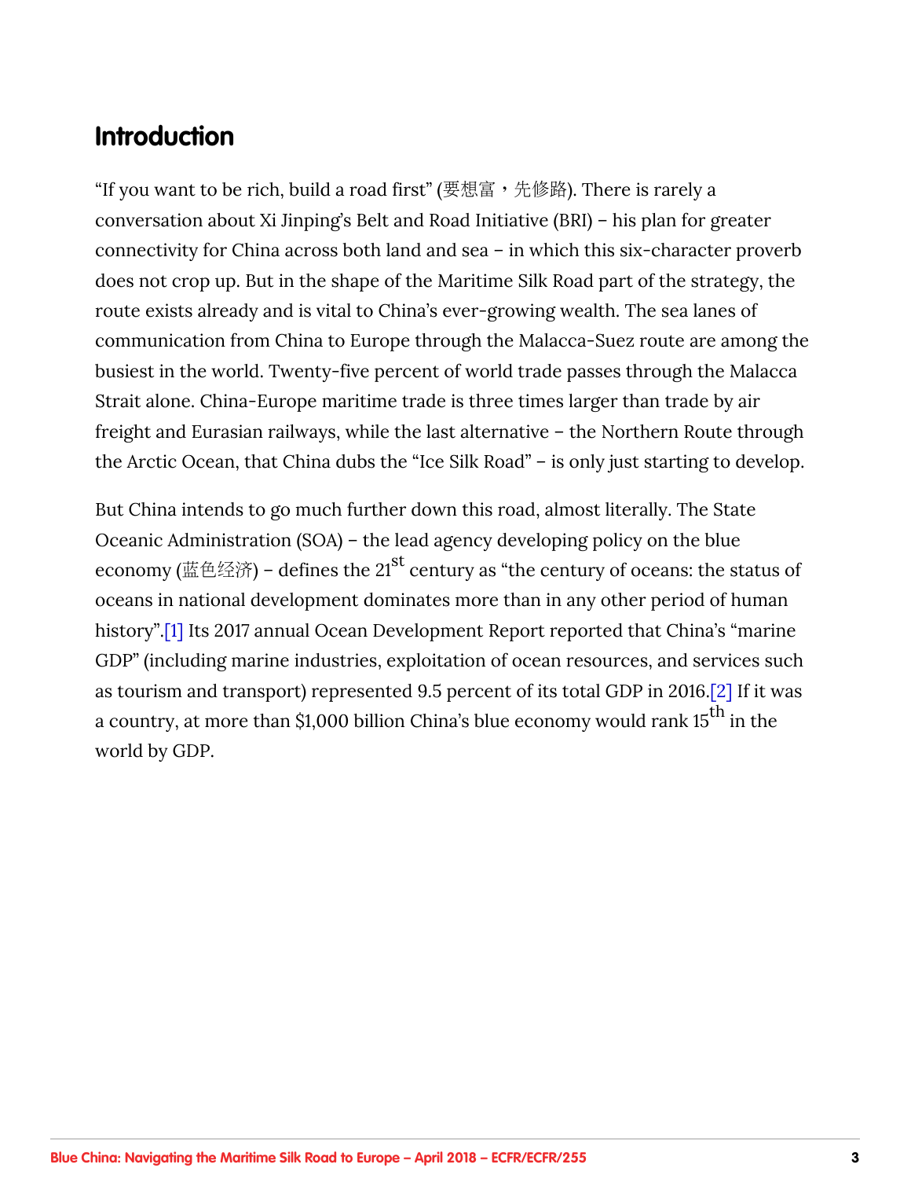## Introduction

“If you want to be rich, build a road first” (要想富，先修路). There is rarely a conversation about Xi Jinping’s Belt and Road Initiative (BRI) – his plan for greater connectivity for China across both land and sea – in which this six-character proverb does not crop up. But in the shape of the Maritime Silk Road part of the strategy, the route exists already and is vital to China’s ever-growing wealth. The sea lanes of communication from China to Europe through the Malacca-Suez route are among the busiest in the world. Twenty-five percent of world trade passes through the Malacca Strait alone. China-Europe maritime trade is three times larger than trade by air freight and Eurasian railways, while the last alternative – the Northern Route through the Arctic Ocean, that China dubs the “Ice Silk Road” – is only just starting to develop.

But China intends to go much further down this road, almost literally. The State Oceanic Administration (SOA) – the lead agency developing policy on the blue economy (蓝色经济) – defines the 21st century as “the century of oceans: the status of oceans in national development dominates more than in any other period of human history”.[1] Its 2017 annual Ocean Development Report reported that China’s “marine GDP” (including marine industries, exploitation of ocean resources, and services such as tourism and transport) represented 9.5 percent of its total GDP in 2016.[2] If it was a country, at more than $1,000 billion China’s blue economy would rank 15th in the world by GDP.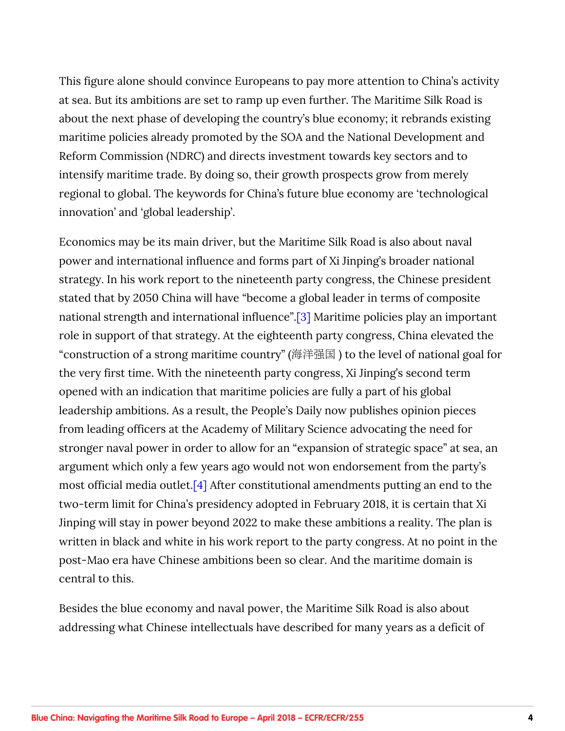This figure alone should convince Europeans to pay more attention to China's activity at sea. But its ambitions are set to ramp up even further. The Maritime Silk Road is about the next phase of developing the country's blue economy; it rebrands existing maritime policies already promoted by the SOA and the National Development and Reform Commission (NDRC) and directs investment towards key sectors and to intensify maritime trade. By doing so, their growth prospects grow from merely regional to global. The keywords for China's future blue economy are 'technological innovation' and 'global leadership'.

Economics may be its main driver, but the Maritime Silk Road is also about naval power and international influence and forms part of Xi Jinping's broader national strategy. In his work report to the nineteenth party congress, the Chinese president stated that by 2050 China will have "become a global leader in terms of composite national strength and international influence".[3] Maritime policies play an important role in support of that strategy. At the eighteenth party congress, China elevated the "construction of a strong maritime country" (海洋强国 ) to the level of national goal for the very first time. With the nineteenth party congress, Xi Jinping's second term opened with an indication that maritime policies are fully a part of his global leadership ambitions. As a result, the People's Daily now publishes opinion pieces from leading officers at the Academy of Military Science advocating the need for stronger naval power in order to allow for an "expansion of strategic space" at sea, an argument which only a few years ago would not won endorsement from the party's most official media outlet.[4] After constitutional amendments putting an end to the two-term limit for China's presidency adopted in February 2018, it is certain that Xi Jinping will stay in power beyond 2022 to make these ambitions a reality. The plan is written in black and white in his work report to the party congress. At no point in the post-Mao era have Chinese ambitions been so clear. And the maritime domain is central to this.

Besides the blue economy and naval power, the Maritime Silk Road is also about addressing what Chinese intellectuals have described for many years as a deficit of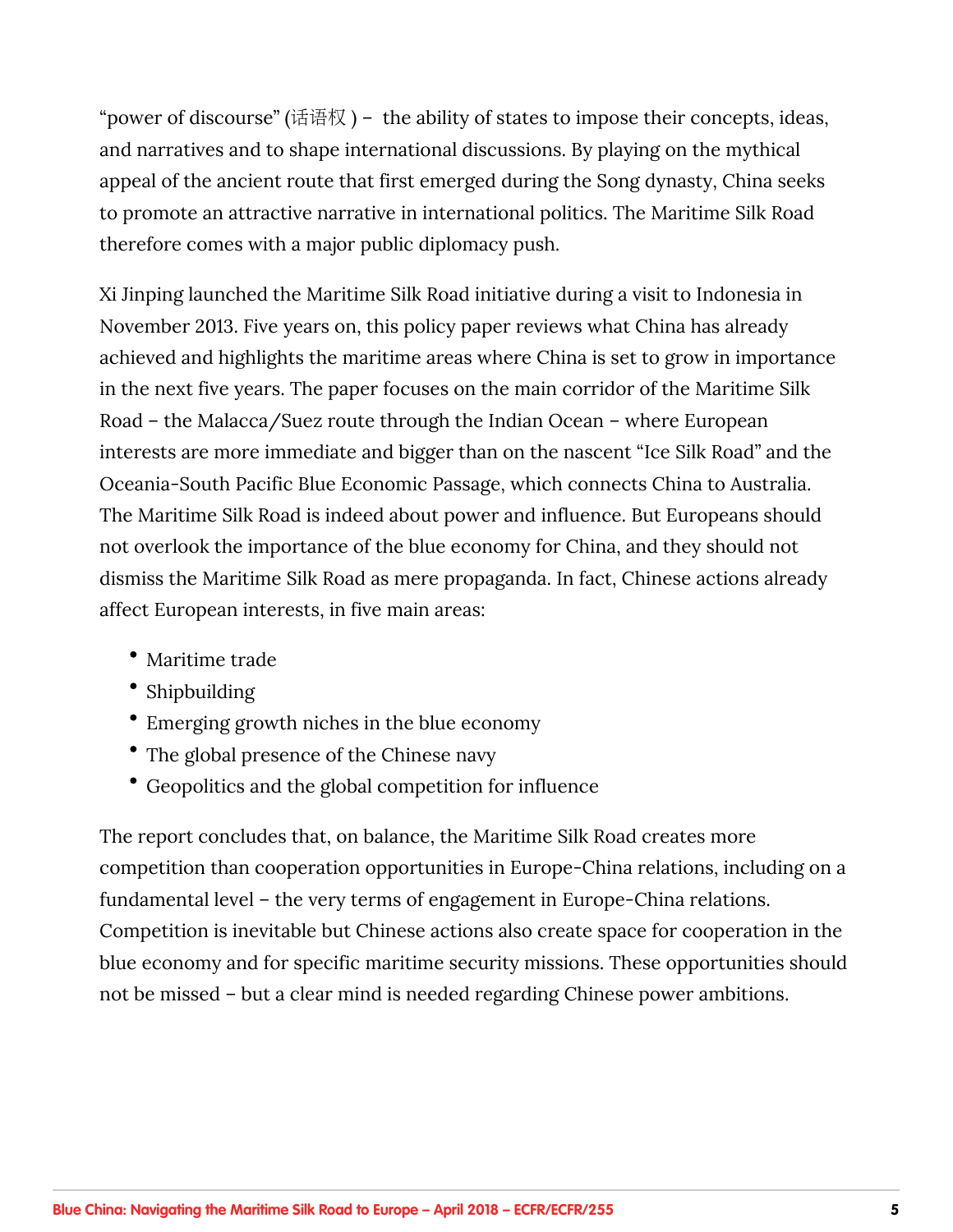"power of discourse" (话语权) – the ability of states to impose their concepts, ideas, and narratives and to shape international discussions. By playing on the mythical appeal of the ancient route that first emerged during the Song dynasty, China seeks to promote an attractive narrative in international politics. The Maritime Silk Road therefore comes with a major public diplomacy push.

Xi Jinping launched the Maritime Silk Road initiative during a visit to Indonesia in November 2013. Five years on, this policy paper reviews what China has already achieved and highlights the maritime areas where China is set to grow in importance in the next five years. The paper focuses on the main corridor of the Maritime Silk Road – the Malacca/Suez route through the Indian Ocean – where European interests are more immediate and bigger than on the nascent "Ice Silk Road" and the Oceania-South Pacific Blue Economic Passage, which connects China to Australia. The Maritime Silk Road is indeed about power and influence. But Europeans should not overlook the importance of the blue economy for China, and they should not dismiss the Maritime Silk Road as mere propaganda. In fact, Chinese actions already affect European interests, in five main areas:

- Maritime trade
- Shipbuilding
- Emerging growth niches in the blue economy
- The global presence of the Chinese navy
- Geopolitics and the global competition for influence

The report concludes that, on balance, the Maritime Silk Road creates more competition than cooperation opportunities in Europe-China relations, including on a fundamental level – the very terms of engagement in Europe-China relations. Competition is inevitable but Chinese actions also create space for cooperation in the blue economy and for specific maritime security missions. These opportunities should not be missed – but a clear mind is needed regarding Chinese power ambitions.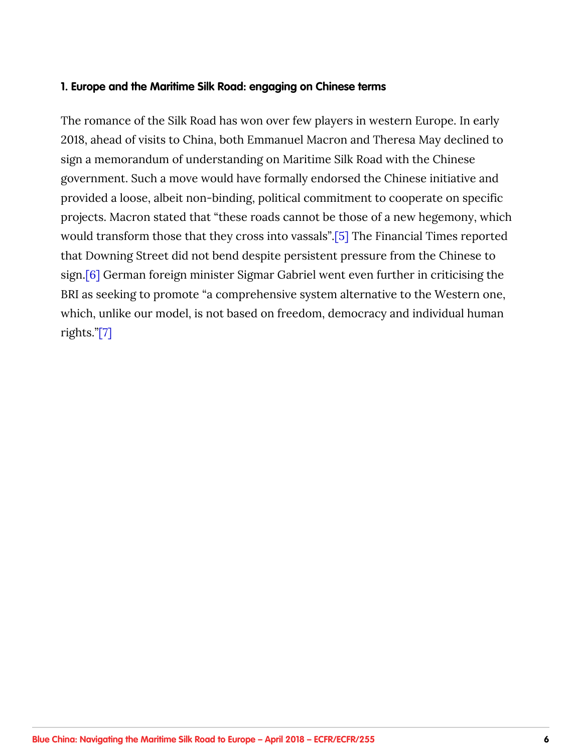### 1. Europe and the Maritime Silk Road: engaging on Chinese terms

The romance of the Silk Road has won over few players in western Europe. In early 2018, ahead of visits to China, both Emmanuel Macron and Theresa May declined to sign a memorandum of understanding on Maritime Silk Road with the Chinese government. Such a move would have formally endorsed the Chinese initiative and provided a loose, albeit non-binding, political commitment to cooperate on specific projects. Macron stated that "these roads cannot be those of a new hegemony, which would transform those that they cross into vassals".[5] The Financial Times reported that Downing Street did not bend despite persistent pressure from the Chinese to sign.[6] German foreign minister Sigmar Gabriel went even further in criticising the BRI as seeking to promote "a comprehensive system alternative to the Western one, which, unlike our model, is not based on freedom, democracy and individual human rights."[7]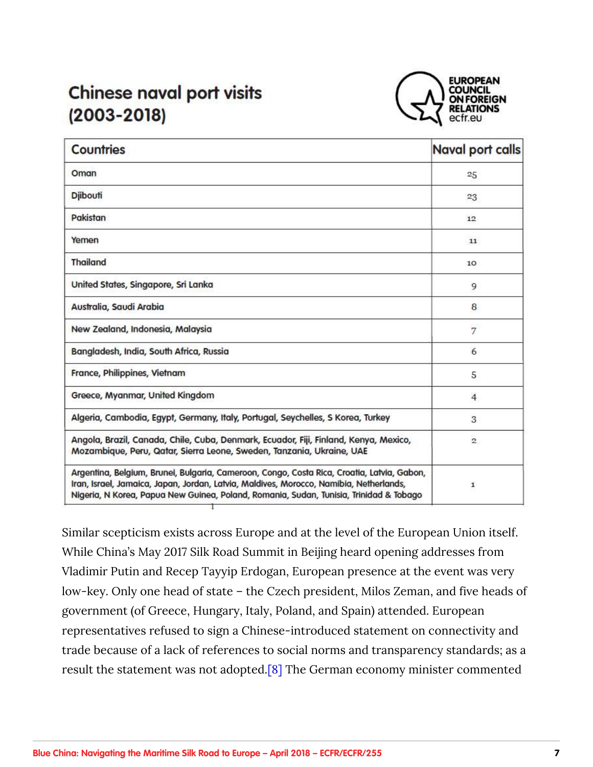## Chinese naval port visits (2003-2018)

| Countries | Naval port calls |
| --- | --- |
| Oman | 25 |
| Djibouti | 23 |
| Pakistan | 12 |
| Yemen | 11 |
| Thailand | 10 |
| United States, Singapore, Sri Lanka | 9 |
| Australia, Saudi Arabia | 8 |
| New Zealand, Indonesia, Malaysia | 7 |
| Bangladesh, India, South Africa, Russia | 6 |
| France, Philippines, Vietnam | 5 |
| Greece, Myanmar, United Kingdom | 4 |
| Algeria, Cambodia, Egypt, Germany, Italy, Portugal, Seychelles, S Korea, Turkey | 3 |
| Angola, Brazil, Canada, Chile, Cuba, Denmark, Ecuador, Fiji, Finland, Kenya, Mexico, Mozambique, Peru, Qatar, Sierra Leone, Sweden, Tanzania, Ukraine, UAE | 2 |
| Argentina, Belgium, Brunei, Bulgaria, Cameroon, Congo, Costa Rica, Croatia, Latvia, Gabon, Iran, Israel, Jamaica, Japan, Jordan, Latvia, Maldives, Morocco, Namibia, Netherlands, Nigeria, N Korea, Papua New Guinea, Poland, Romania, Sudan, Tunisia, Trinidad & Tobago | 1 |

Similar scepticism exists across Europe and at the level of the European Union itself. While China's May 2017 Silk Road Summit in Beijing heard opening addresses from Vladimir Putin and Recep Tayyip Erdogan, European presence at the event was very low-key. Only one head of state – the Czech president, Milos Zeman, and five heads of government (of Greece, Hungary, Italy, Poland, and Spain) attended. European representatives refused to sign a Chinese-introduced statement on connectivity and trade because of a lack of references to social norms and transparency standards; as a result the statement was not adopted.[8] The German economy minister commented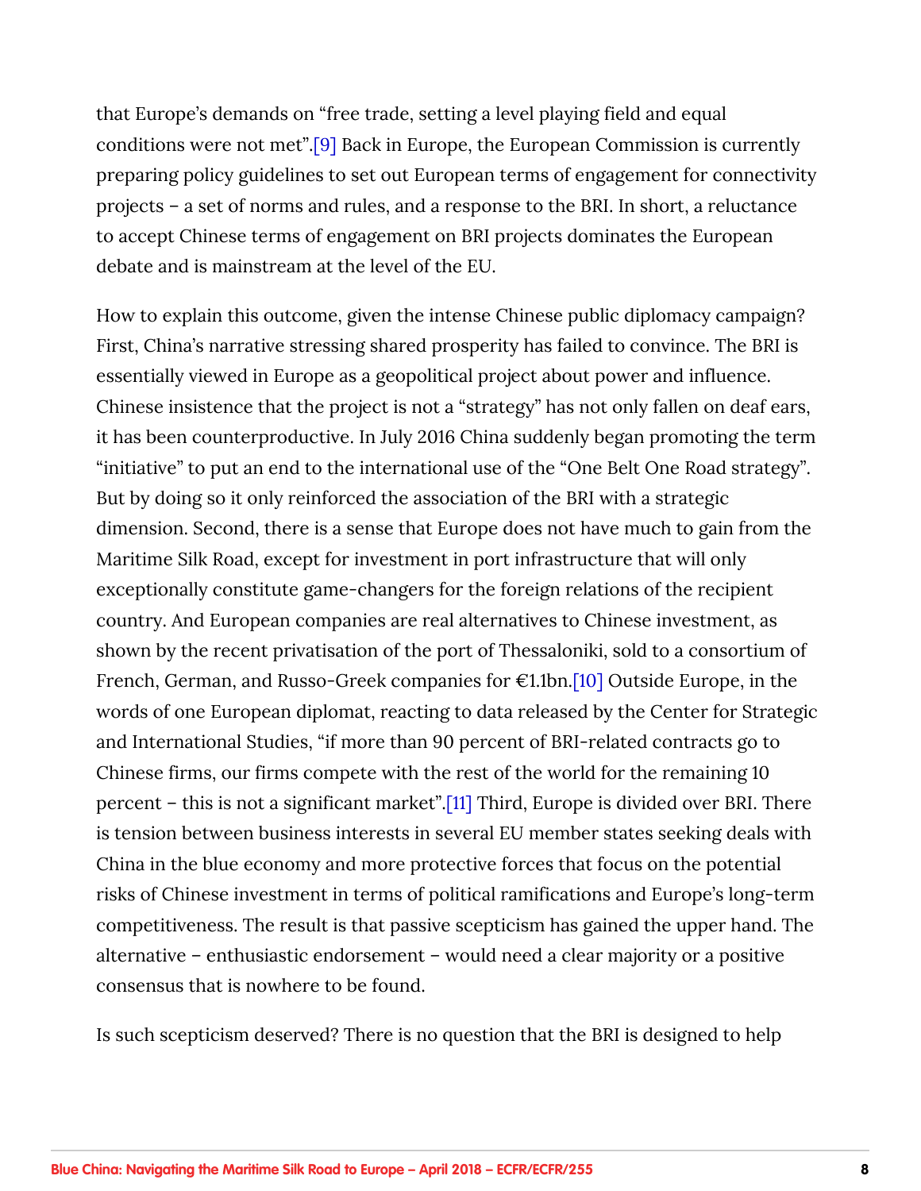that Europe's demands on "free trade, setting a level playing field and equal conditions were not met".[9] Back in Europe, the European Commission is currently preparing policy guidelines to set out European terms of engagement for connectivity projects – a set of norms and rules, and a response to the BRI. In short, a reluctance to accept Chinese terms of engagement on BRI projects dominates the European debate and is mainstream at the level of the EU.

How to explain this outcome, given the intense Chinese public diplomacy campaign? First, China's narrative stressing shared prosperity has failed to convince. The BRI is essentially viewed in Europe as a geopolitical project about power and influence. Chinese insistence that the project is not a "strategy" has not only fallen on deaf ears, it has been counterproductive. In July 2016 China suddenly began promoting the term "initiative" to put an end to the international use of the "One Belt One Road strategy". But by doing so it only reinforced the association of the BRI with a strategic dimension. Second, there is a sense that Europe does not have much to gain from the Maritime Silk Road, except for investment in port infrastructure that will only exceptionally constitute game-changers for the foreign relations of the recipient country. And European companies are real alternatives to Chinese investment, as shown by the recent privatisation of the port of Thessaloniki, sold to a consortium of French, German, and Russo-Greek companies for €1.1bn.[10] Outside Europe, in the words of one European diplomat, reacting to data released by the Center for Strategic and International Studies, "if more than 90 percent of BRI-related contracts go to Chinese firms, our firms compete with the rest of the world for the remaining 10 percent – this is not a significant market".[11] Third, Europe is divided over BRI. There is tension between business interests in several EU member states seeking deals with China in the blue economy and more protective forces that focus on the potential risks of Chinese investment in terms of political ramifications and Europe's long-term competitiveness. The result is that passive scepticism has gained the upper hand. The alternative – enthusiastic endorsement – would need a clear majority or a positive consensus that is nowhere to be found.

Is such scepticism deserved? There is no question that the BRI is designed to help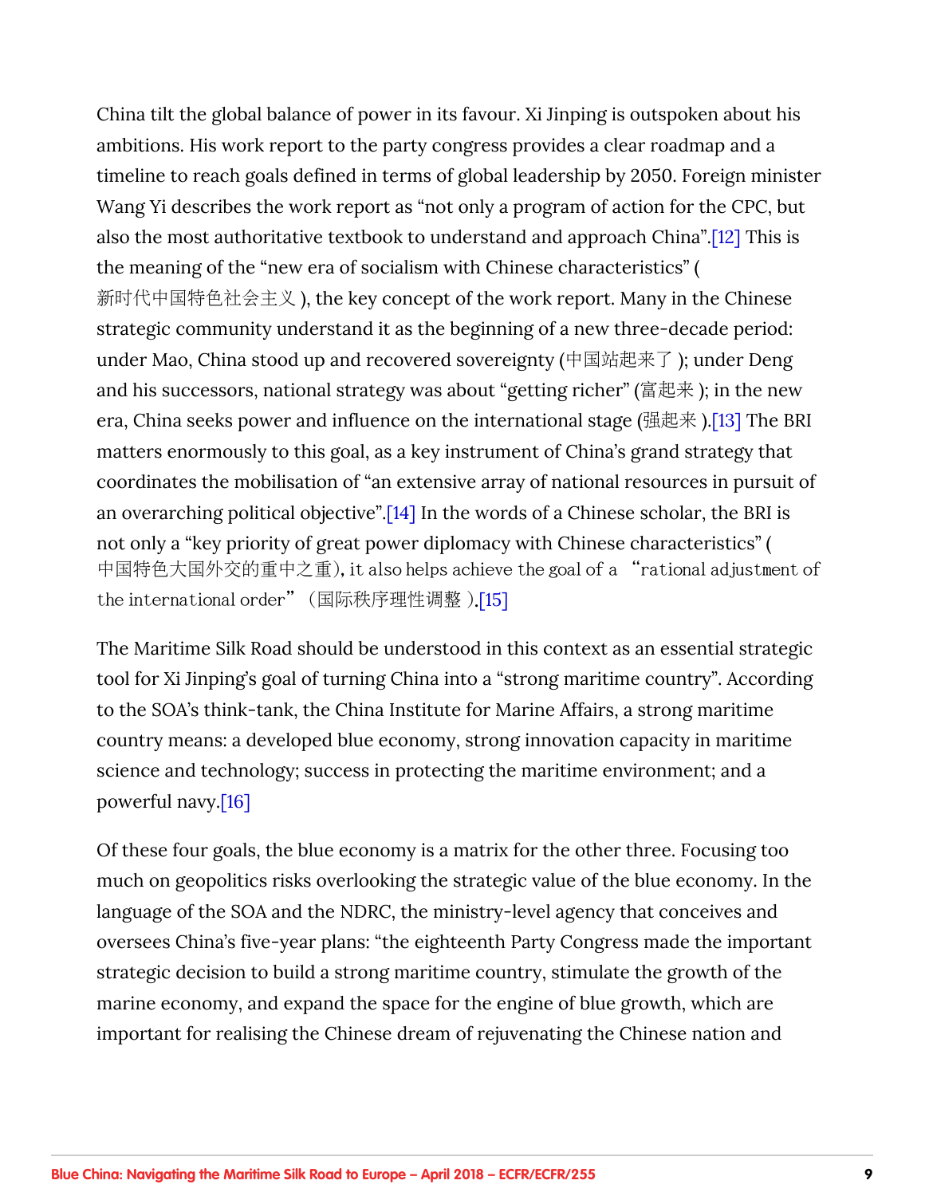China tilt the global balance of power in its favour. Xi Jinping is outspoken about his ambitions. His work report to the party congress provides a clear roadmap and a timeline to reach goals defined in terms of global leadership by 2050. Foreign minister Wang Yi describes the work report as "not only a program of action for the CPC, but also the most authoritative textbook to understand and approach China".[12] This is the meaning of the "new era of socialism with Chinese characteristics" (新时代中国特色社会主义 ), the key concept of the work report. Many in the Chinese strategic community understand it as the beginning of a new three-decade period: under Mao, China stood up and recovered sovereignty (中国站起来了 ); under Deng and his successors, national strategy was about "getting richer" (富起来 ); in the new era, China seeks power and influence on the international stage (强起来 ).[13] The BRI matters enormously to this goal, as a key instrument of China's grand strategy that coordinates the mobilisation of "an extensive array of national resources in pursuit of an overarching political objective".[14] In the words of a Chinese scholar, the BRI is not only a "key priority of great power diplomacy with Chinese characteristics" (中国特色大国外交的重中之重), it also helps achieve the goal of a "rational adjustment of the international order" (国际秩序理性调整 ).[15]

The Maritime Silk Road should be understood in this context as an essential strategic tool for Xi Jinping's goal of turning China into a "strong maritime country". According to the SOA's think-tank, the China Institute for Marine Affairs, a strong maritime country means: a developed blue economy, strong innovation capacity in maritime science and technology; success in protecting the maritime environment; and a powerful navy.[16]

Of these four goals, the blue economy is a matrix for the other three. Focusing too much on geopolitics risks overlooking the strategic value of the blue economy. In the language of the SOA and the NDRC, the ministry-level agency that conceives and oversees China's five-year plans: "the eighteenth Party Congress made the important strategic decision to build a strong maritime country, stimulate the growth of the marine economy, and expand the space for the engine of blue growth, which are important for realising the Chinese dream of rejuvenating the Chinese nation and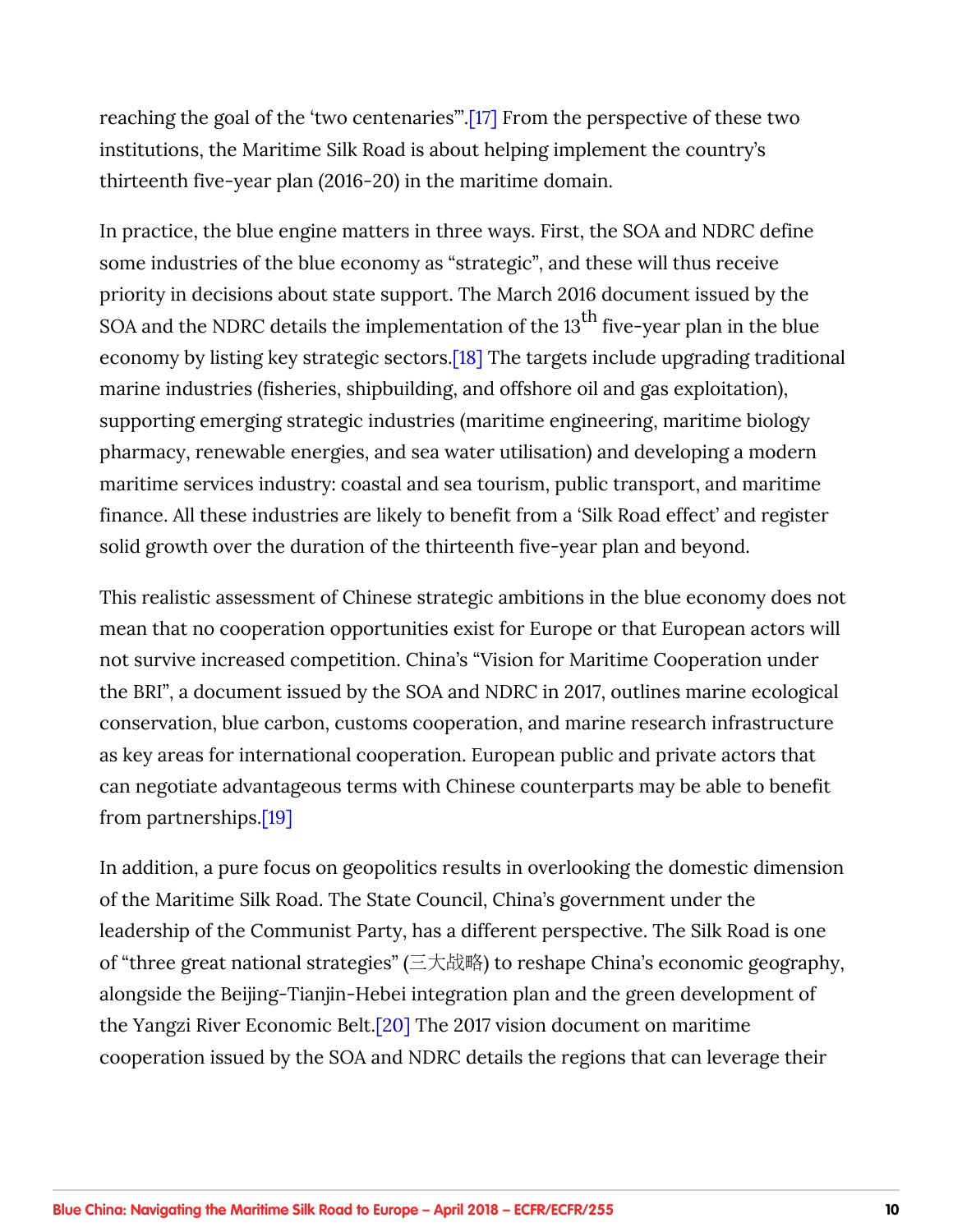reaching the goal of the 'two centenaries'".[17] From the perspective of these two institutions, the Maritime Silk Road is about helping implement the country's thirteenth five-year plan (2016-20) in the maritime domain.

In practice, the blue engine matters in three ways. First, the SOA and NDRC define some industries of the blue economy as "strategic", and these will thus receive priority in decisions about state support. The March 2016 document issued by the SOA and the NDRC details the implementation of the 13th five-year plan in the blue economy by listing key strategic sectors.[18] The targets include upgrading traditional marine industries (fisheries, shipbuilding, and offshore oil and gas exploitation), supporting emerging strategic industries (maritime engineering, maritime biology pharmacy, renewable energies, and sea water utilisation) and developing a modern maritime services industry: coastal and sea tourism, public transport, and maritime finance. All these industries are likely to benefit from a 'Silk Road effect' and register solid growth over the duration of the thirteenth five-year plan and beyond.

This realistic assessment of Chinese strategic ambitions in the blue economy does not mean that no cooperation opportunities exist for Europe or that European actors will not survive increased competition. China's "Vision for Maritime Cooperation under the BRI", a document issued by the SOA and NDRC in 2017, outlines marine ecological conservation, blue carbon, customs cooperation, and marine research infrastructure as key areas for international cooperation. European public and private actors that can negotiate advantageous terms with Chinese counterparts may be able to benefit from partnerships.[19]

In addition, a pure focus on geopolitics results in overlooking the domestic dimension of the Maritime Silk Road. The State Council, China's government under the leadership of the Communist Party, has a different perspective. The Silk Road is one of "three great national strategies" (三大战略) to reshape China's economic geography, alongside the Beijing-Tianjin-Hebei integration plan and the green development of the Yangzi River Economic Belt.[20] The 2017 vision document on maritime cooperation issued by the SOA and NDRC details the regions that can leverage their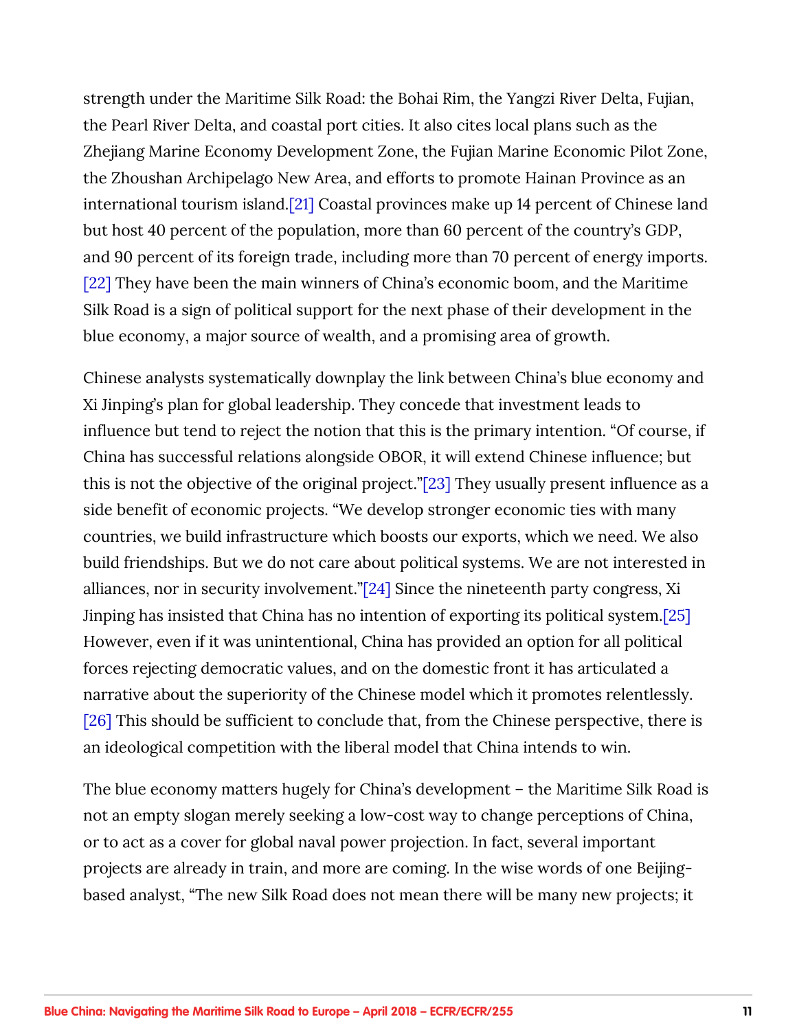strength under the Maritime Silk Road: the Bohai Rim, the Yangzi River Delta, Fujian, the Pearl River Delta, and coastal port cities. It also cites local plans such as the Zhejiang Marine Economy Development Zone, the Fujian Marine Economic Pilot Zone, the Zhoushan Archipelago New Area, and efforts to promote Hainan Province as an international tourism island.[21] Coastal provinces make up 14 percent of Chinese land but host 40 percent of the population, more than 60 percent of the country's GDP, and 90 percent of its foreign trade, including more than 70 percent of energy imports.[22] They have been the main winners of China's economic boom, and the Maritime Silk Road is a sign of political support for the next phase of their development in the blue economy, a major source of wealth, and a promising area of growth.

Chinese analysts systematically downplay the link between China's blue economy and Xi Jinping's plan for global leadership. They concede that investment leads to influence but tend to reject the notion that this is the primary intention. "Of course, if China has successful relations alongside OBOR, it will extend Chinese influence; but this is not the objective of the original project."[23] They usually present influence as a side benefit of economic projects. "We develop stronger economic ties with many countries, we build infrastructure which boosts our exports, which we need. We also build friendships. But we do not care about political systems. We are not interested in alliances, nor in security involvement."[24] Since the nineteenth party congress, Xi Jinping has insisted that China has no intention of exporting its political system.[25] However, even if it was unintentional, China has provided an option for all political forces rejecting democratic values, and on the domestic front it has articulated a narrative about the superiority of the Chinese model which it promotes relentlessly.[26] This should be sufficient to conclude that, from the Chinese perspective, there is an ideological competition with the liberal model that China intends to win.

The blue economy matters hugely for China's development – the Maritime Silk Road is not an empty slogan merely seeking a low-cost way to change perceptions of China, or to act as a cover for global naval power projection. In fact, several important projects are already in train, and more are coming. In the wise words of one Beijing-based analyst, "The new Silk Road does not mean there will be many new projects; it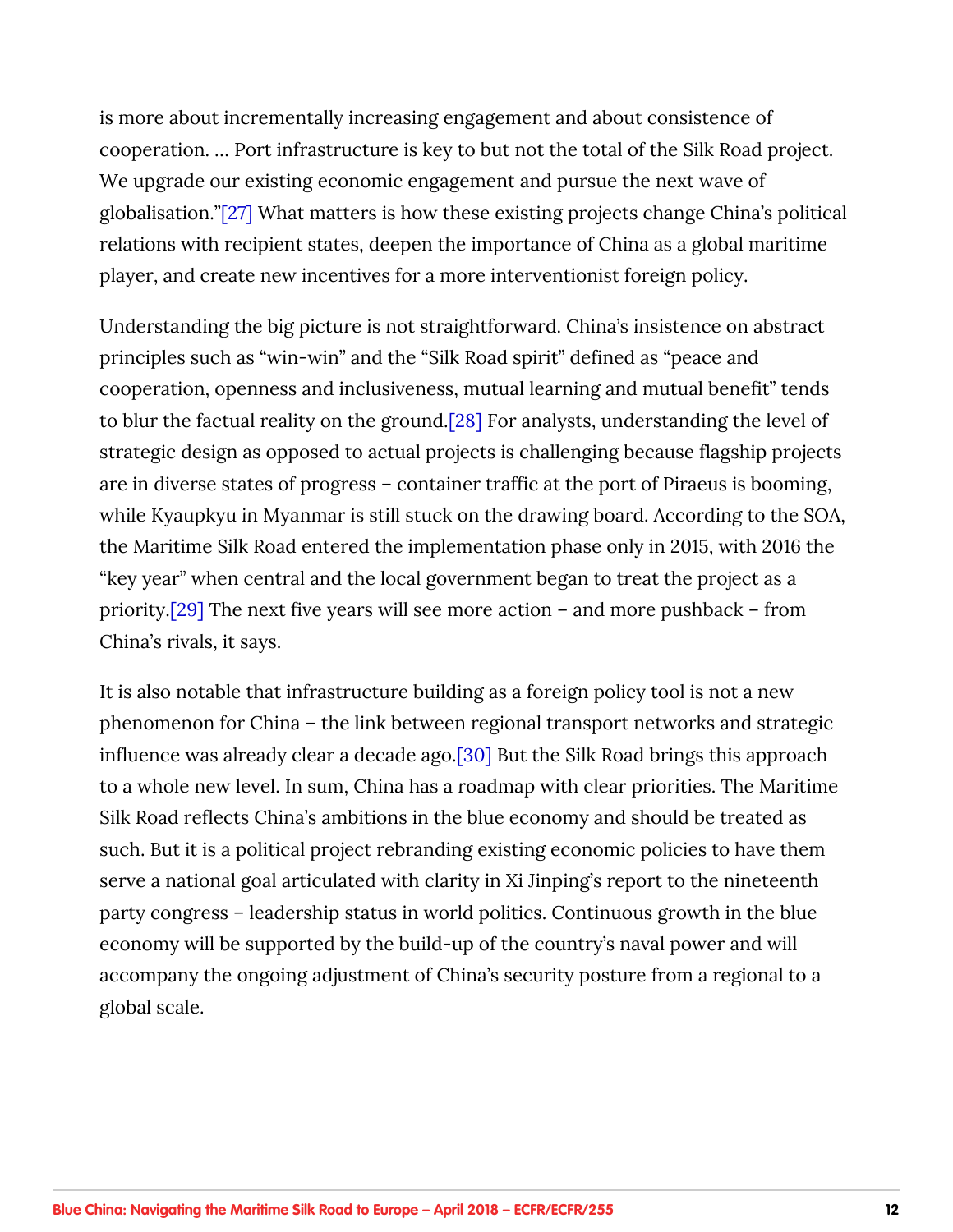is more about incrementally increasing engagement and about consistence of cooperation. … Port infrastructure is key to but not the total of the Silk Road project. We upgrade our existing economic engagement and pursue the next wave of globalisation."[27] What matters is how these existing projects change China's political relations with recipient states, deepen the importance of China as a global maritime player, and create new incentives for a more interventionist foreign policy.

Understanding the big picture is not straightforward. China's insistence on abstract principles such as "win-win" and the "Silk Road spirit" defined as "peace and cooperation, openness and inclusiveness, mutual learning and mutual benefit" tends to blur the factual reality on the ground.[28] For analysts, understanding the level of strategic design as opposed to actual projects is challenging because flagship projects are in diverse states of progress – container traffic at the port of Piraeus is booming, while Kyaupkyu in Myanmar is still stuck on the drawing board. According to the SOA, the Maritime Silk Road entered the implementation phase only in 2015, with 2016 the "key year" when central and the local government began to treat the project as a priority.[29] The next five years will see more action – and more pushback – from China's rivals, it says.

It is also notable that infrastructure building as a foreign policy tool is not a new phenomenon for China – the link between regional transport networks and strategic influence was already clear a decade ago.[30] But the Silk Road brings this approach to a whole new level. In sum, China has a roadmap with clear priorities. The Maritime Silk Road reflects China's ambitions in the blue economy and should be treated as such. But it is a political project rebranding existing economic policies to have them serve a national goal articulated with clarity in Xi Jinping's report to the nineteenth party congress – leadership status in world politics. Continuous growth in the blue economy will be supported by the build-up of the country's naval power and will accompany the ongoing adjustment of China's security posture from a regional to a global scale.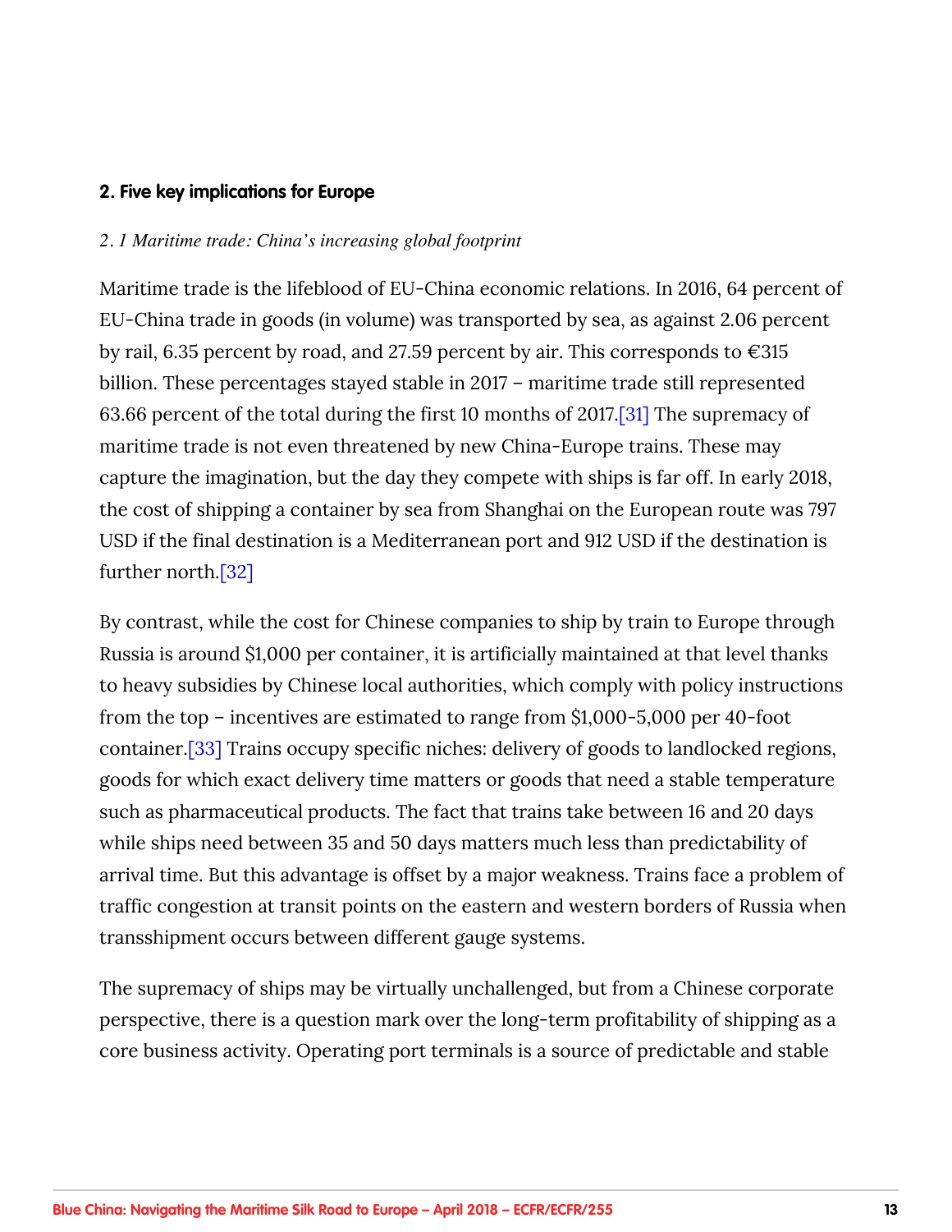## 2. Five key implications for Europe

### *2. 1 Maritime trade: China's increasing global footprint*

Maritime trade is the lifeblood of EU-China economic relations. In 2016, 64 percent of EU-China trade in goods (in volume) was transported by sea, as against 2.06 percent by rail, 6.35 percent by road, and 27.59 percent by air. This corresponds to €315 billion. These percentages stayed stable in 2017 – maritime trade still represented 63.66 percent of the total during the first 10 months of 2017.[31] The supremacy of maritime trade is not even threatened by new China-Europe trains. These may capture the imagination, but the day they compete with ships is far off. In early 2018, the cost of shipping a container by sea from Shanghai on the European route was 797 USD if the final destination is a Mediterranean port and 912 USD if the destination is further north.[32]

By contrast, while the cost for Chinese companies to ship by train to Europe through Russia is around $1,000 per container, it is artificially maintained at that level thanks to heavy subsidies by Chinese local authorities, which comply with policy instructions from the top – incentives are estimated to range from $1,000-5,000 per 40-foot container.[33] Trains occupy specific niches: delivery of goods to landlocked regions, goods for which exact delivery time matters or goods that need a stable temperature such as pharmaceutical products. The fact that trains take between 16 and 20 days while ships need between 35 and 50 days matters much less than predictability of arrival time. But this advantage is offset by a major weakness. Trains face a problem of traffic congestion at transit points on the eastern and western borders of Russia when transshipment occurs between different gauge systems.

The supremacy of ships may be virtually unchallenged, but from a Chinese corporate perspective, there is a question mark over the long-term profitability of shipping as a core business activity. Operating port terminals is a source of predictable and stable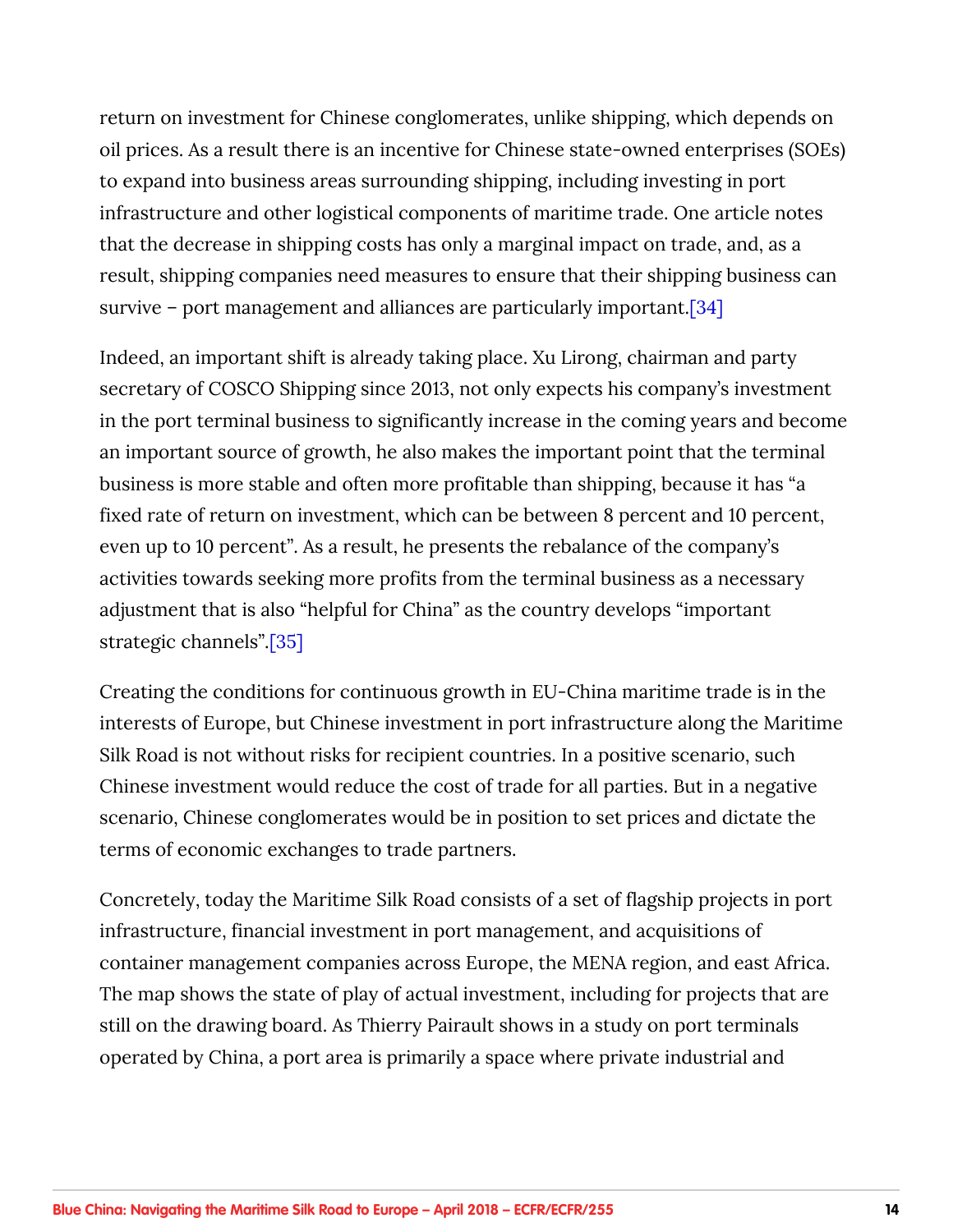return on investment for Chinese conglomerates, unlike shipping, which depends on oil prices. As a result there is an incentive for Chinese state-owned enterprises (SOEs) to expand into business areas surrounding shipping, including investing in port infrastructure and other logistical components of maritime trade. One article notes that the decrease in shipping costs has only a marginal impact on trade, and, as a result, shipping companies need measures to ensure that their shipping business can survive – port management and alliances are particularly important.[34]

Indeed, an important shift is already taking place. Xu Lirong, chairman and party secretary of COSCO Shipping since 2013, not only expects his company's investment in the port terminal business to significantly increase in the coming years and become an important source of growth, he also makes the important point that the terminal business is more stable and often more profitable than shipping, because it has "a fixed rate of return on investment, which can be between 8 percent and 10 percent, even up to 10 percent". As a result, he presents the rebalance of the company's activities towards seeking more profits from the terminal business as a necessary adjustment that is also "helpful for China" as the country develops "important strategic channels".[35]

Creating the conditions for continuous growth in EU-China maritime trade is in the interests of Europe, but Chinese investment in port infrastructure along the Maritime Silk Road is not without risks for recipient countries. In a positive scenario, such Chinese investment would reduce the cost of trade for all parties. But in a negative scenario, Chinese conglomerates would be in position to set prices and dictate the terms of economic exchanges to trade partners.

Concretely, today the Maritime Silk Road consists of a set of flagship projects in port infrastructure, financial investment in port management, and acquisitions of container management companies across Europe, the MENA region, and east Africa. The map shows the state of play of actual investment, including for projects that are still on the drawing board. As Thierry Pairault shows in a study on port terminals operated by China, a port area is primarily a space where private industrial and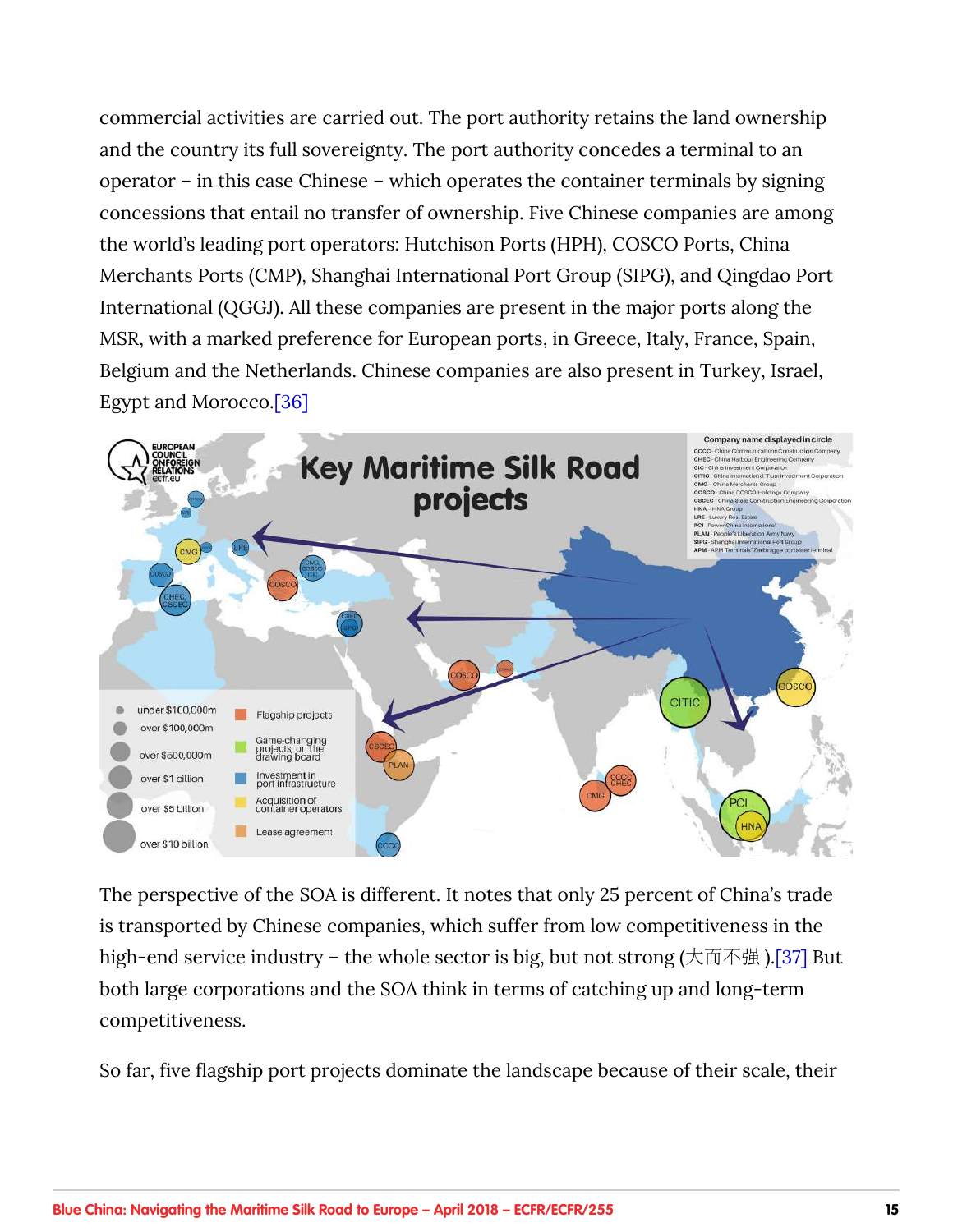commercial activities are carried out. The port authority retains the land ownership and the country its full sovereignty. The port authority concedes a terminal to an operator – in this case Chinese – which operates the container terminals by signing concessions that entail no transfer of ownership. Five Chinese companies are among the world's leading port operators: Hutchison Ports (HPH), COSCO Ports, China Merchants Ports (CMP), Shanghai International Port Group (SIPG), and Qingdao Port International (QGGJ). All these companies are present in the major ports along the MSR, with a marked preference for European ports, in Greece, Italy, France, Spain, Belgium and the Netherlands. Chinese companies are also present in Turkey, Israel, Egypt and Morocco.[36]

The perspective of the SOA is different. It notes that only 25 percent of China's trade is transported by Chinese companies, which suffer from low competitiveness in the high-end service industry – the whole sector is big, but not strong (大而不强).[37] But both large corporations and the SOA think in terms of catching up and long-term competitiveness.

So far, five flagship port projects dominate the landscape because of their scale, their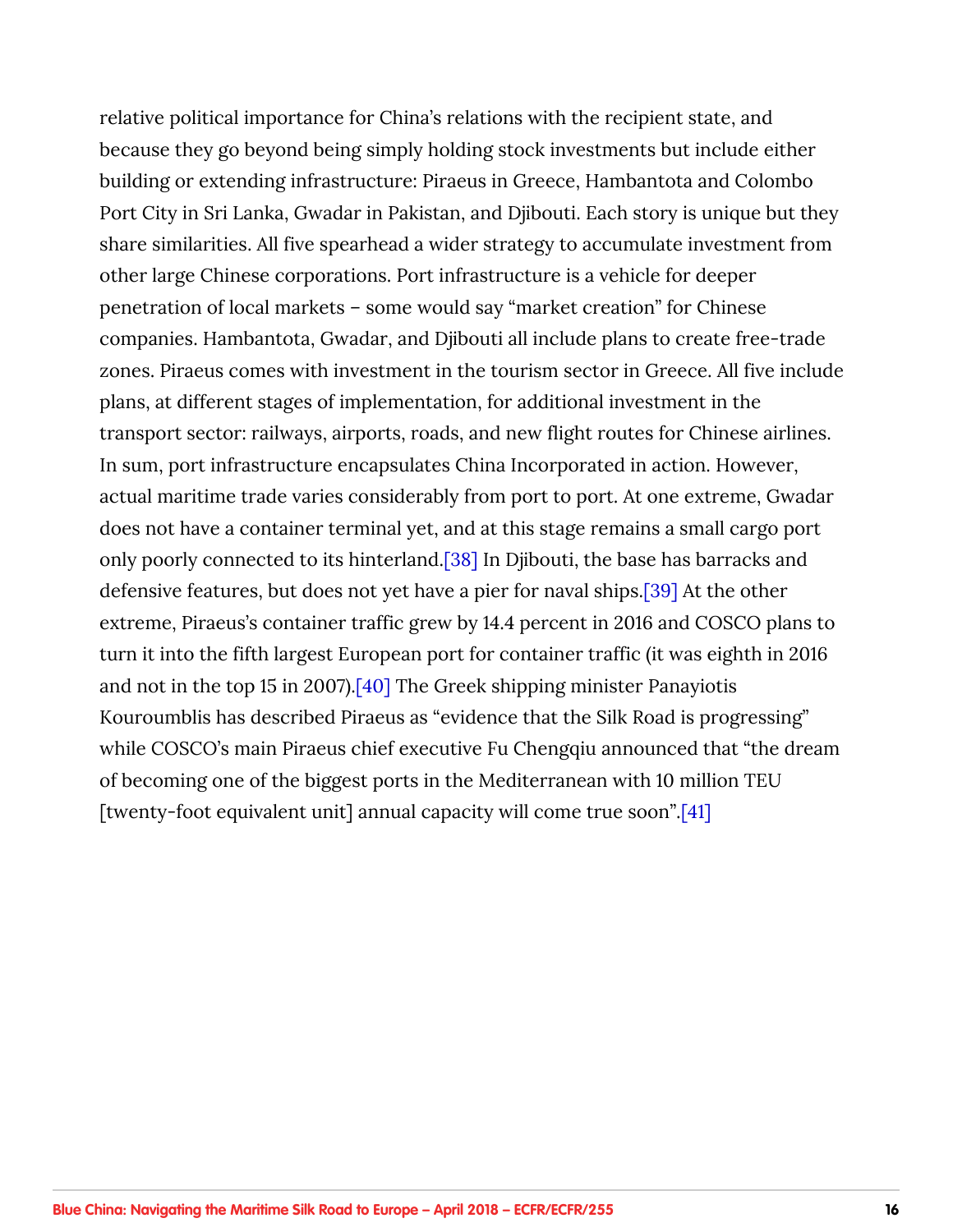relative political importance for China's relations with the recipient state, and because they go beyond being simply holding stock investments but include either building or extending infrastructure: Piraeus in Greece, Hambantota and Colombo Port City in Sri Lanka, Gwadar in Pakistan, and Djibouti. Each story is unique but they share similarities. All five spearhead a wider strategy to accumulate investment from other large Chinese corporations. Port infrastructure is a vehicle for deeper penetration of local markets – some would say "market creation" for Chinese companies. Hambantota, Gwadar, and Djibouti all include plans to create free-trade zones. Piraeus comes with investment in the tourism sector in Greece. All five include plans, at different stages of implementation, for additional investment in the transport sector: railways, airports, roads, and new flight routes for Chinese airlines. In sum, port infrastructure encapsulates China Incorporated in action. However, actual maritime trade varies considerably from port to port. At one extreme, Gwadar does not have a container terminal yet, and at this stage remains a small cargo port only poorly connected to its hinterland.[38] In Djibouti, the base has barracks and defensive features, but does not yet have a pier for naval ships.[39] At the other extreme, Piraeus's container traffic grew by 14.4 percent in 2016 and COSCO plans to turn it into the fifth largest European port for container traffic (it was eighth in 2016 and not in the top 15 in 2007).[40] The Greek shipping minister Panayiotis Kouroumblis has described Piraeus as "evidence that the Silk Road is progressing" while COSCO's main Piraeus chief executive Fu Chengqiu announced that "the dream of becoming one of the biggest ports in the Mediterranean with 10 million TEU [twenty-foot equivalent unit] annual capacity will come true soon".[41]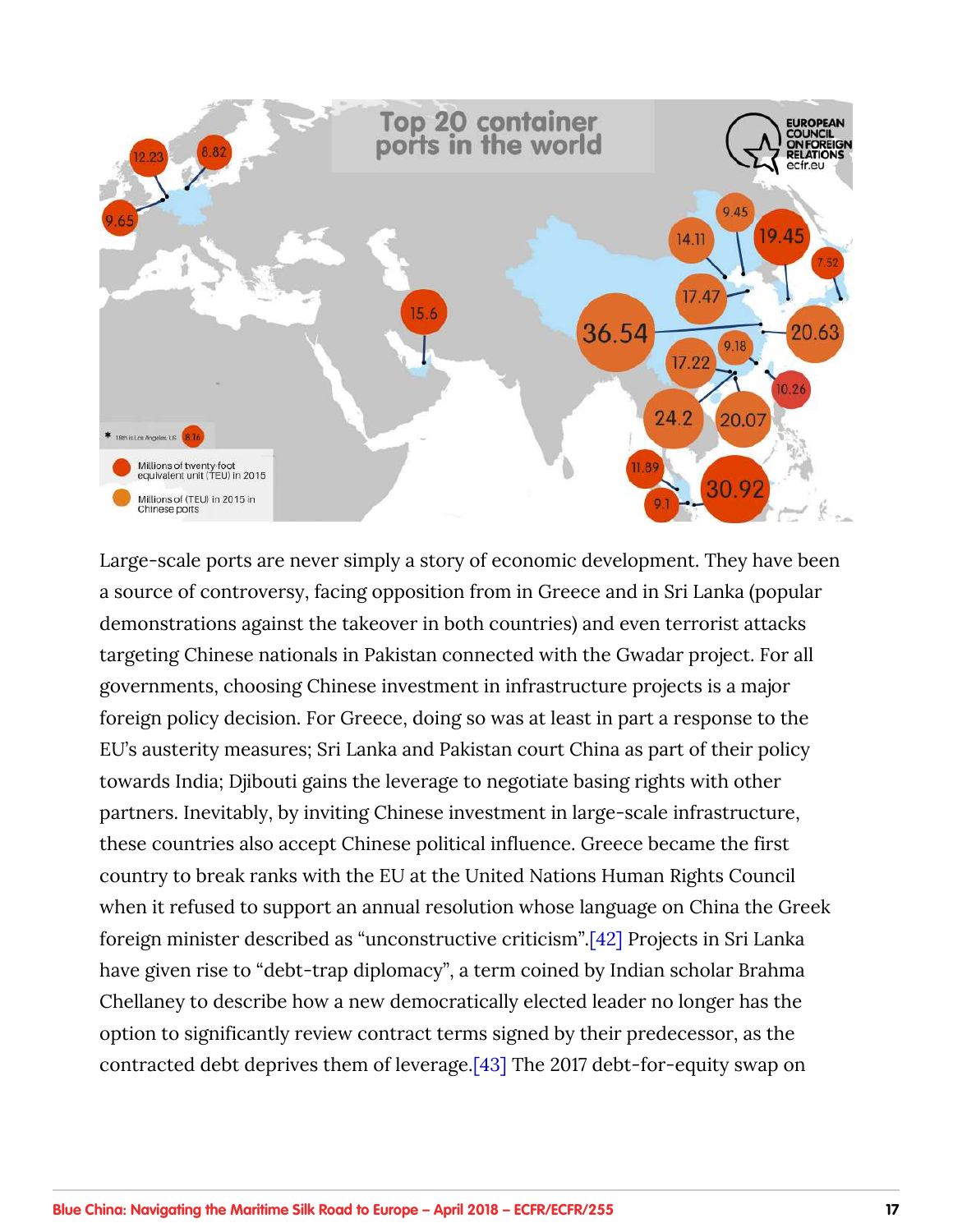Large-scale ports are never simply a story of economic development. They have been a source of controversy, facing opposition from in Greece and in Sri Lanka (popular demonstrations against the takeover in both countries) and even terrorist attacks targeting Chinese nationals in Pakistan connected with the Gwadar project. For all governments, choosing Chinese investment in infrastructure projects is a major foreign policy decision. For Greece, doing so was at least in part a response to the EU's austerity measures; Sri Lanka and Pakistan court China as part of their policy towards India; Djibouti gains the leverage to negotiate basing rights with other partners. Inevitably, by inviting Chinese investment in large-scale infrastructure, these countries also accept Chinese political influence. Greece became the first country to break ranks with the EU at the United Nations Human Rights Council when it refused to support an annual resolution whose language on China the Greek foreign minister described as "unconstructive criticism".[42] Projects in Sri Lanka have given rise to "debt-trap diplomacy", a term coined by Indian scholar Brahma Chellaney to describe how a new democratically elected leader no longer has the option to significantly review contract terms signed by their predecessor, as the contracted debt deprives them of leverage.[43] The 2017 debt-for-equity swap on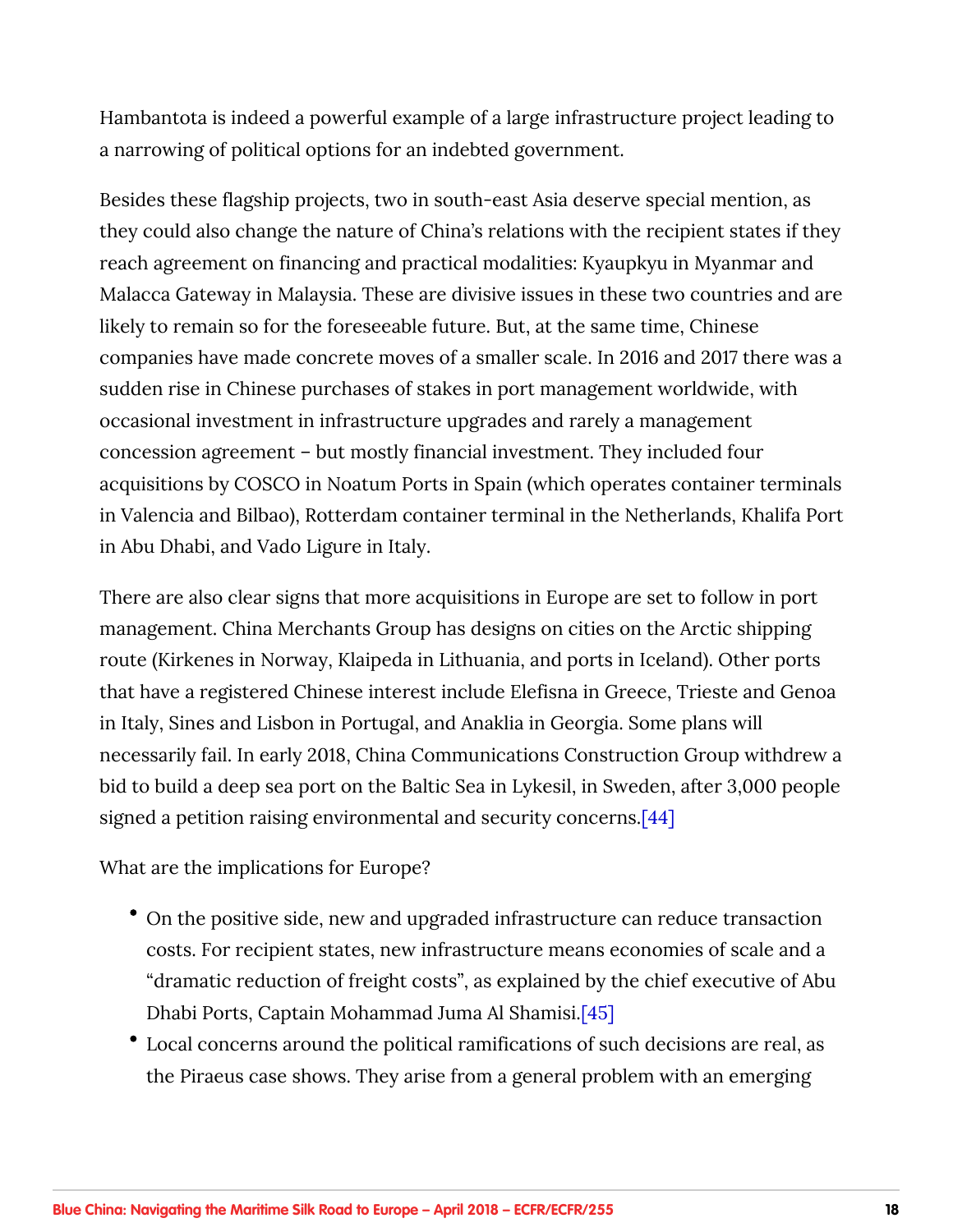Hambantota is indeed a powerful example of a large infrastructure project leading to a narrowing of political options for an indebted government.

Besides these flagship projects, two in south-east Asia deserve special mention, as they could also change the nature of China's relations with the recipient states if they reach agreement on financing and practical modalities: Kyaupkyu in Myanmar and Malacca Gateway in Malaysia. These are divisive issues in these two countries and are likely to remain so for the foreseeable future. But, at the same time, Chinese companies have made concrete moves of a smaller scale. In 2016 and 2017 there was a sudden rise in Chinese purchases of stakes in port management worldwide, with occasional investment in infrastructure upgrades and rarely a management concession agreement – but mostly financial investment. They included four acquisitions by COSCO in Noatum Ports in Spain (which operates container terminals in Valencia and Bilbao), Rotterdam container terminal in the Netherlands, Khalifa Port in Abu Dhabi, and Vado Ligure in Italy.

There are also clear signs that more acquisitions in Europe are set to follow in port management. China Merchants Group has designs on cities on the Arctic shipping route (Kirkenes in Norway, Klaipeda in Lithuania, and ports in Iceland). Other ports that have a registered Chinese interest include Elefisna in Greece, Trieste and Genoa in Italy, Sines and Lisbon in Portugal, and Anaklia in Georgia. Some plans will necessarily fail. In early 2018, China Communications Construction Group withdrew a bid to build a deep sea port on the Baltic Sea in Lykesil, in Sweden, after 3,000 people signed a petition raising environmental and security concerns.[44]

What are the implications for Europe?

- On the positive side, new and upgraded infrastructure can reduce transaction costs. For recipient states, new infrastructure means economies of scale and a "dramatic reduction of freight costs", as explained by the chief executive of Abu Dhabi Ports, Captain Mohammad Juma Al Shamisi.[45]
- Local concerns around the political ramifications of such decisions are real, as the Piraeus case shows. They arise from a general problem with an emerging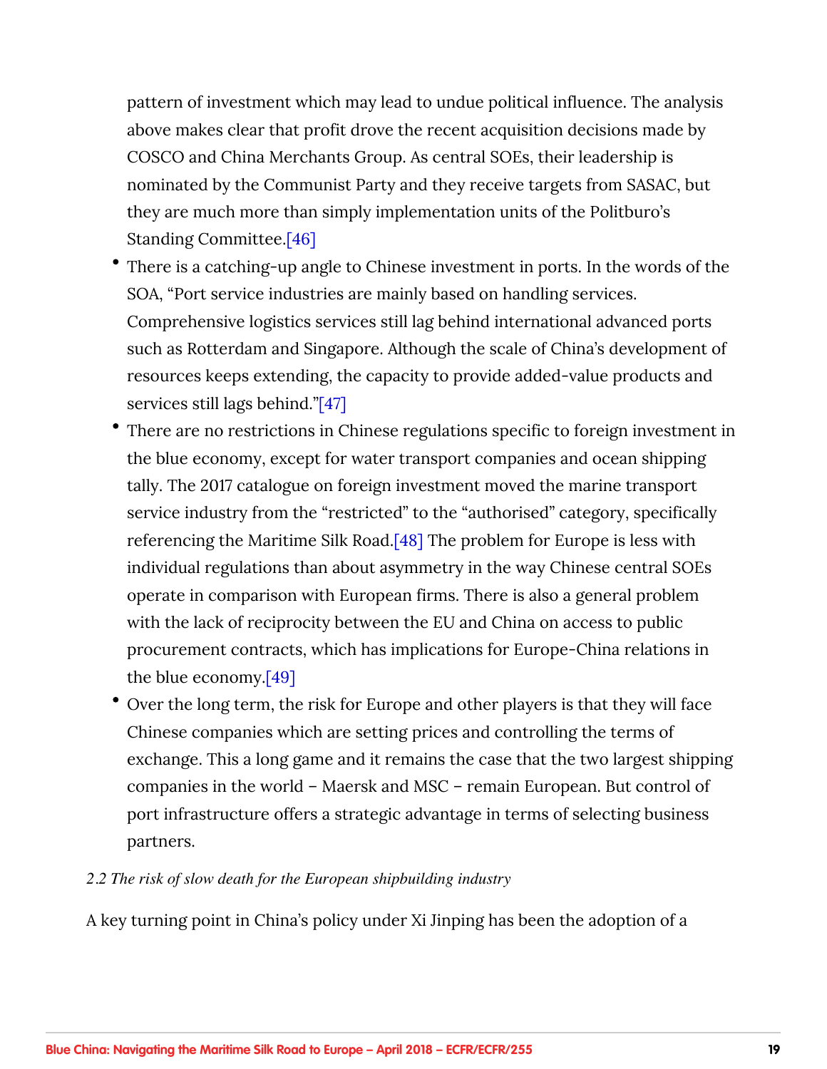pattern of investment which may lead to undue political influence. The analysis above makes clear that profit drove the recent acquisition decisions made by COSCO and China Merchants Group. As central SOEs, their leadership is nominated by the Communist Party and they receive targets from SASAC, but they are much more than simply implementation units of the Politburo's Standing Committee.[46]

- There is a catching-up angle to Chinese investment in ports. In the words of the SOA, "Port service industries are mainly based on handling services. Comprehensive logistics services still lag behind international advanced ports such as Rotterdam and Singapore. Although the scale of China's development of resources keeps extending, the capacity to provide added-value products and services still lags behind."[47]
- There are no restrictions in Chinese regulations specific to foreign investment in the blue economy, except for water transport companies and ocean shipping tally. The 2017 catalogue on foreign investment moved the marine transport service industry from the "restricted" to the "authorised" category, specifically referencing the Maritime Silk Road.[48] The problem for Europe is less with individual regulations than about asymmetry in the way Chinese central SOEs operate in comparison with European firms. There is also a general problem with the lack of reciprocity between the EU and China on access to public procurement contracts, which has implications for Europe-China relations in the blue economy.[49]
- Over the long term, the risk for Europe and other players is that they will face Chinese companies which are setting prices and controlling the terms of exchange. This a long game and it remains the case that the two largest shipping companies in the world – Maersk and MSC – remain European. But control of port infrastructure offers a strategic advantage in terms of selecting business partners.

### *2.2 The risk of slow death for the European shipbuilding industry*

A key turning point in China's policy under Xi Jinping has been the adoption of a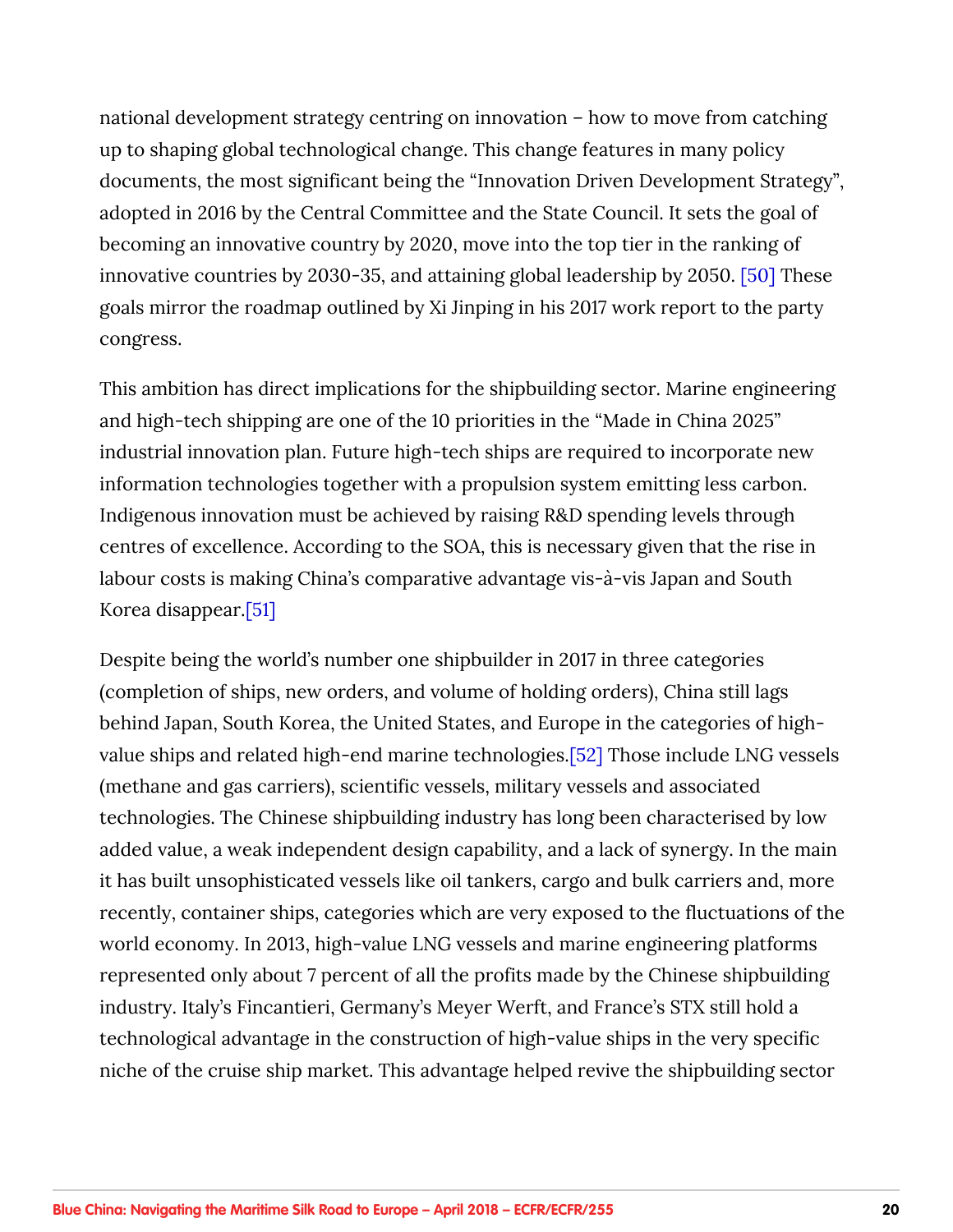national development strategy centring on innovation – how to move from catching up to shaping global technological change. This change features in many policy documents, the most significant being the "Innovation Driven Development Strategy", adopted in 2016 by the Central Committee and the State Council. It sets the goal of becoming an innovative country by 2020, move into the top tier in the ranking of innovative countries by 2030-35, and attaining global leadership by 2050. [50] These goals mirror the roadmap outlined by Xi Jinping in his 2017 work report to the party congress.

This ambition has direct implications for the shipbuilding sector. Marine engineering and high-tech shipping are one of the 10 priorities in the "Made in China 2025" industrial innovation plan. Future high-tech ships are required to incorporate new information technologies together with a propulsion system emitting less carbon. Indigenous innovation must be achieved by raising R&D spending levels through centres of excellence. According to the SOA, this is necessary given that the rise in labour costs is making China's comparative advantage vis-à-vis Japan and South Korea disappear.[51]

Despite being the world's number one shipbuilder in 2017 in three categories (completion of ships, new orders, and volume of holding orders), China still lags behind Japan, South Korea, the United States, and Europe in the categories of high-value ships and related high-end marine technologies.[52] Those include LNG vessels (methane and gas carriers), scientific vessels, military vessels and associated technologies. The Chinese shipbuilding industry has long been characterised by low added value, a weak independent design capability, and a lack of synergy. In the main it has built unsophisticated vessels like oil tankers, cargo and bulk carriers and, more recently, container ships, categories which are very exposed to the fluctuations of the world economy. In 2013, high-value LNG vessels and marine engineering platforms represented only about 7 percent of all the profits made by the Chinese shipbuilding industry. Italy's Fincantieri, Germany's Meyer Werft, and France's STX still hold a technological advantage in the construction of high-value ships in the very specific niche of the cruise ship market. This advantage helped revive the shipbuilding sector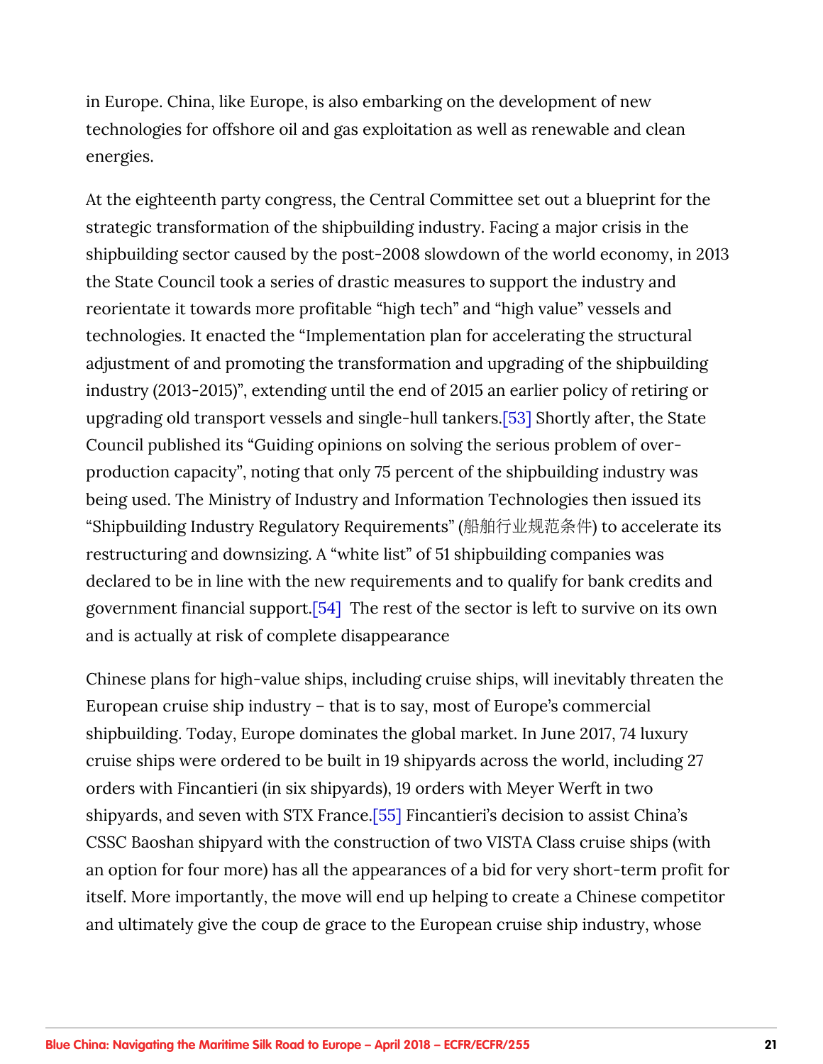in Europe. China, like Europe, is also embarking on the development of new technologies for offshore oil and gas exploitation as well as renewable and clean energies.

At the eighteenth party congress, the Central Committee set out a blueprint for the strategic transformation of the shipbuilding industry. Facing a major crisis in the shipbuilding sector caused by the post-2008 slowdown of the world economy, in 2013 the State Council took a series of drastic measures to support the industry and reorientate it towards more profitable "high tech" and "high value" vessels and technologies. It enacted the "Implementation plan for accelerating the structural adjustment of and promoting the transformation and upgrading of the shipbuilding industry (2013-2015)", extending until the end of 2015 an earlier policy of retiring or upgrading old transport vessels and single-hull tankers.[53] Shortly after, the State Council published its "Guiding opinions on solving the serious problem of over-production capacity", noting that only 75 percent of the shipbuilding industry was being used. The Ministry of Industry and Information Technologies then issued its "Shipbuilding Industry Regulatory Requirements" (船舶行业规范条件) to accelerate its restructuring and downsizing. A "white list" of 51 shipbuilding companies was declared to be in line with the new requirements and to qualify for bank credits and government financial support.[54] The rest of the sector is left to survive on its own and is actually at risk of complete disappearance

Chinese plans for high-value ships, including cruise ships, will inevitably threaten the European cruise ship industry – that is to say, most of Europe's commercial shipbuilding. Today, Europe dominates the global market. In June 2017, 74 luxury cruise ships were ordered to be built in 19 shipyards across the world, including 27 orders with Fincantieri (in six shipyards), 19 orders with Meyer Werft in two shipyards, and seven with STX France.[55] Fincantieri's decision to assist China's CSSC Baoshan shipyard with the construction of two VISTA Class cruise ships (with an option for four more) has all the appearances of a bid for very short-term profit for itself. More importantly, the move will end up helping to create a Chinese competitor and ultimately give the coup de grace to the European cruise ship industry, whose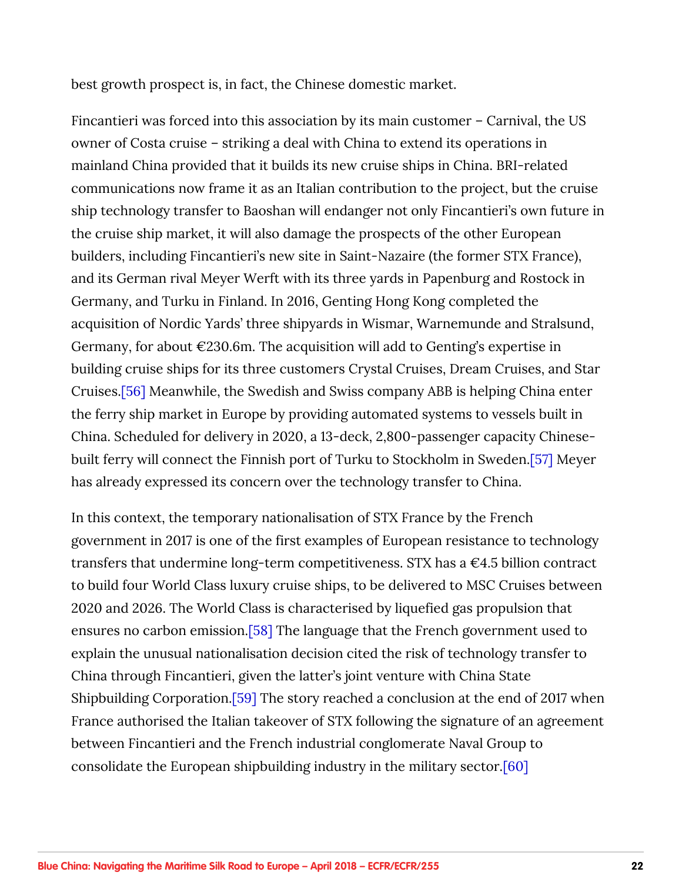best growth prospect is, in fact, the Chinese domestic market.

Fincantieri was forced into this association by its main customer – Carnival, the US owner of Costa cruise – striking a deal with China to extend its operations in mainland China provided that it builds its new cruise ships in China. BRI-related communications now frame it as an Italian contribution to the project, but the cruise ship technology transfer to Baoshan will endanger not only Fincantieri's own future in the cruise ship market, it will also damage the prospects of the other European builders, including Fincantieri's new site in Saint-Nazaire (the former STX France), and its German rival Meyer Werft with its three yards in Papenburg and Rostock in Germany, and Turku in Finland. In 2016, Genting Hong Kong completed the acquisition of Nordic Yards' three shipyards in Wismar, Warnemunde and Stralsund, Germany, for about €230.6m. The acquisition will add to Genting's expertise in building cruise ships for its three customers Crystal Cruises, Dream Cruises, and Star Cruises.[56] Meanwhile, the Swedish and Swiss company ABB is helping China enter the ferry ship market in Europe by providing automated systems to vessels built in China. Scheduled for delivery in 2020, a 13-deck, 2,800-passenger capacity Chinese-built ferry will connect the Finnish port of Turku to Stockholm in Sweden.[57] Meyer has already expressed its concern over the technology transfer to China.

In this context, the temporary nationalisation of STX France by the French government in 2017 is one of the first examples of European resistance to technology transfers that undermine long-term competitiveness. STX has a €4.5 billion contract to build four World Class luxury cruise ships, to be delivered to MSC Cruises between 2020 and 2026. The World Class is characterised by liquefied gas propulsion that ensures no carbon emission.[58] The language that the French government used to explain the unusual nationalisation decision cited the risk of technology transfer to China through Fincantieri, given the latter's joint venture with China State Shipbuilding Corporation.[59] The story reached a conclusion at the end of 2017 when France authorised the Italian takeover of STX following the signature of an agreement between Fincantieri and the French industrial conglomerate Naval Group to consolidate the European shipbuilding industry in the military sector.[60]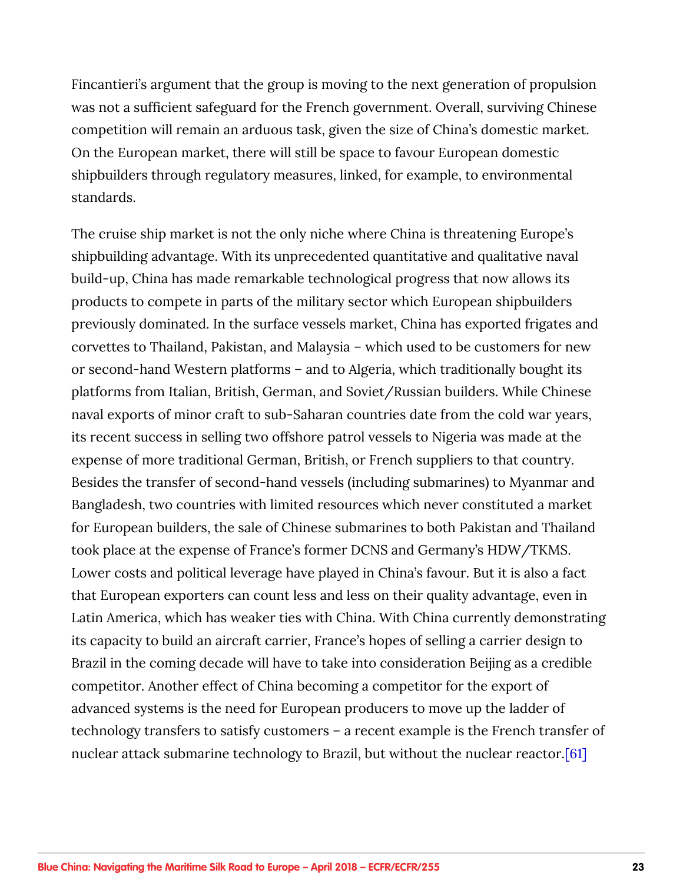Fincantieri's argument that the group is moving to the next generation of propulsion was not a sufficient safeguard for the French government. Overall, surviving Chinese competition will remain an arduous task, given the size of China's domestic market. On the European market, there will still be space to favour European domestic shipbuilders through regulatory measures, linked, for example, to environmental standards.

The cruise ship market is not the only niche where China is threatening Europe's shipbuilding advantage. With its unprecedented quantitative and qualitative naval build-up, China has made remarkable technological progress that now allows its products to compete in parts of the military sector which European shipbuilders previously dominated. In the surface vessels market, China has exported frigates and corvettes to Thailand, Pakistan, and Malaysia – which used to be customers for new or second-hand Western platforms – and to Algeria, which traditionally bought its platforms from Italian, British, German, and Soviet/Russian builders. While Chinese naval exports of minor craft to sub-Saharan countries date from the cold war years, its recent success in selling two offshore patrol vessels to Nigeria was made at the expense of more traditional German, British, or French suppliers to that country. Besides the transfer of second-hand vessels (including submarines) to Myanmar and Bangladesh, two countries with limited resources which never constituted a market for European builders, the sale of Chinese submarines to both Pakistan and Thailand took place at the expense of France's former DCNS and Germany's HDW/TKMS. Lower costs and political leverage have played in China's favour. But it is also a fact that European exporters can count less and less on their quality advantage, even in Latin America, which has weaker ties with China. With China currently demonstrating its capacity to build an aircraft carrier, France's hopes of selling a carrier design to Brazil in the coming decade will have to take into consideration Beijing as a credible competitor. Another effect of China becoming a competitor for the export of advanced systems is the need for European producers to move up the ladder of technology transfers to satisfy customers – a recent example is the French transfer of nuclear attack submarine technology to Brazil, but without the nuclear reactor.[61]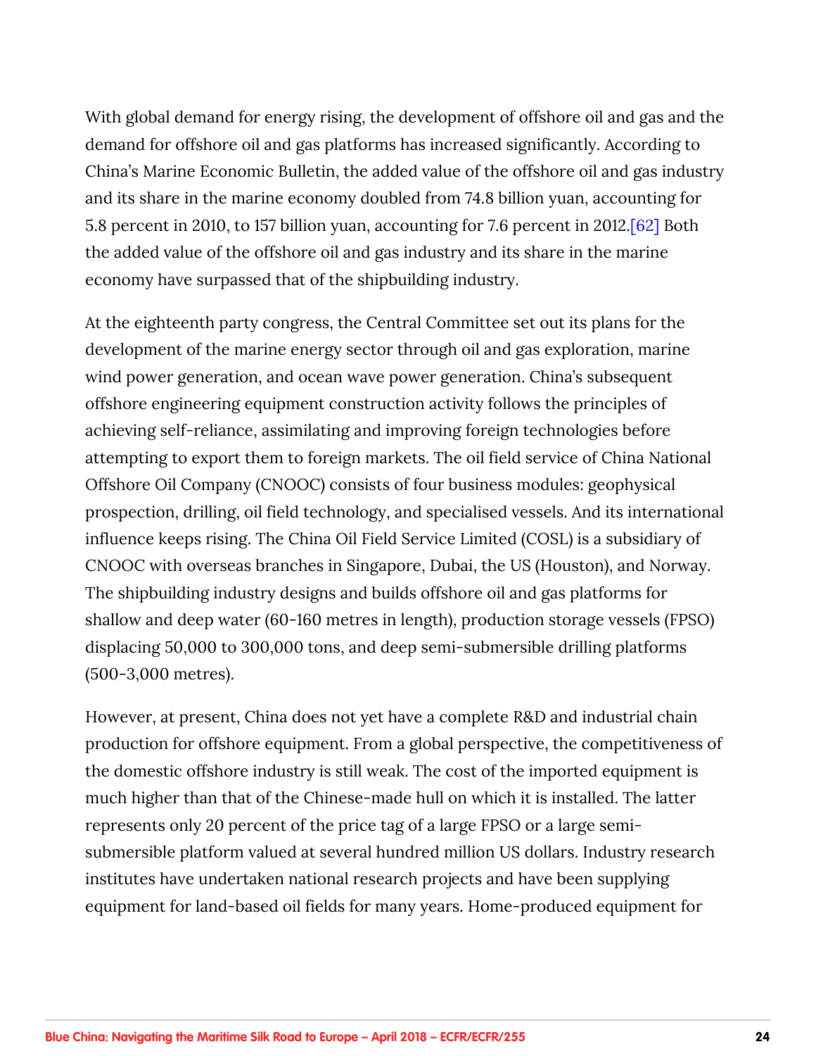With global demand for energy rising, the development of offshore oil and gas and the demand for offshore oil and gas platforms has increased significantly. According to China's Marine Economic Bulletin, the added value of the offshore oil and gas industry and its share in the marine economy doubled from 74.8 billion yuan, accounting for 5.8 percent in 2010, to 157 billion yuan, accounting for 7.6 percent in 2012.[62] Both the added value of the offshore oil and gas industry and its share in the marine economy have surpassed that of the shipbuilding industry.

At the eighteenth party congress, the Central Committee set out its plans for the development of the marine energy sector through oil and gas exploration, marine wind power generation, and ocean wave power generation. China's subsequent offshore engineering equipment construction activity follows the principles of achieving self-reliance, assimilating and improving foreign technologies before attempting to export them to foreign markets. The oil field service of China National Offshore Oil Company (CNOOC) consists of four business modules: geophysical prospection, drilling, oil field technology, and specialised vessels. And its international influence keeps rising. The China Oil Field Service Limited (COSL) is a subsidiary of CNOOC with overseas branches in Singapore, Dubai, the US (Houston), and Norway. The shipbuilding industry designs and builds offshore oil and gas platforms for shallow and deep water (60-160 metres in length), production storage vessels (FPSO) displacing 50,000 to 300,000 tons, and deep semi-submersible drilling platforms (500-3,000 metres).

However, at present, China does not yet have a complete R&D and industrial chain production for offshore equipment. From a global perspective, the competitiveness of the domestic offshore industry is still weak. The cost of the imported equipment is much higher than that of the Chinese-made hull on which it is installed. The latter represents only 20 percent of the price tag of a large FPSO or a large semi-submersible platform valued at several hundred million US dollars. Industry research institutes have undertaken national research projects and have been supplying equipment for land-based oil fields for many years. Home-produced equipment for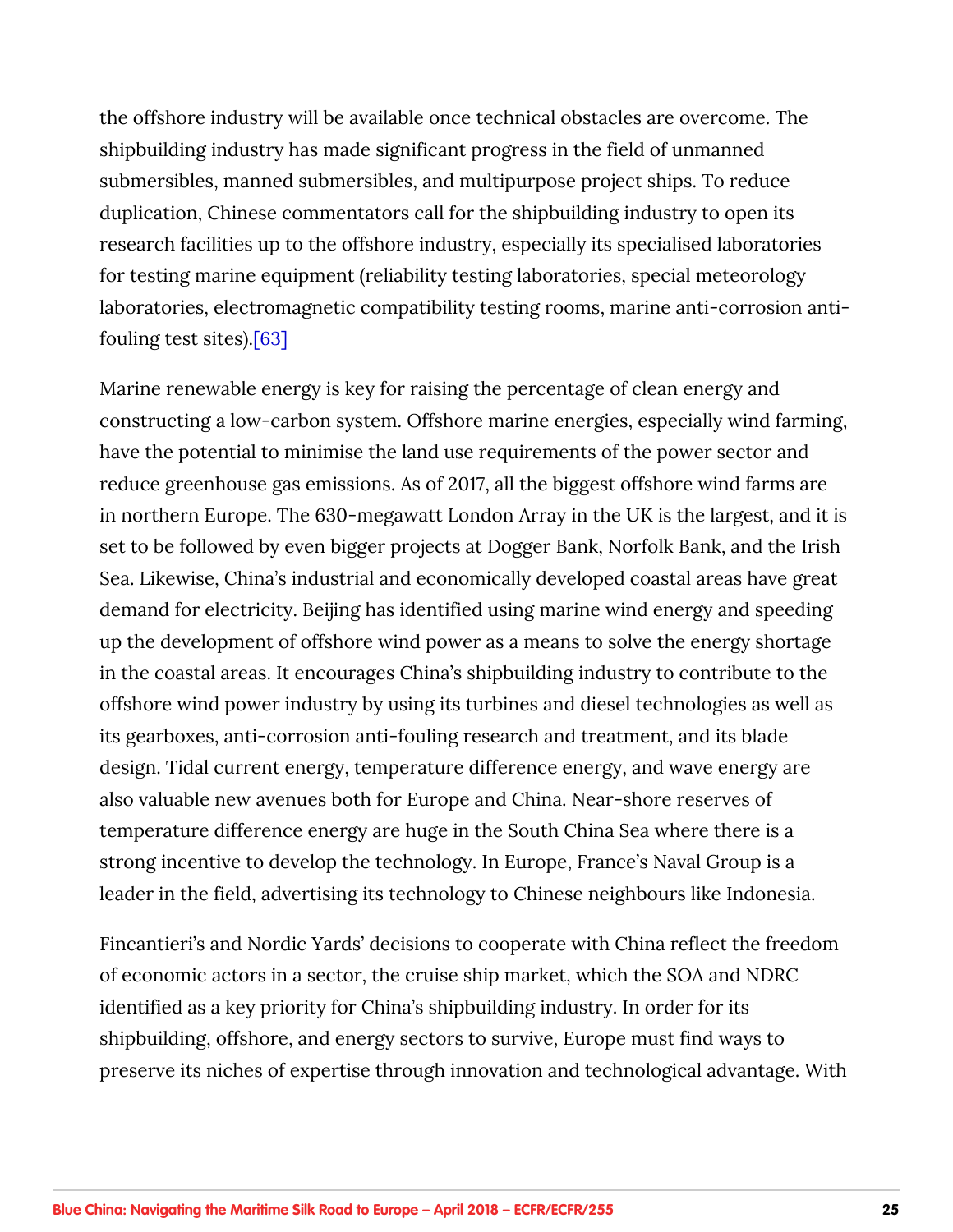the offshore industry will be available once technical obstacles are overcome. The shipbuilding industry has made significant progress in the field of unmanned submersibles, manned submersibles, and multipurpose project ships. To reduce duplication, Chinese commentators call for the shipbuilding industry to open its research facilities up to the offshore industry, especially its specialised laboratories for testing marine equipment (reliability testing laboratories, special meteorology laboratories, electromagnetic compatibility testing rooms, marine anti-corrosion anti-fouling test sites).[63]

Marine renewable energy is key for raising the percentage of clean energy and constructing a low-carbon system. Offshore marine energies, especially wind farming, have the potential to minimise the land use requirements of the power sector and reduce greenhouse gas emissions. As of 2017, all the biggest offshore wind farms are in northern Europe. The 630-megawatt London Array in the UK is the largest, and it is set to be followed by even bigger projects at Dogger Bank, Norfolk Bank, and the Irish Sea. Likewise, China's industrial and economically developed coastal areas have great demand for electricity. Beijing has identified using marine wind energy and speeding up the development of offshore wind power as a means to solve the energy shortage in the coastal areas. It encourages China's shipbuilding industry to contribute to the offshore wind power industry by using its turbines and diesel technologies as well as its gearboxes, anti-corrosion anti-fouling research and treatment, and its blade design. Tidal current energy, temperature difference energy, and wave energy are also valuable new avenues both for Europe and China. Near-shore reserves of temperature difference energy are huge in the South China Sea where there is a strong incentive to develop the technology. In Europe, France's Naval Group is a leader in the field, advertising its technology to Chinese neighbours like Indonesia.

Fincantieri's and Nordic Yards' decisions to cooperate with China reflect the freedom of economic actors in a sector, the cruise ship market, which the SOA and NDRC identified as a key priority for China's shipbuilding industry. In order for its shipbuilding, offshore, and energy sectors to survive, Europe must find ways to preserve its niches of expertise through innovation and technological advantage. With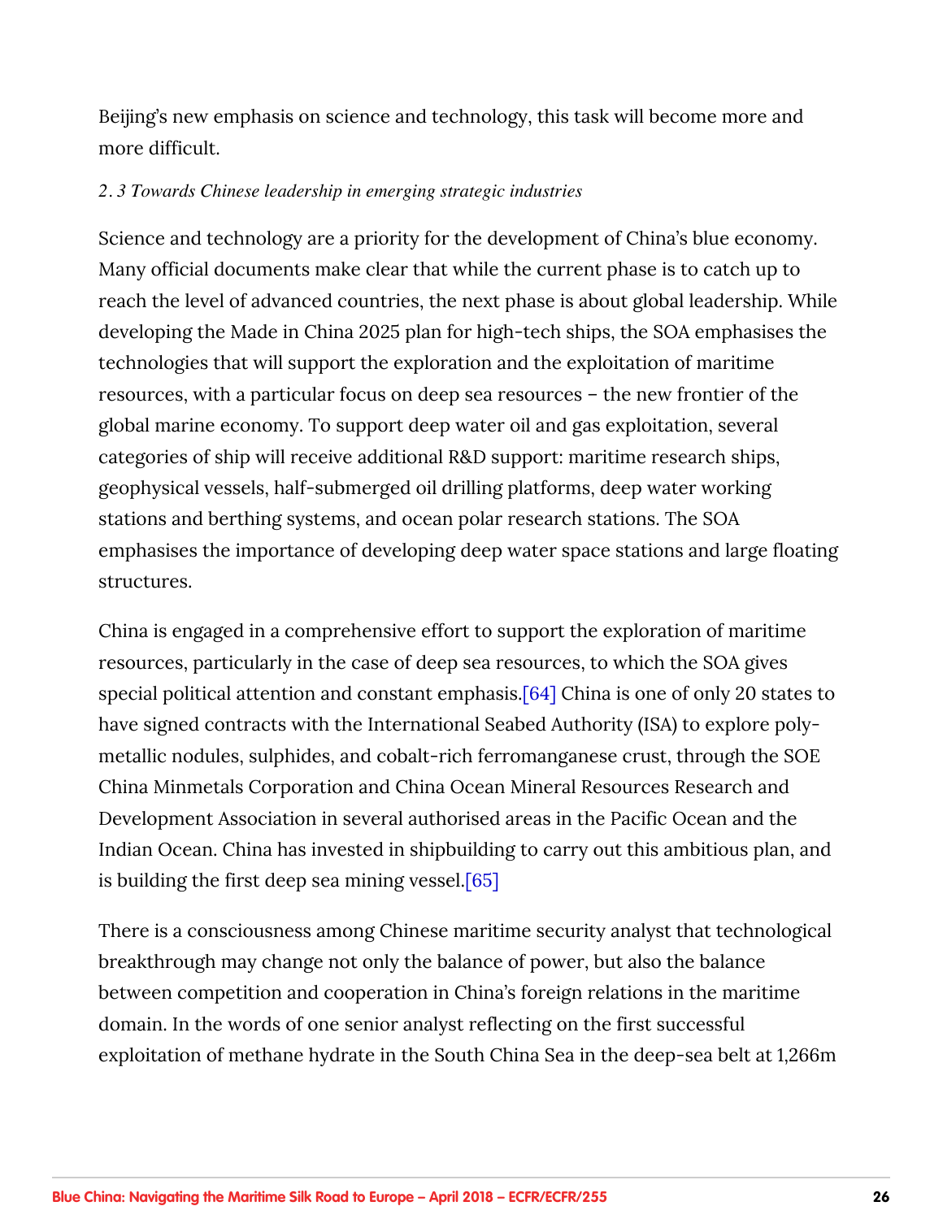Beijing's new emphasis on science and technology, this task will become more and more difficult.

### *2. 3 Towards Chinese leadership in emerging strategic industries*

Science and technology are a priority for the development of China's blue economy. Many official documents make clear that while the current phase is to catch up to reach the level of advanced countries, the next phase is about global leadership. While developing the Made in China 2025 plan for high-tech ships, the SOA emphasises the technologies that will support the exploration and the exploitation of maritime resources, with a particular focus on deep sea resources – the new frontier of the global marine economy. To support deep water oil and gas exploitation, several categories of ship will receive additional R&D support: maritime research ships, geophysical vessels, half-submerged oil drilling platforms, deep water working stations and berthing systems, and ocean polar research stations. The SOA emphasises the importance of developing deep water space stations and large floating structures.

China is engaged in a comprehensive effort to support the exploration of maritime resources, particularly in the case of deep sea resources, to which the SOA gives special political attention and constant emphasis.[64] China is one of only 20 states to have signed contracts with the International Seabed Authority (ISA) to explore poly-metallic nodules, sulphides, and cobalt-rich ferromanganese crust, through the SOE China Minmetals Corporation and China Ocean Mineral Resources Research and Development Association in several authorised areas in the Pacific Ocean and the Indian Ocean. China has invested in shipbuilding to carry out this ambitious plan, and is building the first deep sea mining vessel.[65]

There is a consciousness among Chinese maritime security analyst that technological breakthrough may change not only the balance of power, but also the balance between competition and cooperation in China's foreign relations in the maritime domain. In the words of one senior analyst reflecting on the first successful exploitation of methane hydrate in the South China Sea in the deep-sea belt at 1,266m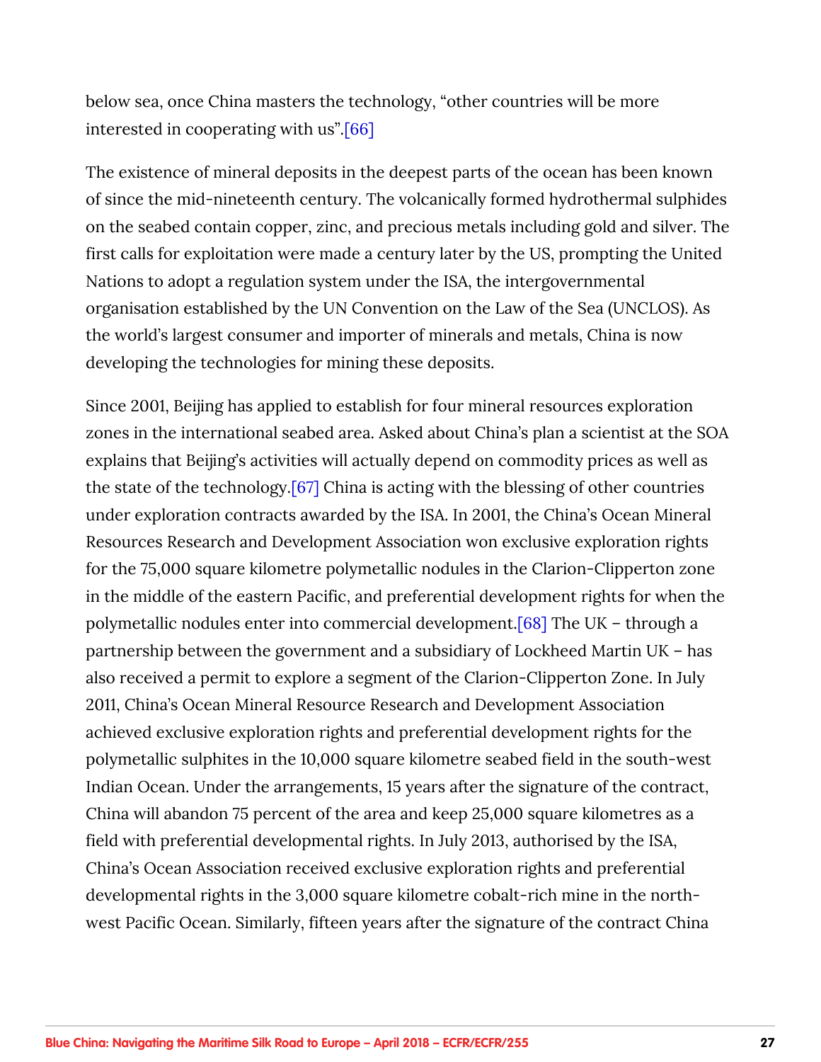below sea, once China masters the technology, "other countries will be more interested in cooperating with us".[66]

The existence of mineral deposits in the deepest parts of the ocean has been known of since the mid-nineteenth century. The volcanically formed hydrothermal sulphides on the seabed contain copper, zinc, and precious metals including gold and silver. The first calls for exploitation were made a century later by the US, prompting the United Nations to adopt a regulation system under the ISA, the intergovernmental organisation established by the UN Convention on the Law of the Sea (UNCLOS). As the world's largest consumer and importer of minerals and metals, China is now developing the technologies for mining these deposits.

Since 2001, Beijing has applied to establish for four mineral resources exploration zones in the international seabed area. Asked about China's plan a scientist at the SOA explains that Beijing's activities will actually depend on commodity prices as well as the state of the technology.[67] China is acting with the blessing of other countries under exploration contracts awarded by the ISA. In 2001, the China's Ocean Mineral Resources Research and Development Association won exclusive exploration rights for the 75,000 square kilometre polymetallic nodules in the Clarion-Clipperton zone in the middle of the eastern Pacific, and preferential development rights for when the polymetallic nodules enter into commercial development.[68] The UK – through a partnership between the government and a subsidiary of Lockheed Martin UK – has also received a permit to explore a segment of the Clarion-Clipperton Zone. In July 2011, China's Ocean Mineral Resource Research and Development Association achieved exclusive exploration rights and preferential development rights for the polymetallic sulphites in the 10,000 square kilometre seabed field in the south-west Indian Ocean. Under the arrangements, 15 years after the signature of the contract, China will abandon 75 percent of the area and keep 25,000 square kilometres as a field with preferential developmental rights. In July 2013, authorised by the ISA, China's Ocean Association received exclusive exploration rights and preferential developmental rights in the 3,000 square kilometre cobalt-rich mine in the north-west Pacific Ocean. Similarly, fifteen years after the signature of the contract China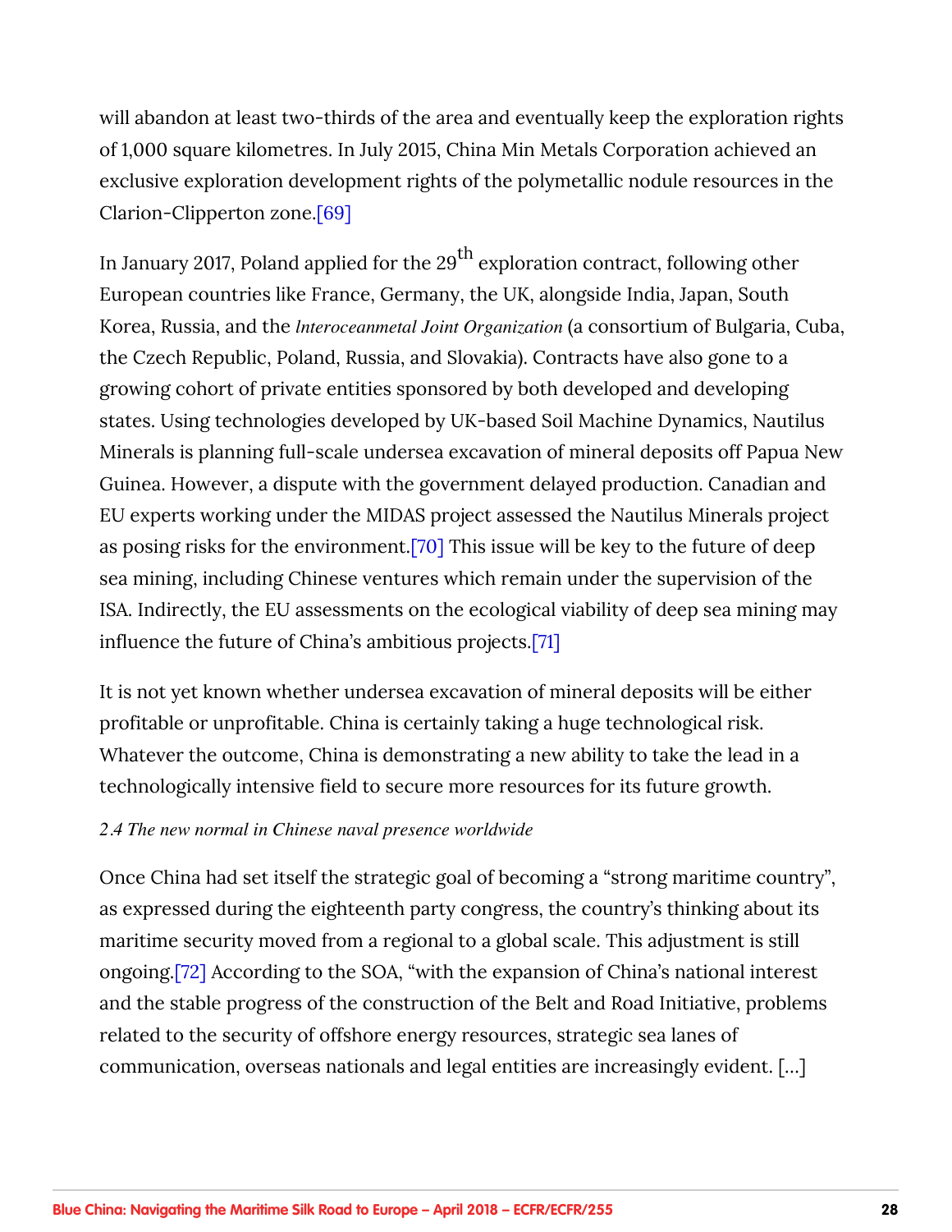will abandon at least two-thirds of the area and eventually keep the exploration rights of 1,000 square kilometres. In July 2015, China Min Metals Corporation achieved an exclusive exploration development rights of the polymetallic nodule resources in the Clarion-Clipperton zone.[69]

In January 2017, Poland applied for the 29th exploration contract, following other European countries like France, Germany, the UK, alongside India, Japan, South Korea, Russia, and the *Interoceanmetal Joint Organization* (a consortium of Bulgaria, Cuba, the Czech Republic, Poland, Russia, and Slovakia). Contracts have also gone to a growing cohort of private entities sponsored by both developed and developing states. Using technologies developed by UK-based Soil Machine Dynamics, Nautilus Minerals is planning full-scale undersea excavation of mineral deposits off Papua New Guinea. However, a dispute with the government delayed production. Canadian and EU experts working under the MIDAS project assessed the Nautilus Minerals project as posing risks for the environment.[70] This issue will be key to the future of deep sea mining, including Chinese ventures which remain under the supervision of the ISA. Indirectly, the EU assessments on the ecological viability of deep sea mining may influence the future of China's ambitious projects.[71]

It is not yet known whether undersea excavation of mineral deposits will be either profitable or unprofitable. China is certainly taking a huge technological risk. Whatever the outcome, China is demonstrating a new ability to take the lead in a technologically intensive field to secure more resources for its future growth.

### *2.4 The new normal in Chinese naval presence worldwide*

Once China had set itself the strategic goal of becoming a "strong maritime country", as expressed during the eighteenth party congress, the country's thinking about its maritime security moved from a regional to a global scale. This adjustment is still ongoing.[72] According to the SOA, "with the expansion of China's national interest and the stable progress of the construction of the Belt and Road Initiative, problems related to the security of offshore energy resources, strategic sea lanes of communication, overseas nationals and legal entities are increasingly evident. […]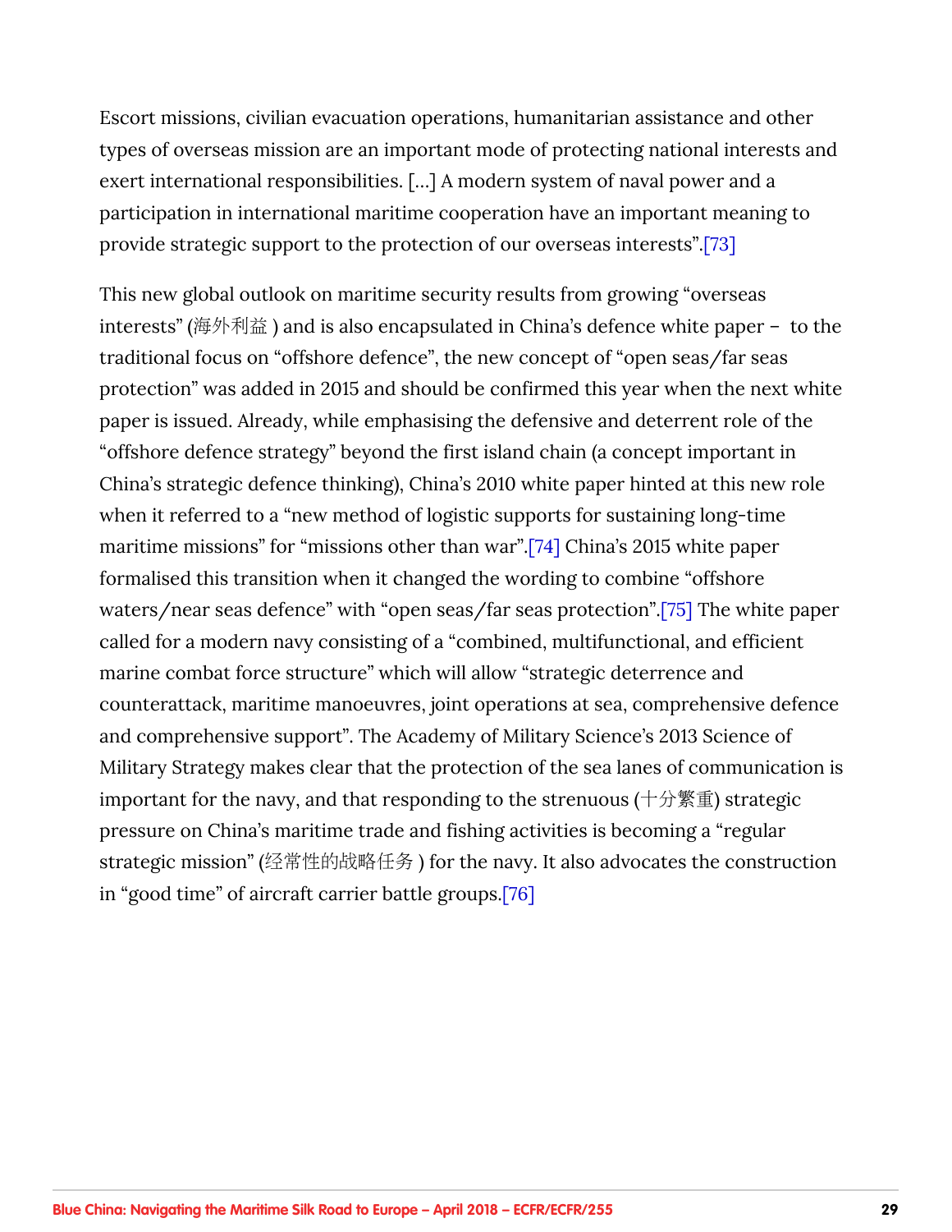Escort missions, civilian evacuation operations, humanitarian assistance and other types of overseas mission are an important mode of protecting national interests and exert international responsibilities. […] A modern system of naval power and a participation in international maritime cooperation have an important meaning to provide strategic support to the protection of our overseas interests".[73]

This new global outlook on maritime security results from growing "overseas interests" (海外利益 ) and is also encapsulated in China's defence white paper –  to the traditional focus on "offshore defence", the new concept of "open seas/far seas protection" was added in 2015 and should be confirmed this year when the next white paper is issued. Already, while emphasising the defensive and deterrent role of the "offshore defence strategy" beyond the first island chain (a concept important in China's strategic defence thinking), China's 2010 white paper hinted at this new role when it referred to a "new method of logistic supports for sustaining long-time maritime missions" for "missions other than war".[74] China's 2015 white paper formalised this transition when it changed the wording to combine "offshore waters/near seas defence" with "open seas/far seas protection".[75] The white paper called for a modern navy consisting of a "combined, multifunctional, and efficient marine combat force structure" which will allow "strategic deterrence and counterattack, maritime manoeuvres, joint operations at sea, comprehensive defence and comprehensive support". The Academy of Military Science's 2013 Science of Military Strategy makes clear that the protection of the sea lanes of communication is important for the navy, and that responding to the strenuous (十分繁重) strategic pressure on China's maritime trade and fishing activities is becoming a "regular strategic mission" (经常性的战略任务 ) for the navy. It also advocates the construction in "good time" of aircraft carrier battle groups.[76]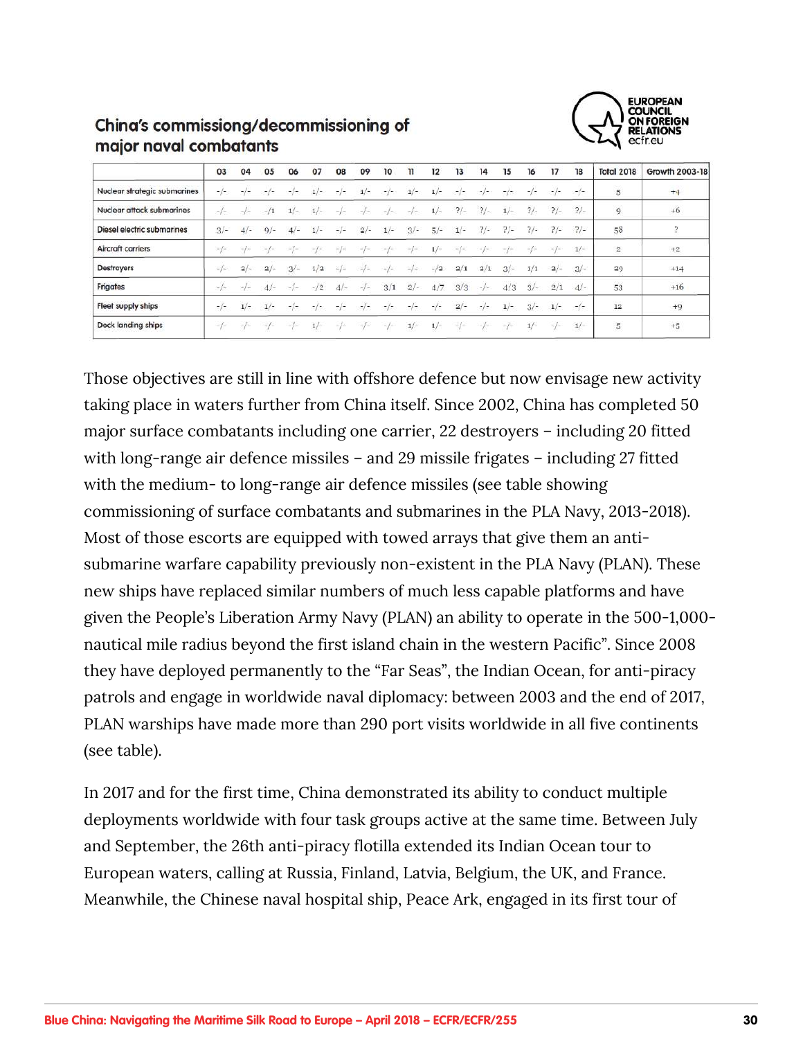## China's commissiong/decommissioning of major naval combatants

|  | 03 | 04 | 05 | 06 | 07 | 08 | 09 | 10 | 11 | 12 | 13 | 14 | 15 | 16 | 17 | 18 | Total 2018 | Growth 2003-18 |
|---|---|---|---|---|---|---|---|---|---|---|---|---|---|---|---|---|---|---|
| Nuclear strategic submarines | -/- | -/- | -/- | -/- | 1/- | -/- | 1/- | -/- | 1/- | 1/- | -/- | -/- | -/- | -/- | -/- | -/- | 5 | +4 |
| Nuclear attack submarines | -/- | -/- | -/1 | 1/- | 1/- | -/- | -/- | -/- | -/- | 1/- | ?/- | ?/- | 1/- | ?/- | ?/- | ?/- | 9 | +6 |
| Diesel electric submarines | 3/- | 4/- | 9/- | 4/- | 1/- | -/- | 2/- | 1/- | 3/- | 5/- | 1/- | ?/- | ?/- | ?/- | ?/- | ?/- | 58 | ? |
| Aircraft carriers | -/- | -/- | -/- | -/- | -/- | -/- | -/- | -/- | -/- | 1/- | -/- | -/- | -/- | -/- | -/- | 1/- | 2 | +2 |
| Destroyers | -/- | 2/- | 2/- | 3/- | 1/2 | -/- | -/- | -/- | -/- | -/2 | 2/1 | 2/1 | 3/- | 1/1 | 2/- | 3/- | 29 | +14 |
| Frigates | -/- | -/- | 4/- | -/- | -/2 | 4/- | -/- | 3/1 | 2/- | 4/7 | 3/3 | -/- | 4/3 | 3/- | 2/1 | 4/- | 53 | +16 |
| Fleet supply ships | -/- | 1/- | 1/- | -/- | -/- | -/- | -/- | -/- | -/- | -/- | 2/- | -/- | 1/- | 3/- | 1/- | -/- | 12 | +9 |
| Dock landing ships | -/- | -/- | -/- | -/- | 1/- | -/- | -/- | -/- | 1/- | 1/- | -/- | -/- | -/- | 1/- | -/- | 1/- | 5 | +5 |

Those objectives are still in line with offshore defence but now envisage new activity taking place in waters further from China itself. Since 2002, China has completed 50 major surface combatants including one carrier, 22 destroyers – including 20 fitted with long-range air defence missiles – and 29 missile frigates – including 27 fitted with the medium- to long-range air defence missiles (see table showing commissioning of surface combatants and submarines in the PLA Navy, 2013-2018). Most of those escorts are equipped with towed arrays that give them an anti-submarine warfare capability previously non-existent in the PLA Navy (PLAN). These new ships have replaced similar numbers of much less capable platforms and have given the People's Liberation Army Navy (PLAN) an ability to operate in the 500-1,000-nautical mile radius beyond the first island chain in the western Pacific". Since 2008 they have deployed permanently to the "Far Seas", the Indian Ocean, for anti-piracy patrols and engage in worldwide naval diplomacy: between 2003 and the end of 2017, PLAN warships have made more than 290 port visits worldwide in all five continents (see table).

In 2017 and for the first time, China demonstrated its ability to conduct multiple deployments worldwide with four task groups active at the same time. Between July and September, the 26th anti-piracy flotilla extended its Indian Ocean tour to European waters, calling at Russia, Finland, Latvia, Belgium, the UK, and France. Meanwhile, the Chinese naval hospital ship, Peace Ark, engaged in its first tour of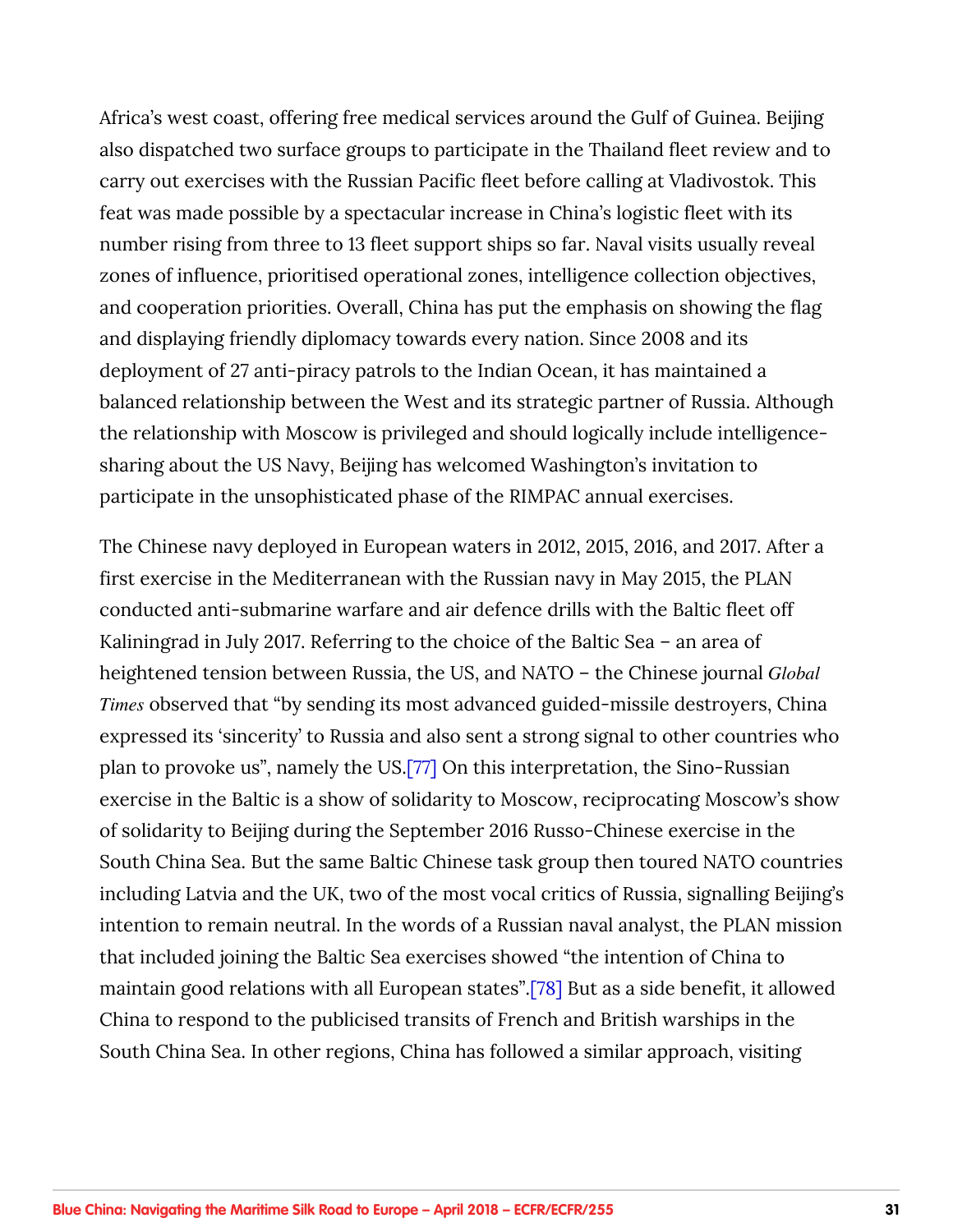Africa's west coast, offering free medical services around the Gulf of Guinea. Beijing also dispatched two surface groups to participate in the Thailand fleet review and to carry out exercises with the Russian Pacific fleet before calling at Vladivostok. This feat was made possible by a spectacular increase in China's logistic fleet with its number rising from three to 13 fleet support ships so far. Naval visits usually reveal zones of influence, prioritised operational zones, intelligence collection objectives, and cooperation priorities. Overall, China has put the emphasis on showing the flag and displaying friendly diplomacy towards every nation. Since 2008 and its deployment of 27 anti-piracy patrols to the Indian Ocean, it has maintained a balanced relationship between the West and its strategic partner of Russia. Although the relationship with Moscow is privileged and should logically include intelligence-sharing about the US Navy, Beijing has welcomed Washington's invitation to participate in the unsophisticated phase of the RIMPAC annual exercises.

The Chinese navy deployed in European waters in 2012, 2015, 2016, and 2017. After a first exercise in the Mediterranean with the Russian navy in May 2015, the PLAN conducted anti-submarine warfare and air defence drills with the Baltic fleet off Kaliningrad in July 2017. Referring to the choice of the Baltic Sea – an area of heightened tension between Russia, the US, and NATO – the Chinese journal *Global Times* observed that "by sending its most advanced guided-missile destroyers, China expressed its 'sincerity' to Russia and also sent a strong signal to other countries who plan to provoke us", namely the US.[77] On this interpretation, the Sino-Russian exercise in the Baltic is a show of solidarity to Moscow, reciprocating Moscow's show of solidarity to Beijing during the September 2016 Russo-Chinese exercise in the South China Sea. But the same Baltic Chinese task group then toured NATO countries including Latvia and the UK, two of the most vocal critics of Russia, signalling Beijing's intention to remain neutral. In the words of a Russian naval analyst, the PLAN mission that included joining the Baltic Sea exercises showed "the intention of China to maintain good relations with all European states".[78] But as a side benefit, it allowed China to respond to the publicised transits of French and British warships in the South China Sea. In other regions, China has followed a similar approach, visiting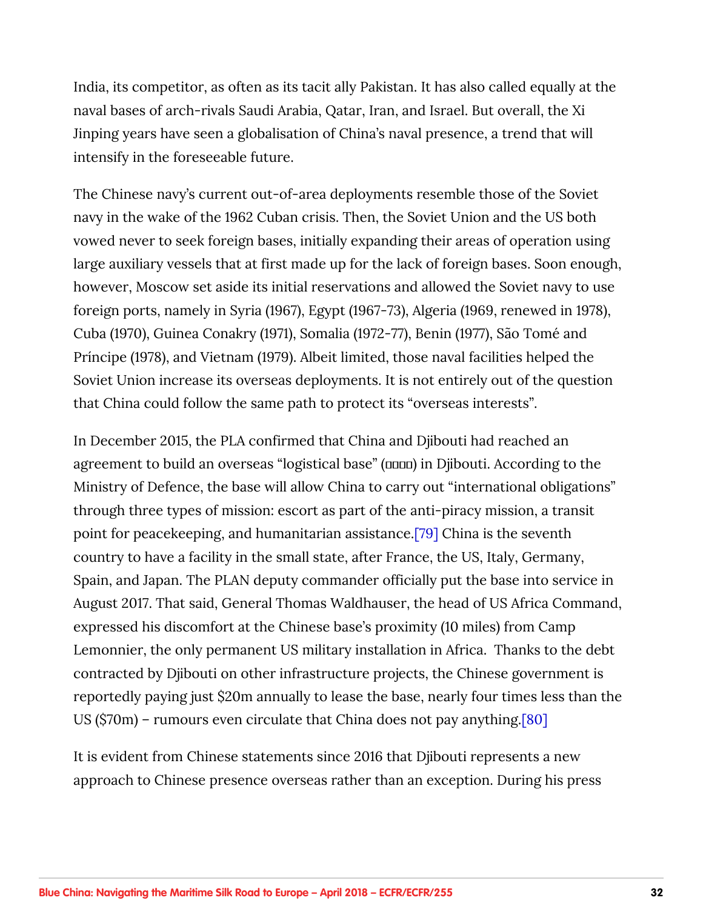India, its competitor, as often as its tacit ally Pakistan. It has also called equally at the naval bases of arch-rivals Saudi Arabia, Qatar, Iran, and Israel. But overall, the Xi Jinping years have seen a globalisation of China's naval presence, a trend that will intensify in the foreseeable future.

The Chinese navy's current out-of-area deployments resemble those of the Soviet navy in the wake of the 1962 Cuban crisis. Then, the Soviet Union and the US both vowed never to seek foreign bases, initially expanding their areas of operation using large auxiliary vessels that at first made up for the lack of foreign bases. Soon enough, however, Moscow set aside its initial reservations and allowed the Soviet navy to use foreign ports, namely in Syria (1967), Egypt (1967-73), Algeria (1969, renewed in 1978), Cuba (1970), Guinea Conakry (1971), Somalia (1972-77), Benin (1977), São Tomé and Príncipe (1978), and Vietnam (1979). Albeit limited, those naval facilities helped the Soviet Union increase its overseas deployments. It is not entirely out of the question that China could follow the same path to protect its "overseas interests".

In December 2015, the PLA confirmed that China and Djibouti had reached an agreement to build an overseas "logistical base" (□□□□) in Djibouti. According to the Ministry of Defence, the base will allow China to carry out "international obligations" through three types of mission: escort as part of the anti-piracy mission, a transit point for peacekeeping, and humanitarian assistance.[79] China is the seventh country to have a facility in the small state, after France, the US, Italy, Germany, Spain, and Japan. The PLAN deputy commander officially put the base into service in August 2017. That said, General Thomas Waldhauser, the head of US Africa Command, expressed his discomfort at the Chinese base's proximity (10 miles) from Camp Lemonnier, the only permanent US military installation in Africa.  Thanks to the debt contracted by Djibouti on other infrastructure projects, the Chinese government is reportedly paying just $20m annually to lease the base, nearly four times less than the US ($70m) – rumours even circulate that China does not pay anything.[80]

It is evident from Chinese statements since 2016 that Djibouti represents a new approach to Chinese presence overseas rather than an exception. During his press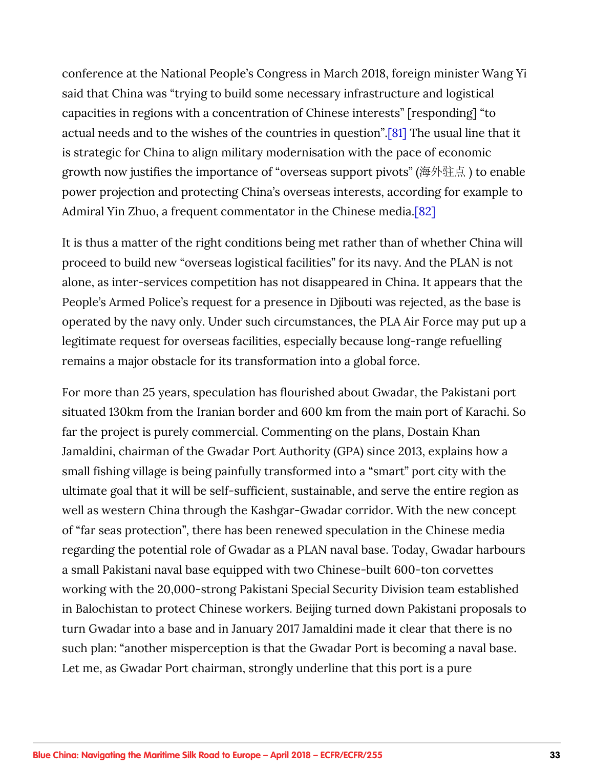conference at the National People's Congress in March 2018, foreign minister Wang Yi said that China was "trying to build some necessary infrastructure and logistical capacities in regions with a concentration of Chinese interests" [responding] "to actual needs and to the wishes of the countries in question".[81] The usual line that it is strategic for China to align military modernisation with the pace of economic growth now justifies the importance of "overseas support pivots" (海外驻点 ) to enable power projection and protecting China's overseas interests, according for example to Admiral Yin Zhuo, a frequent commentator in the Chinese media.[82]

It is thus a matter of the right conditions being met rather than of whether China will proceed to build new "overseas logistical facilities" for its navy. And the PLAN is not alone, as inter-services competition has not disappeared in China. It appears that the People's Armed Police's request for a presence in Djibouti was rejected, as the base is operated by the navy only. Under such circumstances, the PLA Air Force may put up a legitimate request for overseas facilities, especially because long-range refuelling remains a major obstacle for its transformation into a global force.

For more than 25 years, speculation has flourished about Gwadar, the Pakistani port situated 130km from the Iranian border and 600 km from the main port of Karachi. So far the project is purely commercial. Commenting on the plans, Dostain Khan Jamaldini, chairman of the Gwadar Port Authority (GPA) since 2013, explains how a small fishing village is being painfully transformed into a "smart" port city with the ultimate goal that it will be self-sufficient, sustainable, and serve the entire region as well as western China through the Kashgar-Gwadar corridor. With the new concept of "far seas protection", there has been renewed speculation in the Chinese media regarding the potential role of Gwadar as a PLAN naval base. Today, Gwadar harbours a small Pakistani naval base equipped with two Chinese-built 600-ton corvettes working with the 20,000-strong Pakistani Special Security Division team established in Balochistan to protect Chinese workers. Beijing turned down Pakistani proposals to turn Gwadar into a base and in January 2017 Jamaldini made it clear that there is no such plan: "another misperception is that the Gwadar Port is becoming a naval base. Let me, as Gwadar Port chairman, strongly underline that this port is a pure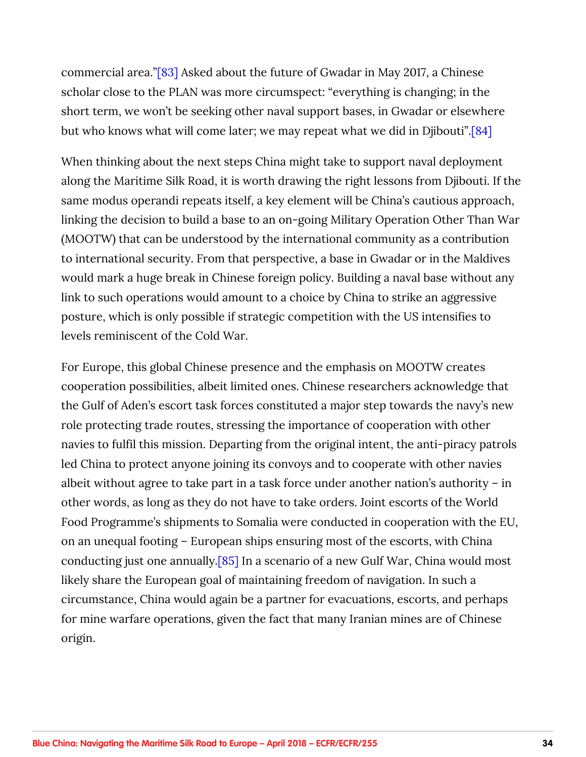commercial area."[83] Asked about the future of Gwadar in May 2017, a Chinese scholar close to the PLAN was more circumspect: "everything is changing; in the short term, we won't be seeking other naval support bases, in Gwadar or elsewhere but who knows what will come later; we may repeat what we did in Djibouti".[84]

When thinking about the next steps China might take to support naval deployment along the Maritime Silk Road, it is worth drawing the right lessons from Djibouti. If the same modus operandi repeats itself, a key element will be China's cautious approach, linking the decision to build a base to an on-going Military Operation Other Than War (MOOTW) that can be understood by the international community as a contribution to international security. From that perspective, a base in Gwadar or in the Maldives would mark a huge break in Chinese foreign policy. Building a naval base without any link to such operations would amount to a choice by China to strike an aggressive posture, which is only possible if strategic competition with the US intensifies to levels reminiscent of the Cold War.

For Europe, this global Chinese presence and the emphasis on MOOTW creates cooperation possibilities, albeit limited ones. Chinese researchers acknowledge that the Gulf of Aden's escort task forces constituted a major step towards the navy's new role protecting trade routes, stressing the importance of cooperation with other navies to fulfil this mission. Departing from the original intent, the anti-piracy patrols led China to protect anyone joining its convoys and to cooperate with other navies albeit without agree to take part in a task force under another nation's authority – in other words, as long as they do not have to take orders. Joint escorts of the World Food Programme's shipments to Somalia were conducted in cooperation with the EU, on an unequal footing – European ships ensuring most of the escorts, with China conducting just one annually.[85] In a scenario of a new Gulf War, China would most likely share the European goal of maintaining freedom of navigation. In such a circumstance, China would again be a partner for evacuations, escorts, and perhaps for mine warfare operations, given the fact that many Iranian mines are of Chinese origin.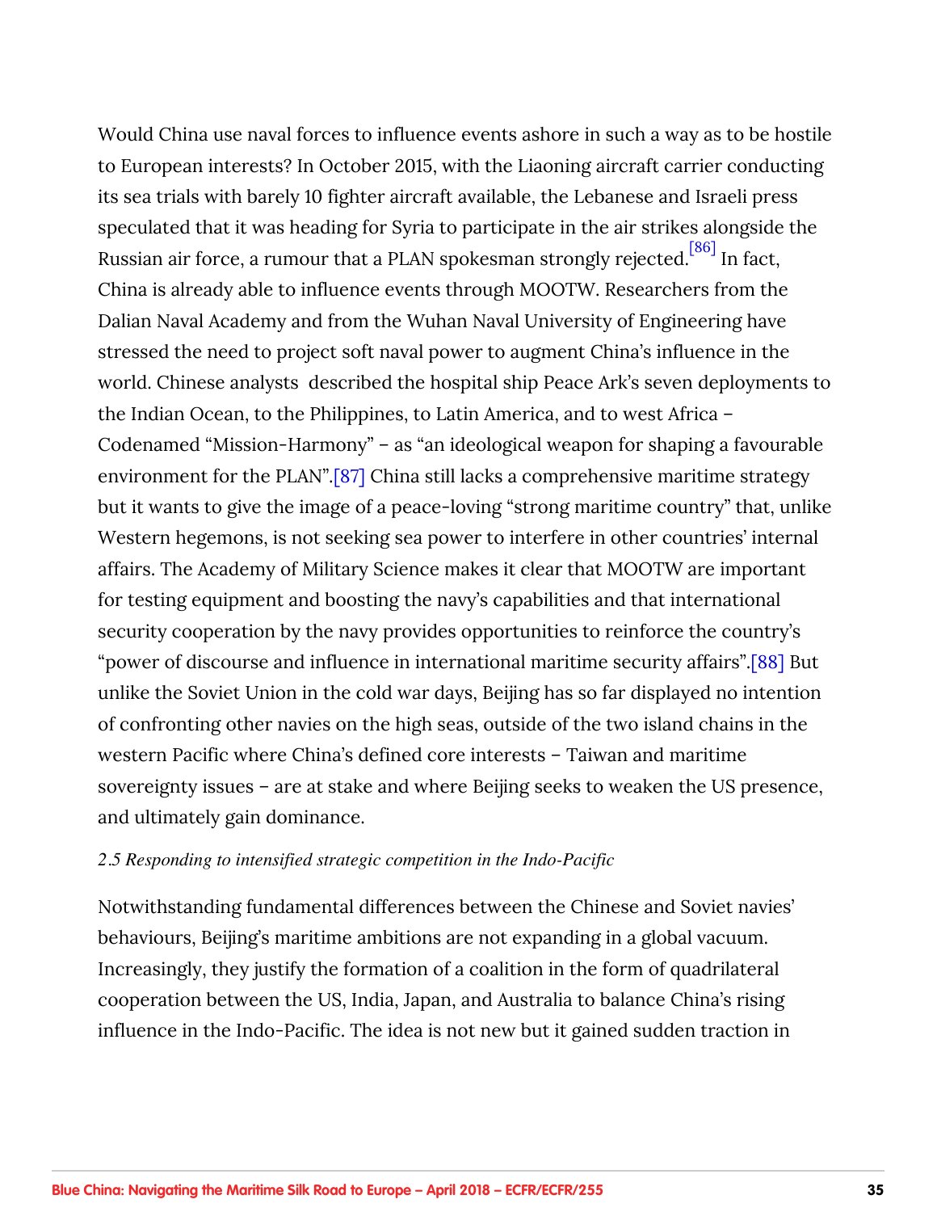Would China use naval forces to influence events ashore in such a way as to be hostile to European interests? In October 2015, with the Liaoning aircraft carrier conducting its sea trials with barely 10 fighter aircraft available, the Lebanese and Israeli press speculated that it was heading for Syria to participate in the air strikes alongside the Russian air force, a rumour that a PLAN spokesman strongly rejected.[86] In fact, China is already able to influence events through MOOTW. Researchers from the Dalian Naval Academy and from the Wuhan Naval University of Engineering have stressed the need to project soft naval power to augment China's influence in the world. Chinese analysts  described the hospital ship Peace Ark's seven deployments to the Indian Ocean, to the Philippines, to Latin America, and to west Africa – Codenamed "Mission-Harmony" – as "an ideological weapon for shaping a favourable environment for the PLAN".[87] China still lacks a comprehensive maritime strategy but it wants to give the image of a peace-loving "strong maritime country" that, unlike Western hegemons, is not seeking sea power to interfere in other countries' internal affairs. The Academy of Military Science makes it clear that MOOTW are important for testing equipment and boosting the navy's capabilities and that international security cooperation by the navy provides opportunities to reinforce the country's "power of discourse and influence in international maritime security affairs".[88] But unlike the Soviet Union in the cold war days, Beijing has so far displayed no intention of confronting other navies on the high seas, outside of the two island chains in the western Pacific where China's defined core interests – Taiwan and maritime sovereignty issues – are at stake and where Beijing seeks to weaken the US presence, and ultimately gain dominance.

*2.5 Responding to intensified strategic competition in the Indo-Pacific*

Notwithstanding fundamental differences between the Chinese and Soviet navies' behaviours, Beijing's maritime ambitions are not expanding in a global vacuum. Increasingly, they justify the formation of a coalition in the form of quadrilateral cooperation between the US, India, Japan, and Australia to balance China's rising influence in the Indo-Pacific. The idea is not new but it gained sudden traction in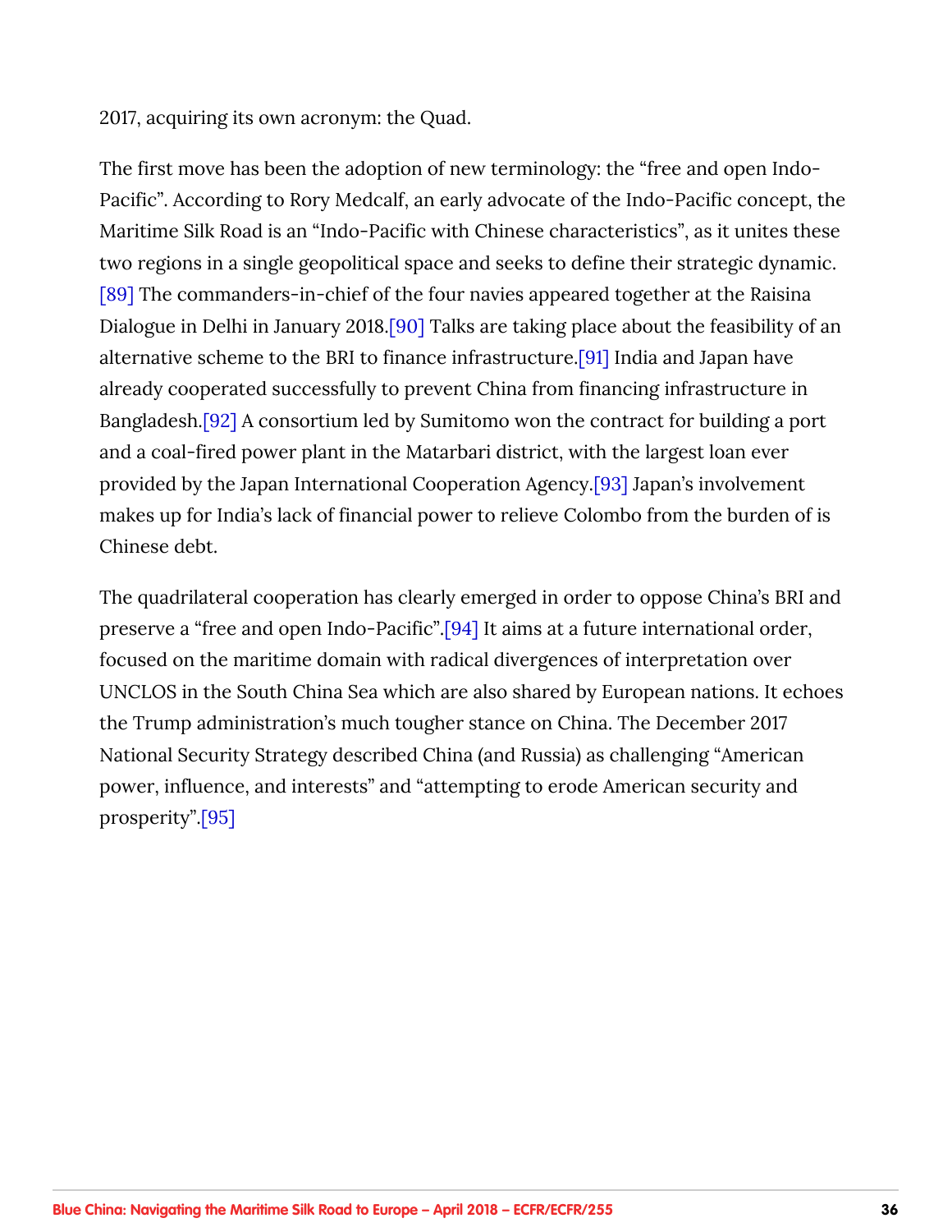2017, acquiring its own acronym: the Quad.

The first move has been the adoption of new terminology: the "free and open Indo-Pacific". According to Rory Medcalf, an early advocate of the Indo-Pacific concept, the Maritime Silk Road is an "Indo-Pacific with Chinese characteristics", as it unites these two regions in a single geopolitical space and seeks to define their strategic dynamic.[89] The commanders-in-chief of the four navies appeared together at the Raisina Dialogue in Delhi in January 2018.[90] Talks are taking place about the feasibility of an alternative scheme to the BRI to finance infrastructure.[91] India and Japan have already cooperated successfully to prevent China from financing infrastructure in Bangladesh.[92] A consortium led by Sumitomo won the contract for building a port and a coal-fired power plant in the Matarbari district, with the largest loan ever provided by the Japan International Cooperation Agency.[93] Japan's involvement makes up for India's lack of financial power to relieve Colombo from the burden of is Chinese debt.

The quadrilateral cooperation has clearly emerged in order to oppose China's BRI and preserve a "free and open Indo-Pacific".[94] It aims at a future international order, focused on the maritime domain with radical divergences of interpretation over UNCLOS in the South China Sea which are also shared by European nations. It echoes the Trump administration's much tougher stance on China. The December 2017 National Security Strategy described China (and Russia) as challenging "American power, influence, and interests" and "attempting to erode American security and prosperity".[95]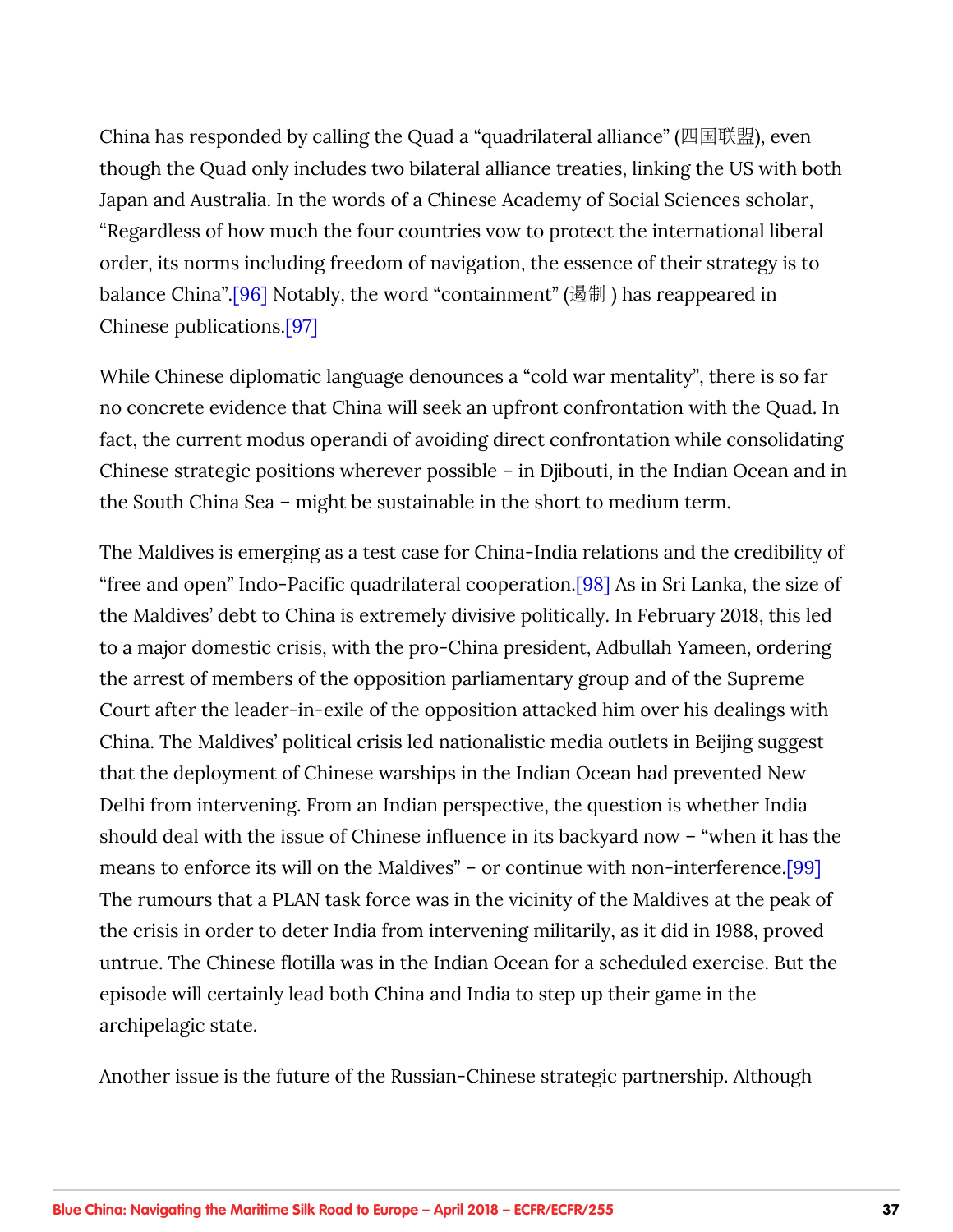China has responded by calling the Quad a "quadrilateral alliance" (四国联盟), even though the Quad only includes two bilateral alliance treaties, linking the US with both Japan and Australia. In the words of a Chinese Academy of Social Sciences scholar, "Regardless of how much the four countries vow to protect the international liberal order, its norms including freedom of navigation, the essence of their strategy is to balance China".[96] Notably, the word "containment" (遏制 ) has reappeared in Chinese publications.[97]

While Chinese diplomatic language denounces a "cold war mentality", there is so far no concrete evidence that China will seek an upfront confrontation with the Quad. In fact, the current modus operandi of avoiding direct confrontation while consolidating Chinese strategic positions wherever possible – in Djibouti, in the Indian Ocean and in the South China Sea – might be sustainable in the short to medium term.

The Maldives is emerging as a test case for China-India relations and the credibility of "free and open" Indo-Pacific quadrilateral cooperation.[98] As in Sri Lanka, the size of the Maldives' debt to China is extremely divisive politically. In February 2018, this led to a major domestic crisis, with the pro-China president, Adbullah Yameen, ordering the arrest of members of the opposition parliamentary group and of the Supreme Court after the leader-in-exile of the opposition attacked him over his dealings with China. The Maldives' political crisis led nationalistic media outlets in Beijing suggest that the deployment of Chinese warships in the Indian Ocean had prevented New Delhi from intervening. From an Indian perspective, the question is whether India should deal with the issue of Chinese influence in its backyard now – "when it has the means to enforce its will on the Maldives" – or continue with non-interference.[99] The rumours that a PLAN task force was in the vicinity of the Maldives at the peak of the crisis in order to deter India from intervening militarily, as it did in 1988, proved untrue. The Chinese flotilla was in the Indian Ocean for a scheduled exercise. But the episode will certainly lead both China and India to step up their game in the archipelagic state.

Another issue is the future of the Russian-Chinese strategic partnership. Although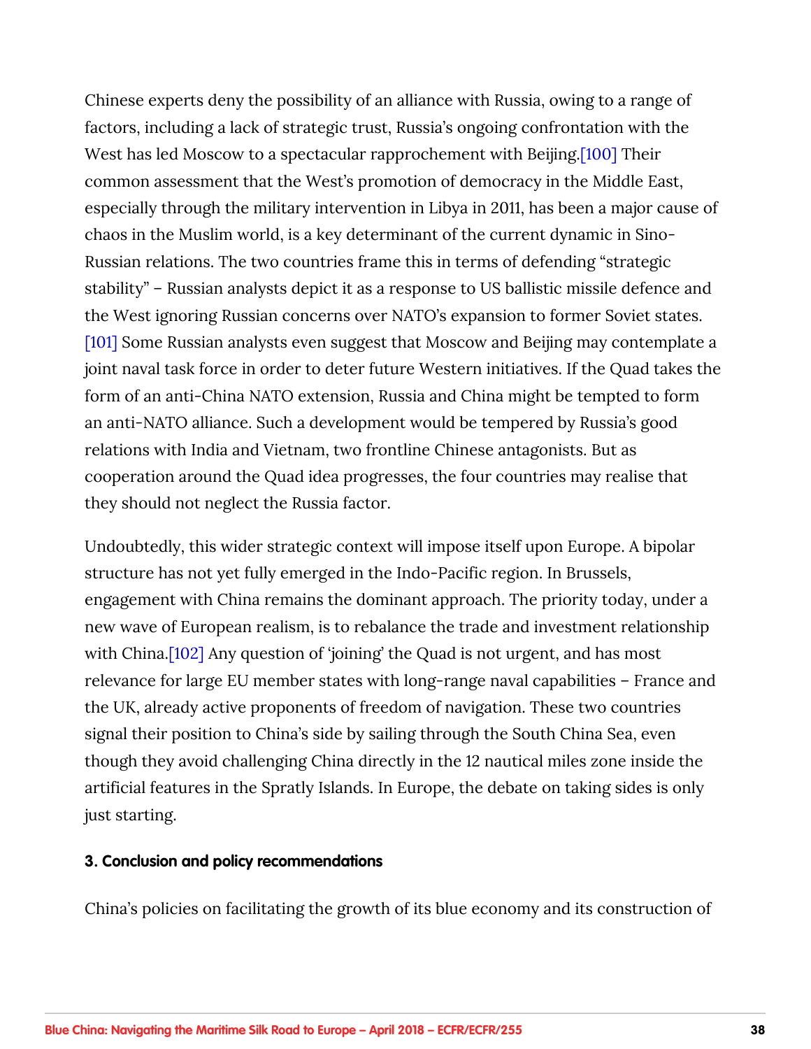Chinese experts deny the possibility of an alliance with Russia, owing to a range of factors, including a lack of strategic trust, Russia's ongoing confrontation with the West has led Moscow to a spectacular rapprochement with Beijing.[100] Their common assessment that the West's promotion of democracy in the Middle East, especially through the military intervention in Libya in 2011, has been a major cause of chaos in the Muslim world, is a key determinant of the current dynamic in Sino-Russian relations. The two countries frame this in terms of defending "strategic stability" – Russian analysts depict it as a response to US ballistic missile defence and the West ignoring Russian concerns over NATO's expansion to former Soviet states.[101] Some Russian analysts even suggest that Moscow and Beijing may contemplate a joint naval task force in order to deter future Western initiatives. If the Quad takes the form of an anti-China NATO extension, Russia and China might be tempted to form an anti-NATO alliance. Such a development would be tempered by Russia's good relations with India and Vietnam, two frontline Chinese antagonists. But as cooperation around the Quad idea progresses, the four countries may realise that they should not neglect the Russia factor.

Undoubtedly, this wider strategic context will impose itself upon Europe. A bipolar structure has not yet fully emerged in the Indo-Pacific region. In Brussels, engagement with China remains the dominant approach. The priority today, under a new wave of European realism, is to rebalance the trade and investment relationship with China.[102] Any question of 'joining' the Quad is not urgent, and has most relevance for large EU member states with long-range naval capabilities – France and the UK, already active proponents of freedom of navigation. These two countries signal their position to China's side by sailing through the South China Sea, even though they avoid challenging China directly in the 12 nautical miles zone inside the artificial features in the Spratly Islands. In Europe, the debate on taking sides is only just starting.

### 3. Conclusion and policy recommendations

China's policies on facilitating the growth of its blue economy and its construction of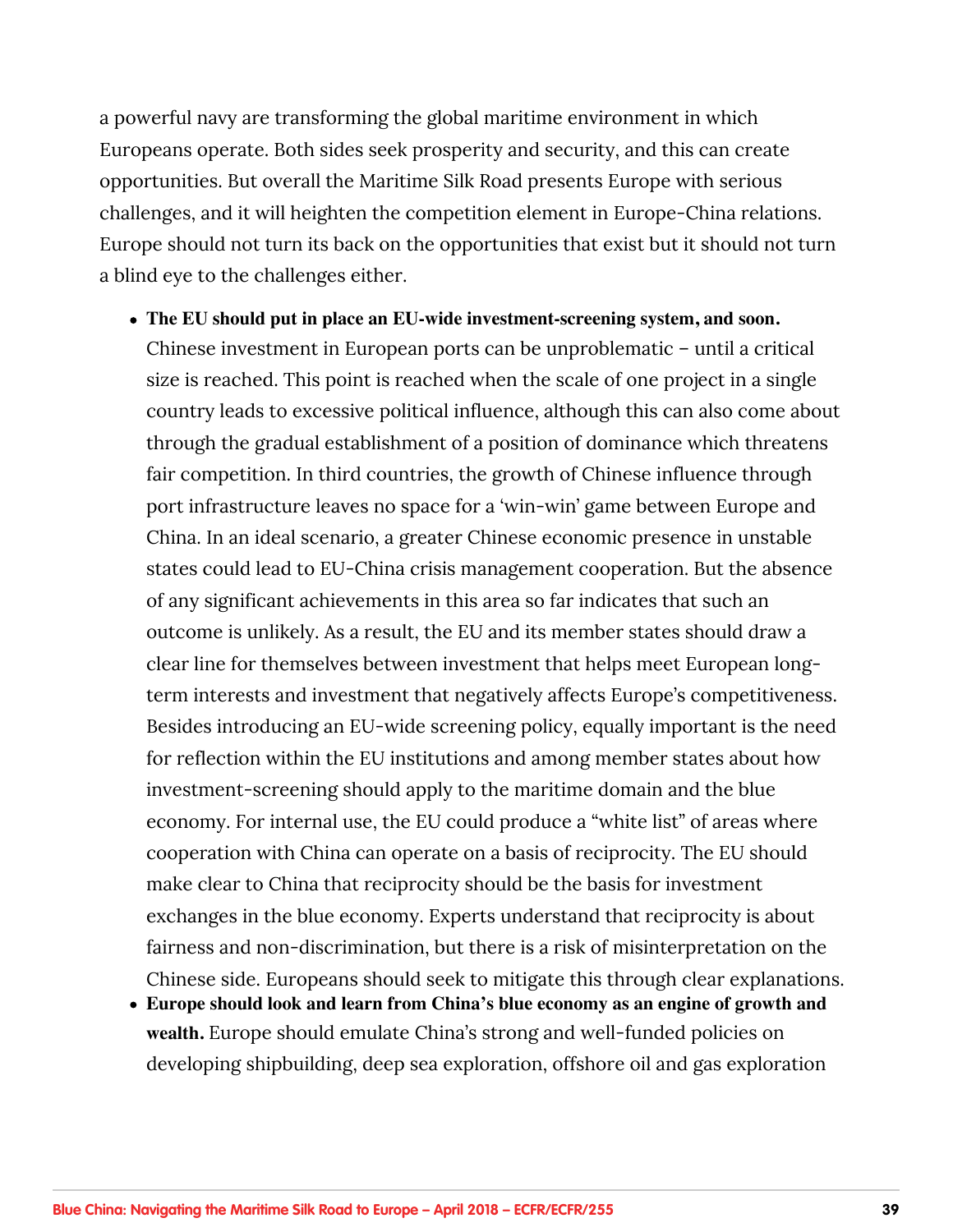a powerful navy are transforming the global maritime environment in which Europeans operate. Both sides seek prosperity and security, and this can create opportunities. But overall the Maritime Silk Road presents Europe with serious challenges, and it will heighten the competition element in Europe-China relations. Europe should not turn its back on the opportunities that exist but it should not turn a blind eye to the challenges either.

- **The EU should put in place an EU-wide investment-screening system, and soon.** Chinese investment in European ports can be unproblematic – until a critical size is reached. This point is reached when the scale of one project in a single country leads to excessive political influence, although this can also come about through the gradual establishment of a position of dominance which threatens fair competition. In third countries, the growth of Chinese influence through port infrastructure leaves no space for a 'win-win' game between Europe and China. In an ideal scenario, a greater Chinese economic presence in unstable states could lead to EU-China crisis management cooperation. But the absence of any significant achievements in this area so far indicates that such an outcome is unlikely. As a result, the EU and its member states should draw a clear line for themselves between investment that helps meet European long-term interests and investment that negatively affects Europe's competitiveness. Besides introducing an EU-wide screening policy, equally important is the need for reflection within the EU institutions and among member states about how investment-screening should apply to the maritime domain and the blue economy. For internal use, the EU could produce a "white list" of areas where cooperation with China can operate on a basis of reciprocity. The EU should make clear to China that reciprocity should be the basis for investment exchanges in the blue economy. Experts understand that reciprocity is about fairness and non-discrimination, but there is a risk of misinterpretation on the Chinese side. Europeans should seek to mitigate this through clear explanations.
- **Europe should look and learn from China's blue economy as an engine of growth and wealth.** Europe should emulate China's strong and well-funded policies on developing shipbuilding, deep sea exploration, offshore oil and gas exploration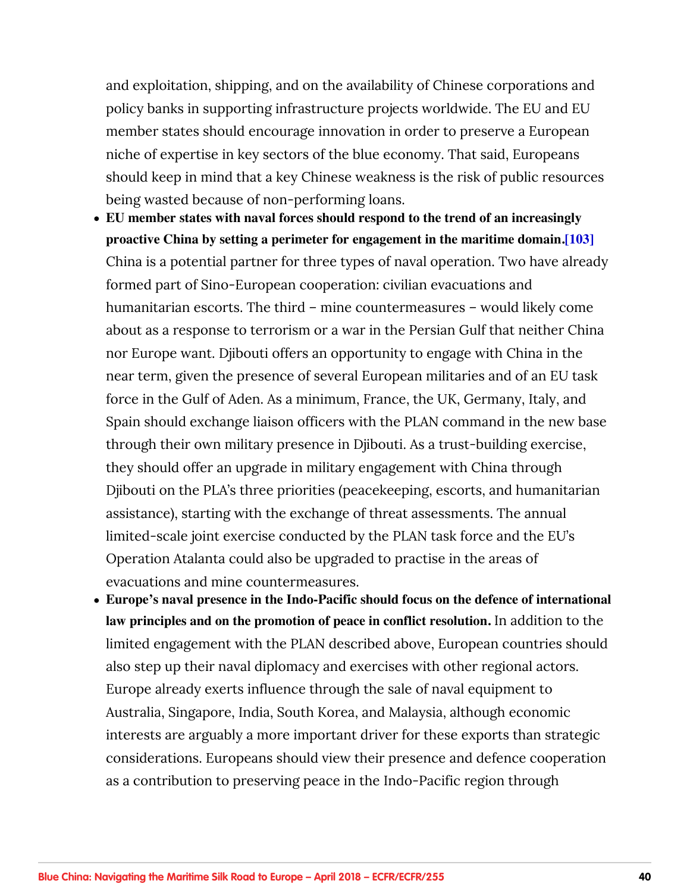and exploitation, shipping, and on the availability of Chinese corporations and policy banks in supporting infrastructure projects worldwide. The EU and EU member states should encourage innovation in order to preserve a European niche of expertise in key sectors of the blue economy. That said, Europeans should keep in mind that a key Chinese weakness is the risk of public resources being wasted because of non-performing loans.

- **EU member states with naval forces should respond to the trend of an increasingly proactive China by setting a perimeter for engagement in the maritime domain.**[103] China is a potential partner for three types of naval operation. Two have already formed part of Sino-European cooperation: civilian evacuations and humanitarian escorts. The third – mine countermeasures – would likely come about as a response to terrorism or a war in the Persian Gulf that neither China nor Europe want. Djibouti offers an opportunity to engage with China in the near term, given the presence of several European militaries and of an EU task force in the Gulf of Aden. As a minimum, France, the UK, Germany, Italy, and Spain should exchange liaison officers with the PLAN command in the new base through their own military presence in Djibouti. As a trust-building exercise, they should offer an upgrade in military engagement with China through Djibouti on the PLA's three priorities (peacekeeping, escorts, and humanitarian assistance), starting with the exchange of threat assessments. The annual limited-scale joint exercise conducted by the PLAN task force and the EU's Operation Atalanta could also be upgraded to practise in the areas of evacuations and mine countermeasures.
- **Europe's naval presence in the Indo-Pacific should focus on the defence of international law principles and on the promotion of peace in conflict resolution.** In addition to the limited engagement with the PLAN described above, European countries should also step up their naval diplomacy and exercises with other regional actors. Europe already exerts influence through the sale of naval equipment to Australia, Singapore, India, South Korea, and Malaysia, although economic interests are arguably a more important driver for these exports than strategic considerations. Europeans should view their presence and defence cooperation as a contribution to preserving peace in the Indo-Pacific region through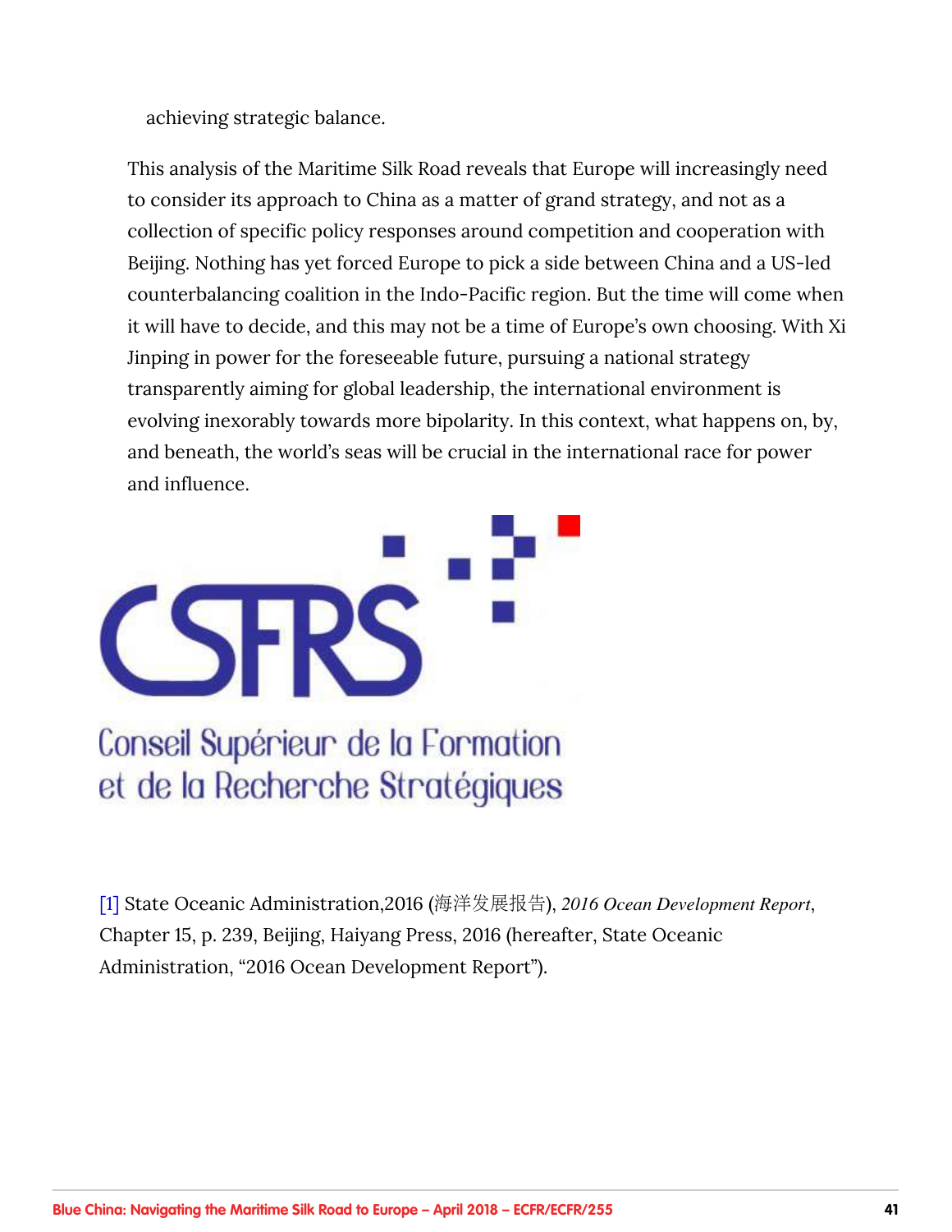achieving strategic balance.

This analysis of the Maritime Silk Road reveals that Europe will increasingly need to consider its approach to China as a matter of grand strategy, and not as a collection of specific policy responses around competition and cooperation with Beijing. Nothing has yet forced Europe to pick a side between China and a US-led counterbalancing coalition in the Indo-Pacific region. But the time will come when it will have to decide, and this may not be a time of Europe's own choosing. With Xi Jinping in power for the foreseeable future, pursuing a national strategy transparently aiming for global leadership, the international environment is evolving inexorably towards more bipolarity. In this context, what happens on, by, and beneath, the world's seas will be crucial in the international race for power and influence.

CSFRS

Conseil Supérieur de la Formation et de la Recherche Stratégiques

[1] State Oceanic Administration,2016 (海洋发展报告), *2016 Ocean Development Report*, Chapter 15, p. 239, Beijing, Haiyang Press, 2016 (hereafter, State Oceanic Administration, "2016 Ocean Development Report").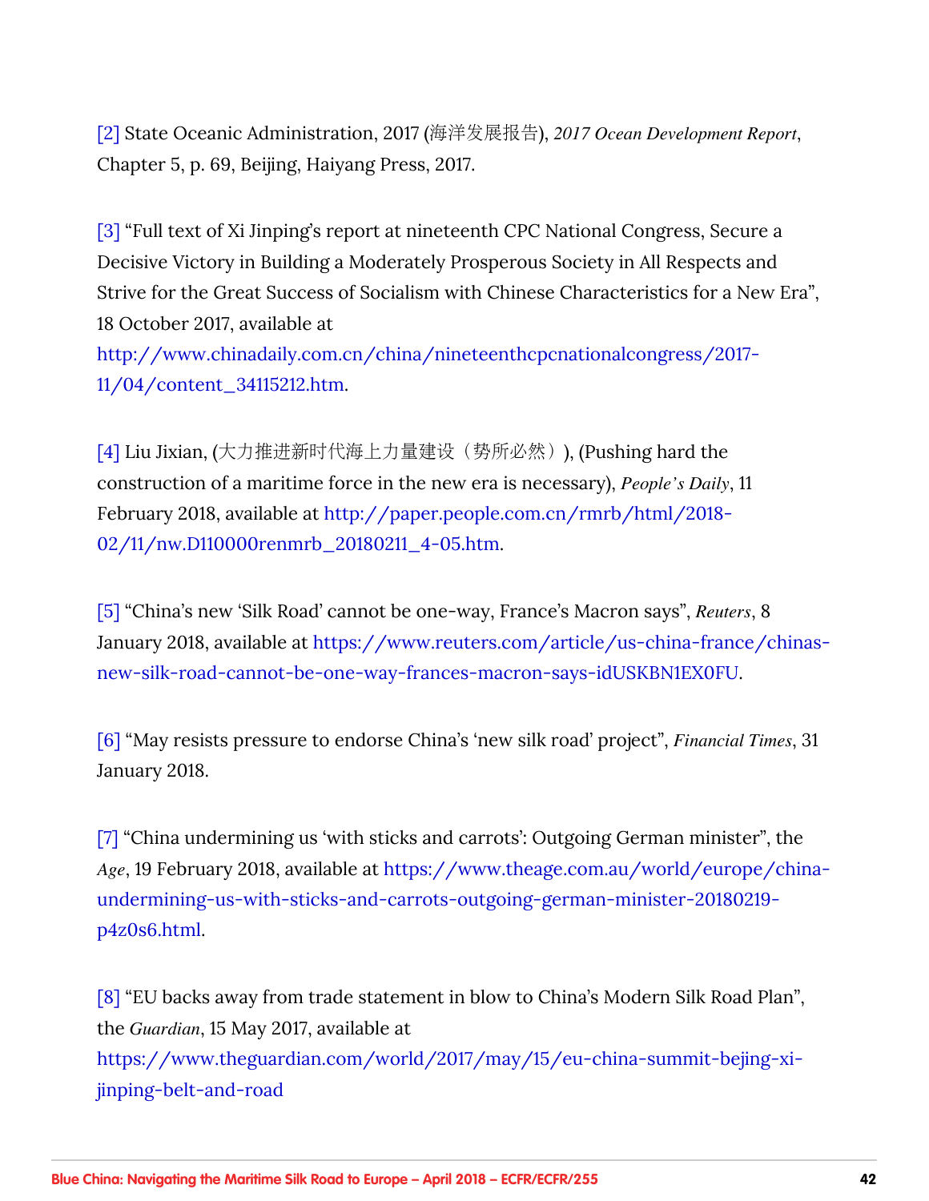[2] State Oceanic Administration, 2017 (海洋发展报告), *2017 Ocean Development Report*, Chapter 5, p. 69, Beijing, Haiyang Press, 2017.

[3] "Full text of Xi Jinping's report at nineteenth CPC National Congress, Secure a Decisive Victory in Building a Moderately Prosperous Society in All Respects and Strive for the Great Success of Socialism with Chinese Characteristics for a New Era", 18 October 2017, available at http://www.chinadaily.com.cn/china/nineteenthcpcnationalcongress/2017-11/04/content_34115212.htm.

[4] Liu Jixian, (大力推进新时代海上力量建设（势所必然）), (Pushing hard the construction of a maritime force in the new era is necessary), *People's Daily*, 11 February 2018, available at http://paper.people.com.cn/rmrb/html/2018-02/11/nw.D110000renmrb_20180211_4-05.htm.

[5] "China's new 'Silk Road' cannot be one-way, France's Macron says", *Reuters*, 8 January 2018, available at https://www.reuters.com/article/us-china-france/chinas-new-silk-road-cannot-be-one-way-frances-macron-says-idUSKBN1EX0FU.

[6] "May resists pressure to endorse China's 'new silk road' project", *Financial Times*, 31 January 2018.

[7] "China undermining us 'with sticks and carrots': Outgoing German minister", the *Age*, 19 February 2018, available at https://www.theage.com.au/world/europe/china-undermining-us-with-sticks-and-carrots-outgoing-german-minister-20180219-p4z0s6.html.

[8] "EU backs away from trade statement in blow to China's Modern Silk Road Plan", the *Guardian*, 15 May 2017, available at https://www.theguardian.com/world/2017/may/15/eu-china-summit-bejing-xi-jinping-belt-and-road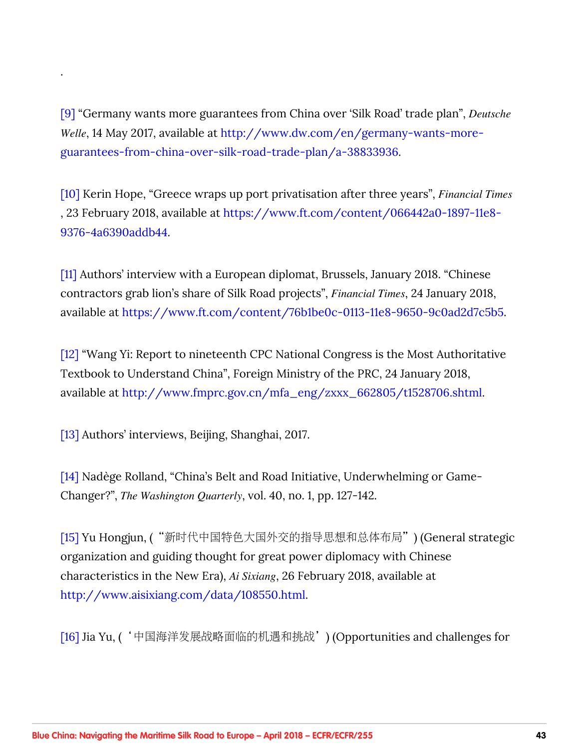.

[9] "Germany wants more guarantees from China over 'Silk Road' trade plan", *Deutsche Welle*, 14 May 2017, available at http://www.dw.com/en/germany-wants-more-guarantees-from-china-over-silk-road-trade-plan/a-38833936.

[10] Kerin Hope, "Greece wraps up port privatisation after three years", *Financial Times*, 23 February 2018, available at https://www.ft.com/content/066442a0-1897-11e8-9376-4a6390addb44.

[11] Authors' interview with a European diplomat, Brussels, January 2018. "Chinese contractors grab lion's share of Silk Road projects", *Financial Times*, 24 January 2018, available at https://www.ft.com/content/76b1be0c-0113-11e8-9650-9c0ad2d7c5b5.

[12] "Wang Yi: Report to nineteenth CPC National Congress is the Most Authoritative Textbook to Understand China", Foreign Ministry of the PRC, 24 January 2018, available at http://www.fmprc.gov.cn/mfa_eng/zxxx_662805/t1528706.shtml.

[13] Authors' interviews, Beijing, Shanghai, 2017.

[14] Nadège Rolland, "China's Belt and Road Initiative, Underwhelming or Game-Changer?", *The Washington Quarterly*, vol. 40, no. 1, pp. 127-142.

[15] Yu Hongjun, ("新时代中国特色大国外交的指导思想和总体布局") (General strategic organization and guiding thought for great power diplomacy with Chinese characteristics in the New Era), *Ai Sixiang*, 26 February 2018, available at http://www.aisixiang.com/data/108550.html.

[16] Jia Yu, ('中国海洋发展战略面临的机遇和挑战') (Opportunities and challenges for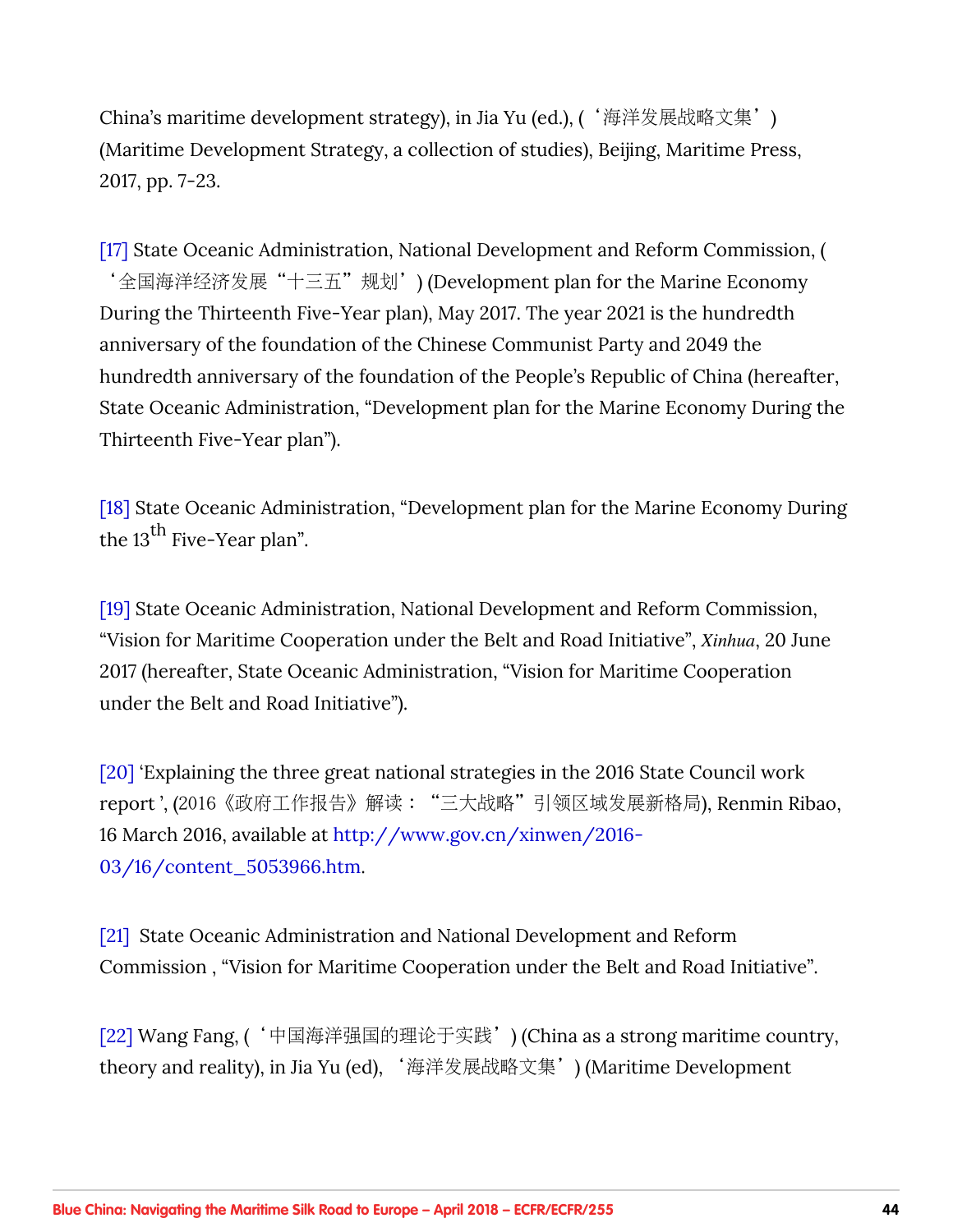China's maritime development strategy), in Jia Yu (ed.), (‘海洋发展战略文集’) (Maritime Development Strategy, a collection of studies), Beijing, Maritime Press, 2017, pp. 7-23.

[17] State Oceanic Administration, National Development and Reform Commission, (‘全国海洋经济发展“十三五”规划’) (Development plan for the Marine Economy During the Thirteenth Five-Year plan), May 2017. The year 2021 is the hundredth anniversary of the foundation of the Chinese Communist Party and 2049 the hundredth anniversary of the foundation of the People's Republic of China (hereafter, State Oceanic Administration, "Development plan for the Marine Economy During the Thirteenth Five-Year plan").

[18] State Oceanic Administration, "Development plan for the Marine Economy During the 13th Five-Year plan".

[19] State Oceanic Administration, National Development and Reform Commission, "Vision for Maritime Cooperation under the Belt and Road Initiative", *Xinhua*, 20 June 2017 (hereafter, State Oceanic Administration, "Vision for Maritime Cooperation under the Belt and Road Initiative").

[20] 'Explaining the three great national strategies in the 2016 State Council work report', (2016《政府工作报告》解读：“三大战略”引领区域发展新格局), Renmin Ribao, 16 March 2016, available at http://www.gov.cn/xinwen/2016-03/16/content_5053966.htm.

[21] State Oceanic Administration and National Development and Reform Commission , "Vision for Maritime Cooperation under the Belt and Road Initiative".

[22] Wang Fang, (‘中国海洋强国的理论于实践’) (China as a strong maritime country, theory and reality), in Jia Yu (ed), ‘海洋发展战略文集’) (Maritime Development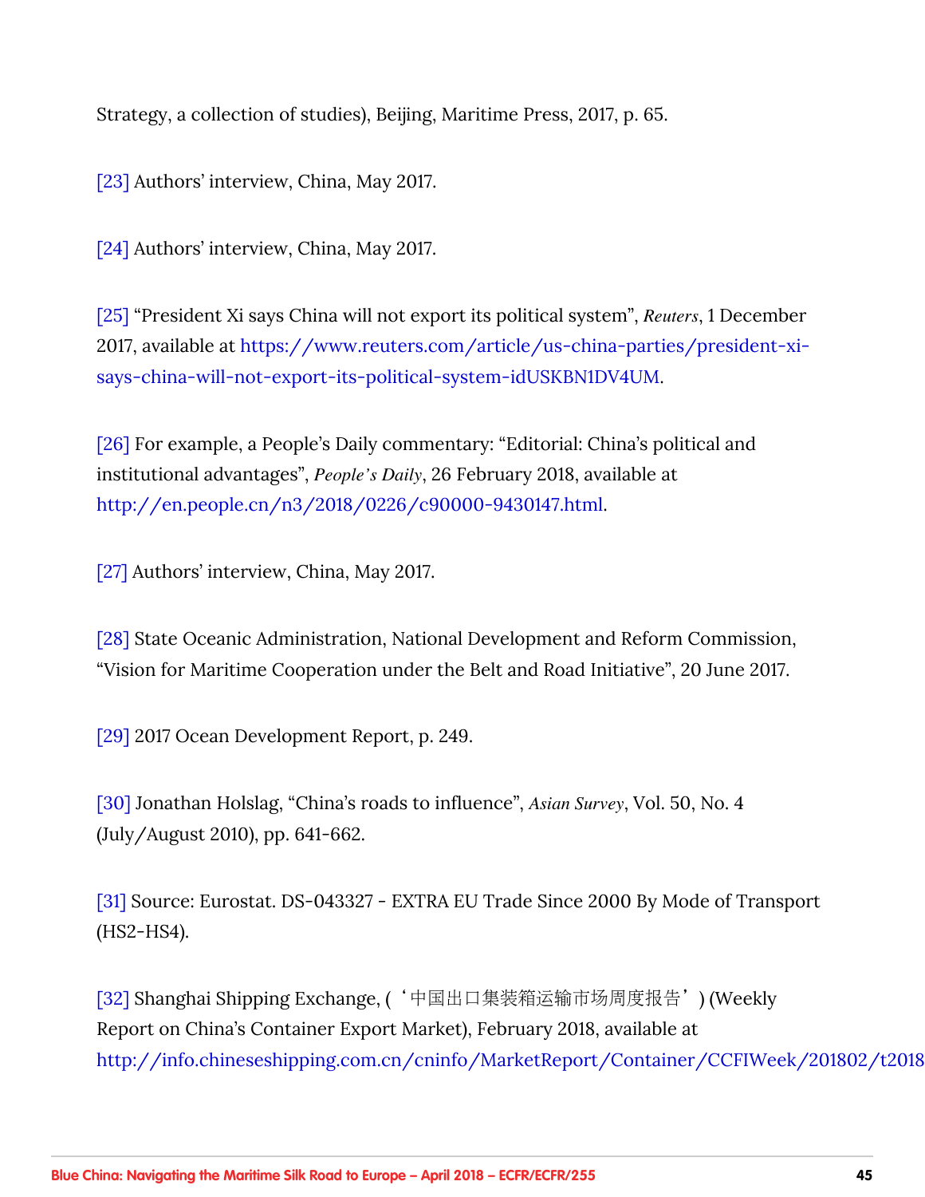Strategy, a collection of studies), Beijing, Maritime Press, 2017, p. 65.

[23] Authors' interview, China, May 2017.

[24] Authors' interview, China, May 2017.

[25] "President Xi says China will not export its political system", *Reuters*, 1 December 2017, available at https://www.reuters.com/article/us-china-parties/president-xi-says-china-will-not-export-its-political-system-idUSKBN1DV4UM.

[26] For example, a People's Daily commentary: "Editorial: China's political and institutional advantages", *People's Daily*, 26 February 2018, available at http://en.people.cn/n3/2018/0226/c90000-9430147.html.

[27] Authors' interview, China, May 2017.

[28] State Oceanic Administration, National Development and Reform Commission, "Vision for Maritime Cooperation under the Belt and Road Initiative", 20 June 2017.

[29] 2017 Ocean Development Report, p. 249.

[30] Jonathan Holslag, "China's roads to influence", *Asian Survey*, Vol. 50, No. 4 (July/August 2010), pp. 641-662.

[31] Source: Eurostat. DS-043327 - EXTRA EU Trade Since 2000 By Mode of Transport (HS2-HS4).

[32] Shanghai Shipping Exchange, ('中国出口集装箱运输市场周度报告') (Weekly Report on China's Container Export Market), February 2018, available at http://info.chineseshipping.com.cn/cninfo/MarketReport/Container/CCFIWeek/201802/t2018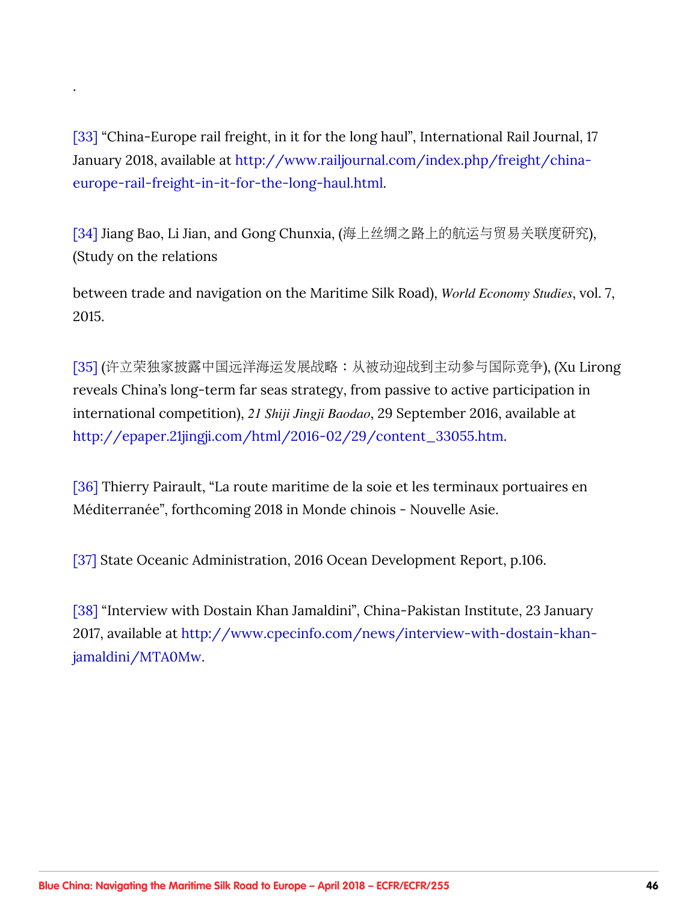.

[33] "China-Europe rail freight, in it for the long haul", International Rail Journal, 17 January 2018, available at http://www.railjournal.com/index.php/freight/china-europe-rail-freight-in-it-for-the-long-haul.html.

[34] Jiang Bao, Li Jian, and Gong Chunxia, (海上丝绸之路上的航运与贸易关联度研究), (Study on the relations

between trade and navigation on the Maritime Silk Road), *World Economy Studies*, vol. 7, 2015.

[35] (许立荣独家披露中国远洋海运发展战略：从被动迎战到主动参与国际竞争), (Xu Lirong reveals China's long-term far seas strategy, from passive to active participation in international competition), *21 Shiji Jingji Baodao*, 29 September 2016, available at http://epaper.21jingji.com/html/2016-02/29/content_33055.htm.

[36] Thierry Pairault, "La route maritime de la soie et les terminaux portuaires en Méditerranée", forthcoming 2018 in Monde chinois - Nouvelle Asie.

[37] State Oceanic Administration, 2016 Ocean Development Report, p.106.

[38] "Interview with Dostain Khan Jamaldini", China-Pakistan Institute, 23 January 2017, available at http://www.cpecinfo.com/news/interview-with-dostain-khan-jamaldini/MTA0Mw.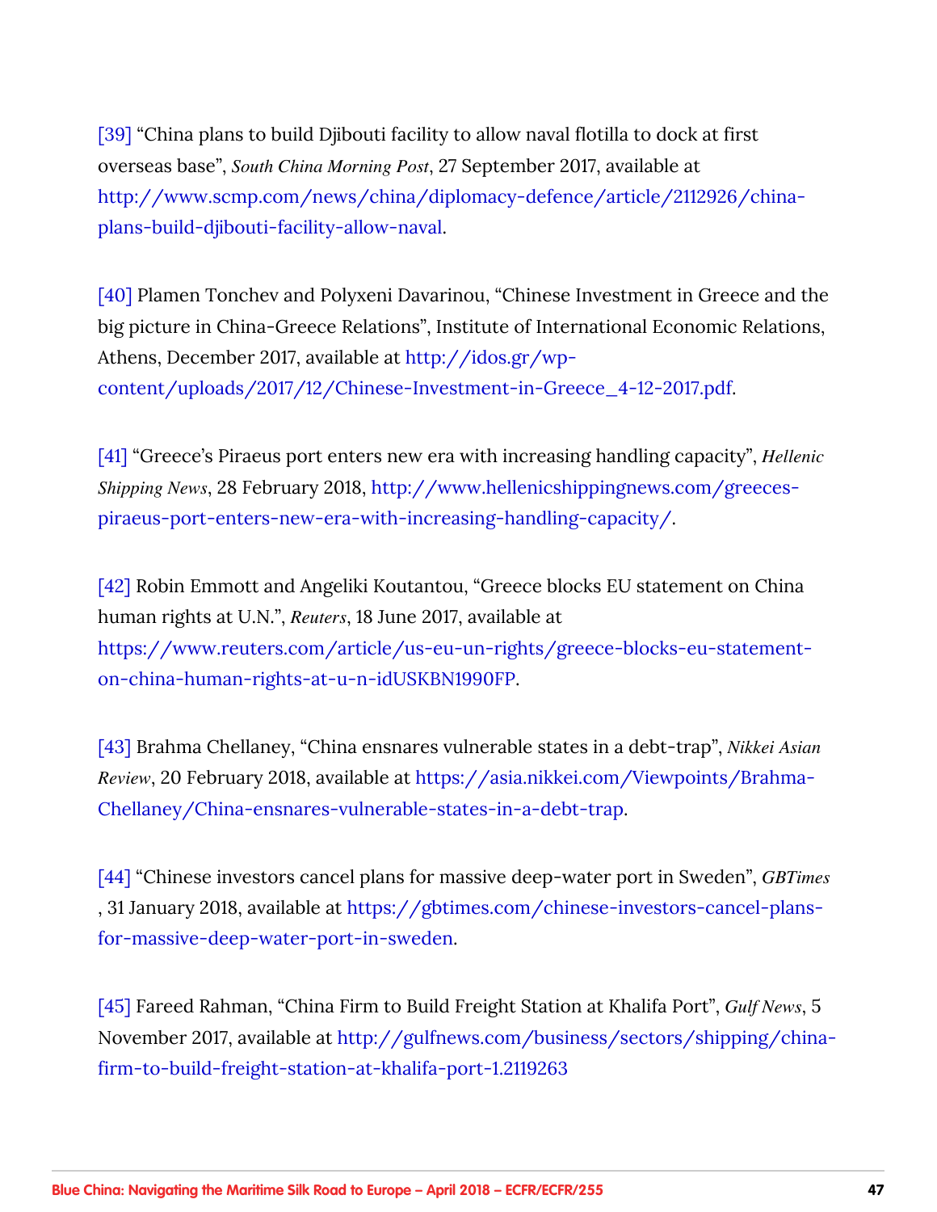[39] "China plans to build Djibouti facility to allow naval flotilla to dock at first overseas base", *South China Morning Post*, 27 September 2017, available at http://www.scmp.com/news/china/diplomacy-defence/article/2112926/china-plans-build-djibouti-facility-allow-naval.

[40] Plamen Tonchev and Polyxeni Davarinou, "Chinese Investment in Greece and the big picture in China-Greece Relations", Institute of International Economic Relations, Athens, December 2017, available at http://idos.gr/wp-content/uploads/2017/12/Chinese-Investment-in-Greece_4-12-2017.pdf.

[41] "Greece's Piraeus port enters new era with increasing handling capacity", *Hellenic Shipping News*, 28 February 2018, http://www.hellenicshippingnews.com/greeces-piraeus-port-enters-new-era-with-increasing-handling-capacity/.

[42] Robin Emmott and Angeliki Koutantou, "Greece blocks EU statement on China human rights at U.N.", *Reuters*, 18 June 2017, available at https://www.reuters.com/article/us-eu-un-rights/greece-blocks-eu-statement-on-china-human-rights-at-u-n-idUSKBN1990FP.

[43] Brahma Chellaney, "China ensnares vulnerable states in a debt-trap", *Nikkei Asian Review*, 20 February 2018, available at https://asia.nikkei.com/Viewpoints/Brahma-Chellaney/China-ensnares-vulnerable-states-in-a-debt-trap.

[44] "Chinese investors cancel plans for massive deep-water port in Sweden", *GBTimes*, 31 January 2018, available at https://gbtimes.com/chinese-investors-cancel-plans-for-massive-deep-water-port-in-sweden.

[45] Fareed Rahman, "China Firm to Build Freight Station at Khalifa Port", *Gulf News*, 5 November 2017, available at http://gulfnews.com/business/sectors/shipping/china-firm-to-build-freight-station-at-khalifa-port-1.2119263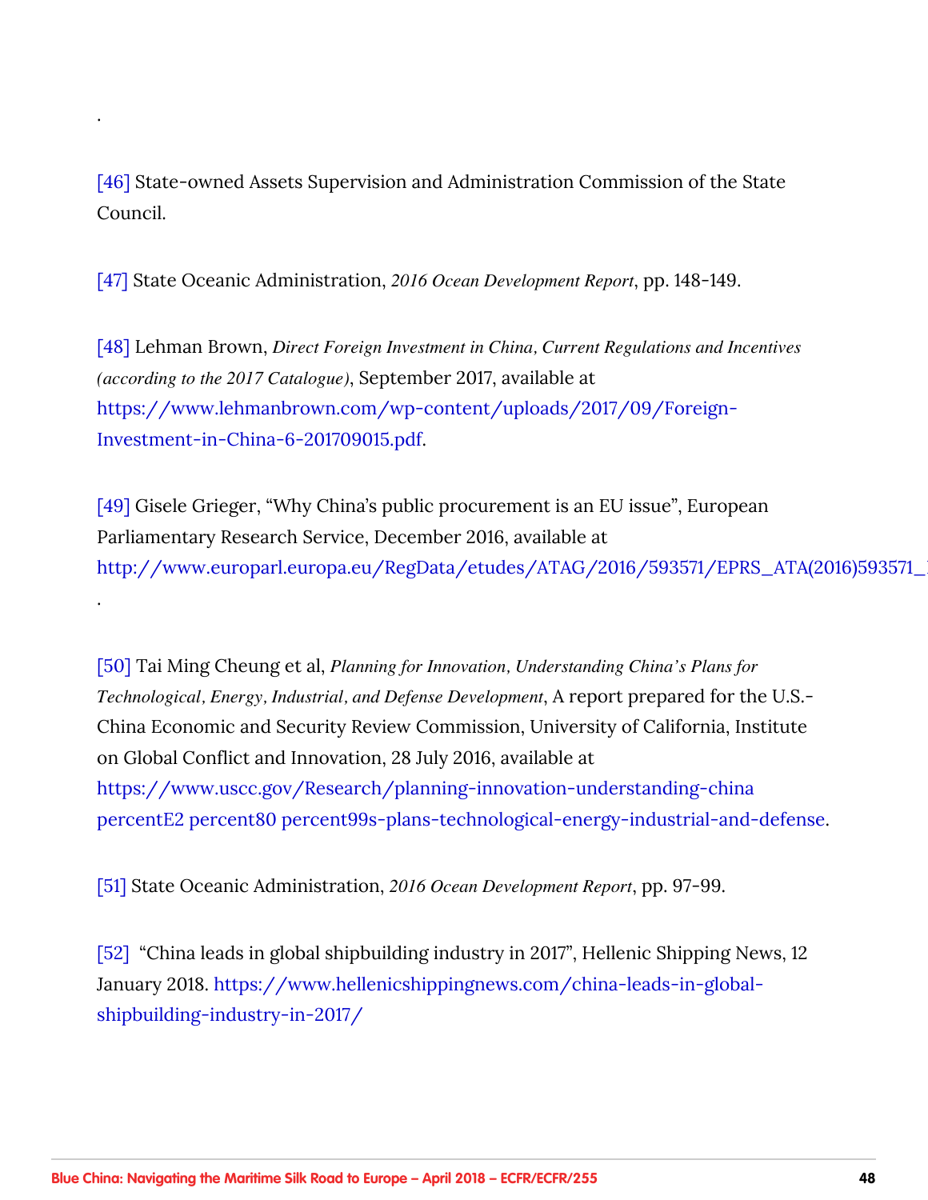.

[46] State-owned Assets Supervision and Administration Commission of the State Council.

[47] State Oceanic Administration, *2016 Ocean Development Report*, pp. 148-149.

[48] Lehman Brown, *Direct Foreign Investment in China, Current Regulations and Incentives (according to the 2017 Catalogue)*, September 2017, available at https://www.lehmanbrown.com/wp-content/uploads/2017/09/Foreign-Investment-in-China-6-201709015.pdf.

[49] Gisele Grieger, "Why China's public procurement is an EU issue", European Parliamentary Research Service, December 2016, available at http://www.europarl.europa.eu/RegData/etudes/ATAG/2016/593571/EPRS_ATA(2016)593571_
.

[50] Tai Ming Cheung et al, *Planning for Innovation, Understanding China's Plans for Technological, Energy, Industrial, and Defense Development*, A report prepared for the U.S.-China Economic and Security Review Commission, University of California, Institute on Global Conflict and Innovation, 28 July 2016, available at https://www.uscc.gov/Research/planning-innovation-understanding-china percentE2 percent80 percent99s-plans-technological-energy-industrial-and-defense.

[51] State Oceanic Administration, *2016 Ocean Development Report*, pp. 97-99.

[52] "China leads in global shipbuilding industry in 2017", Hellenic Shipping News, 12 January 2018. https://www.hellenicshippingnews.com/china-leads-in-global-shipbuilding-industry-in-2017/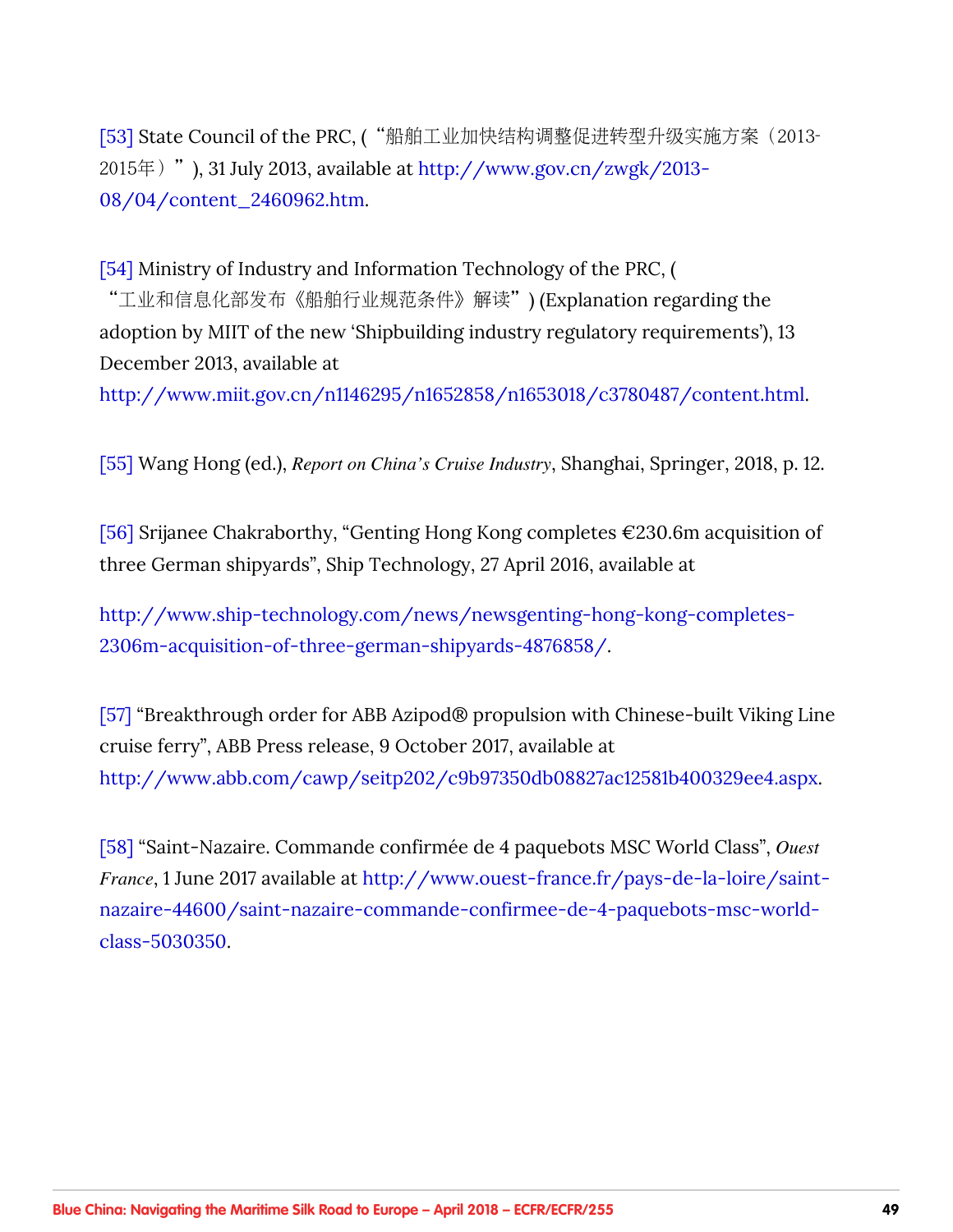[53] State Council of the PRC, (“船舶工业加快结构调整促进转型升级实施方案（2013-2015年）”), 31 July 2013, available at http://www.gov.cn/zwgk/2013-08/04/content_2460962.htm.

[54] Ministry of Industry and Information Technology of the PRC, (“工业和信息化部发布《船舶行业规范条件》解读”) (Explanation regarding the adoption by MIIT of the new ‘Shipbuilding industry regulatory requirements’), 13 December 2013, available at http://www.miit.gov.cn/n1146295/n1652858/n1653018/c3780487/content.html.

[55] Wang Hong (ed.), *Report on China’s Cruise Industry*, Shanghai, Springer, 2018, p. 12.

[56] Srijanee Chakraborthy, “Genting Hong Kong completes €230.6m acquisition of three German shipyards”, Ship Technology, 27 April 2016, available at

http://www.ship-technology.com/news/newsgenting-hong-kong-completes-2306m-acquisition-of-three-german-shipyards-4876858/.

[57] “Breakthrough order for ABB Azipod® propulsion with Chinese-built Viking Line cruise ferry”, ABB Press release, 9 October 2017, available at http://www.abb.com/cawp/seitp202/c9b97350db08827ac12581b400329ee4.aspx.

[58] “Saint-Nazaire. Commande confirmée de 4 paquebots MSC World Class”, *Ouest France*, 1 June 2017 available at http://www.ouest-france.fr/pays-de-la-loire/saint-nazaire-44600/saint-nazaire-commande-confirmee-de-4-paquebots-msc-world-class-5030350.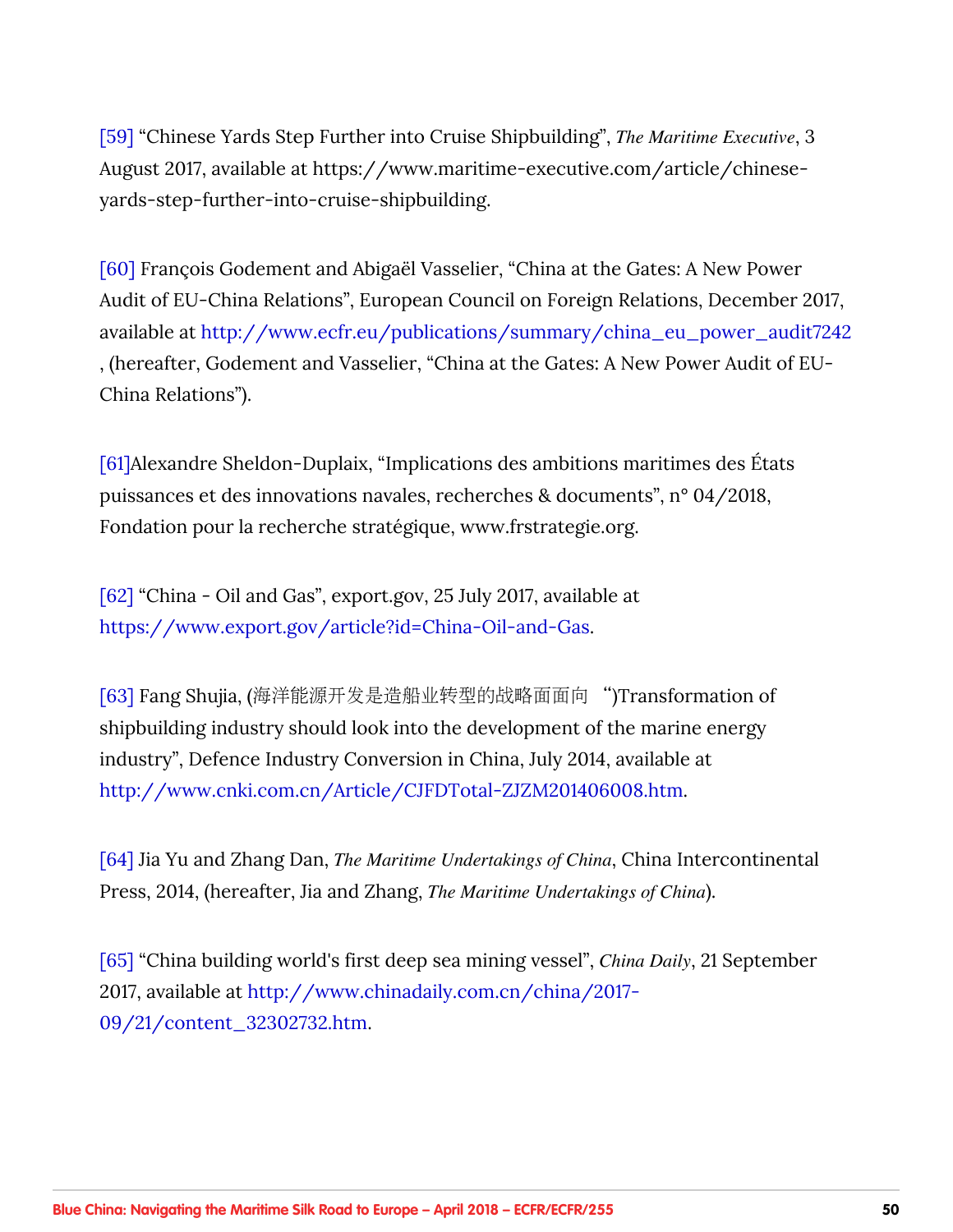[59] “Chinese Yards Step Further into Cruise Shipbuilding”, *The Maritime Executive*, 3 August 2017, available at https://www.maritime-executive.com/article/chinese-yards-step-further-into-cruise-shipbuilding.

[60] François Godement and Abigaël Vasselier, “China at the Gates: A New Power Audit of EU-China Relations”, European Council on Foreign Relations, December 2017, available at http://www.ecfr.eu/publications/summary/china_eu_power_audit7242 , (hereafter, Godement and Vasselier, “China at the Gates: A New Power Audit of EU-China Relations”).

[61]Alexandre Sheldon-Duplaix, “Implications des ambitions maritimes des États puissances et des innovations navales, recherches & documents”, n° 04/2018, Fondation pour la recherche stratégique, www.frstrategie.org.

[62] “China - Oil and Gas”, export.gov, 25 July 2017, available at https://www.export.gov/article?id=China-Oil-and-Gas.

[63] Fang Shujia, (海洋能源开发是造船业转型的战略面面向 “)Transformation of shipbuilding industry should look into the development of the marine energy industry”, Defence Industry Conversion in China, July 2014, available at http://www.cnki.com.cn/Article/CJFDTotal-ZJZM201406008.htm.

[64] Jia Yu and Zhang Dan, *The Maritime Undertakings of China*, China Intercontinental Press, 2014, (hereafter, Jia and Zhang, *The Maritime Undertakings of China*).

[65] “China building world's first deep sea mining vessel”, *China Daily*, 21 September 2017, available at http://www.chinadaily.com.cn/china/2017-09/21/content_32302732.htm.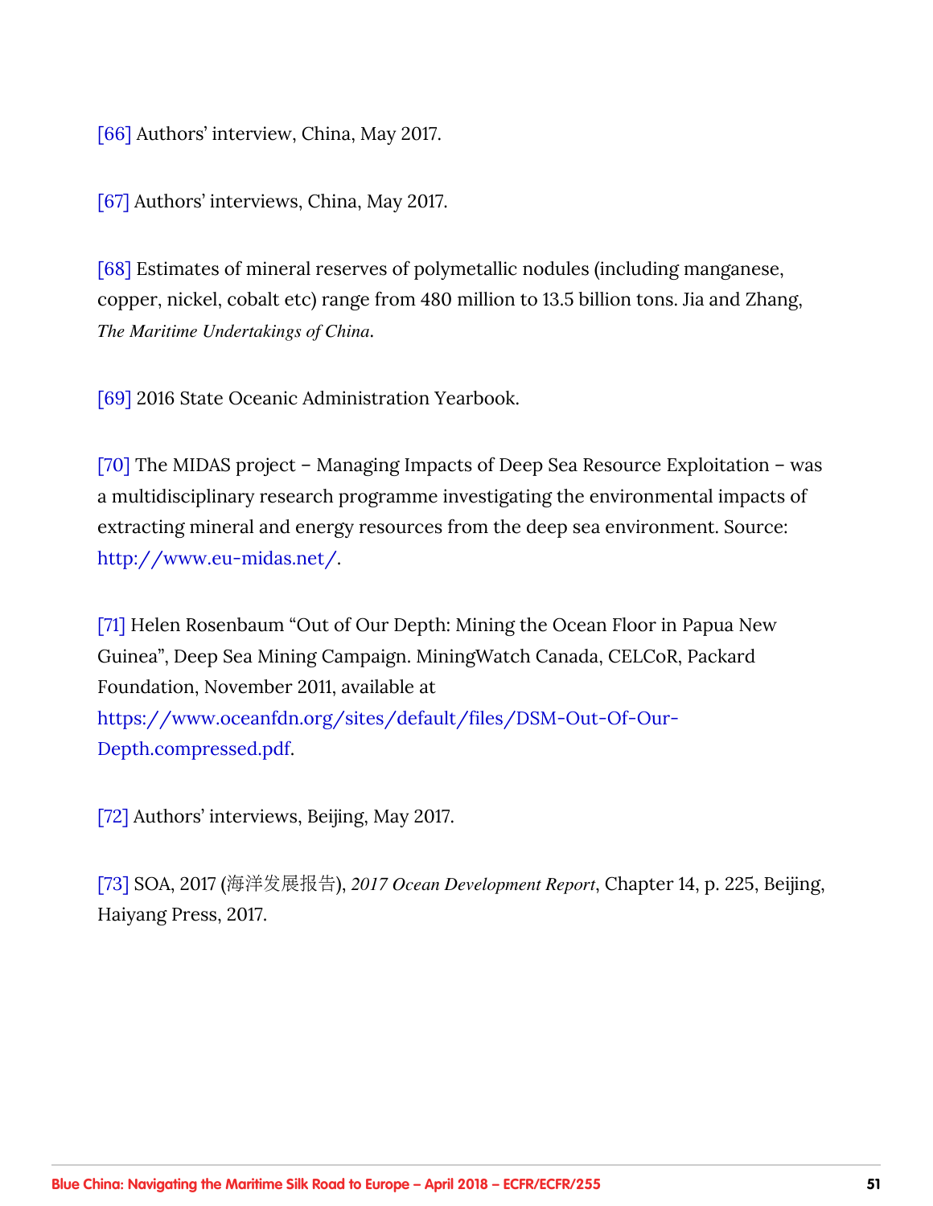[66] Authors' interview, China, May 2017.

[67] Authors' interviews, China, May 2017.

[68] Estimates of mineral reserves of polymetallic nodules (including manganese, copper, nickel, cobalt etc) range from 480 million to 13.5 billion tons. Jia and Zhang, *The Maritime Undertakings of China*.

[69] 2016 State Oceanic Administration Yearbook.

[70] The MIDAS project – Managing Impacts of Deep Sea Resource Exploitation – was a multidisciplinary research programme investigating the environmental impacts of extracting mineral and energy resources from the deep sea environment. Source: http://www.eu-midas.net/.

[71] Helen Rosenbaum "Out of Our Depth: Mining the Ocean Floor in Papua New Guinea", Deep Sea Mining Campaign. MiningWatch Canada, CELCoR, Packard Foundation, November 2011, available at https://www.oceanfdn.org/sites/default/files/DSM-Out-Of-Our-Depth.compressed.pdf.

[72] Authors' interviews, Beijing, May 2017.

[73] SOA, 2017 (海洋发展报告), *2017 Ocean Development Report*, Chapter 14, p. 225, Beijing, Haiyang Press, 2017.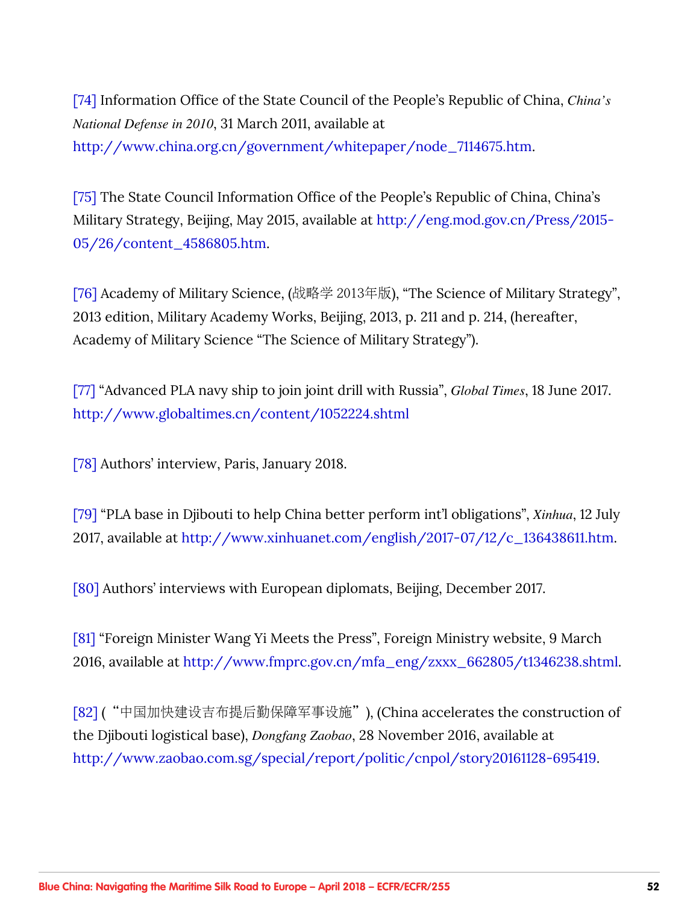[74] Information Office of the State Council of the People's Republic of China, *China's National Defense in 2010*, 31 March 2011, available at http://www.china.org.cn/government/whitepaper/node_7114675.htm.

[75] The State Council Information Office of the People's Republic of China, China's Military Strategy, Beijing, May 2015, available at http://eng.mod.gov.cn/Press/2015-05/26/content_4586805.htm.

[76] Academy of Military Science, (战略学 2013年版), "The Science of Military Strategy", 2013 edition, Military Academy Works, Beijing, 2013, p. 211 and p. 214, (hereafter, Academy of Military Science "The Science of Military Strategy").

[77] "Advanced PLA navy ship to join joint drill with Russia", *Global Times*, 18 June 2017. http://www.globaltimes.cn/content/1052224.shtml

[78] Authors' interview, Paris, January 2018.

[79] "PLA base in Djibouti to help China better perform int'l obligations", *Xinhua*, 12 July 2017, available at http://www.xinhuanet.com/english/2017-07/12/c_136438611.htm.

[80] Authors' interviews with European diplomats, Beijing, December 2017.

[81] "Foreign Minister Wang Yi Meets the Press", Foreign Ministry website, 9 March 2016, available at http://www.fmprc.gov.cn/mfa_eng/zxxx_662805/t1346238.shtml.

[82] (“中国加快建设吉布提后勤保障军事设施”), (China accelerates the construction of the Djibouti logistical base), *Dongfang Zaobao*, 28 November 2016, available at http://www.zaobao.com.sg/special/report/politic/cnpol/story20161128-695419.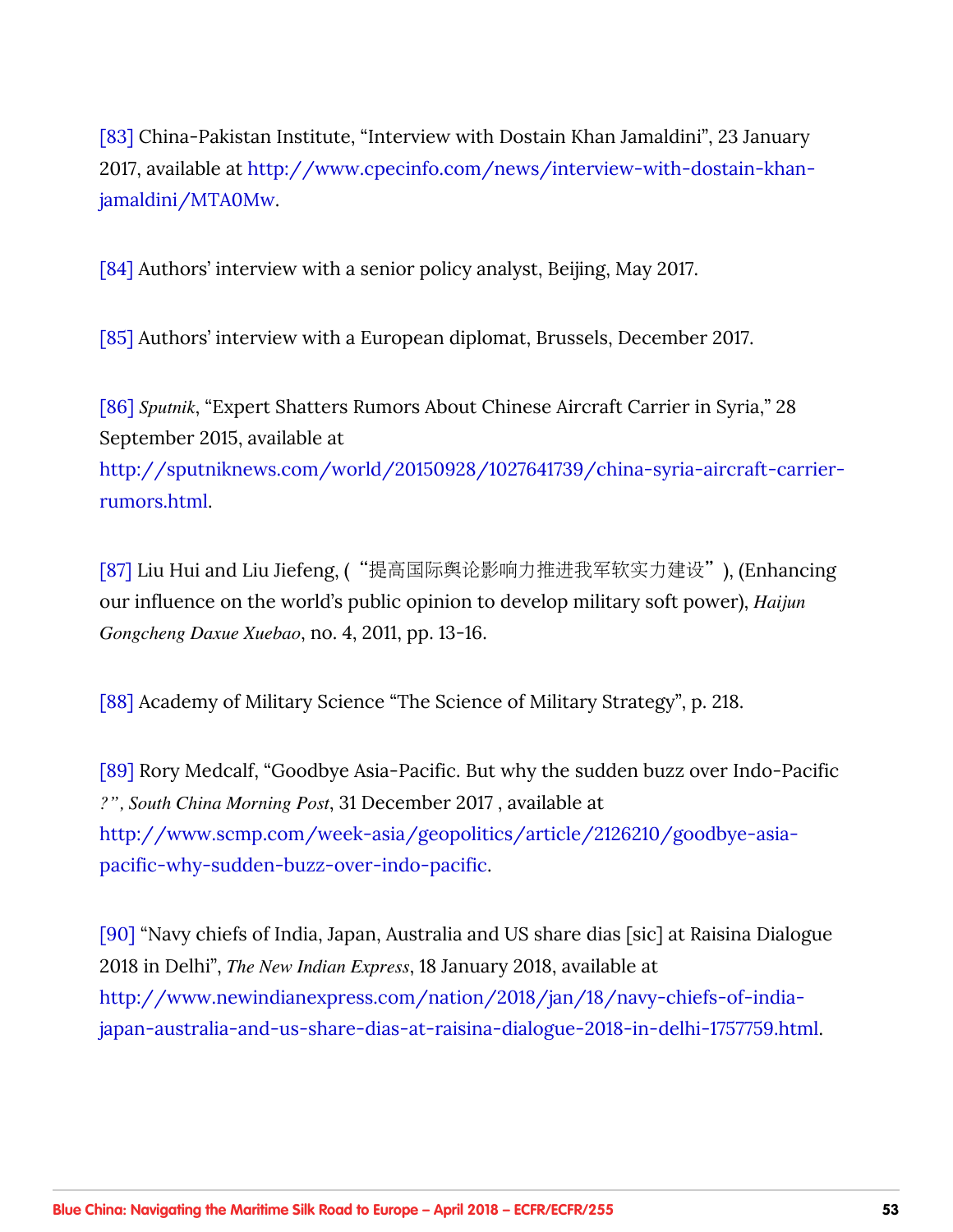[83] China-Pakistan Institute, "Interview with Dostain Khan Jamaldini", 23 January 2017, available at http://www.cpecinfo.com/news/interview-with-dostain-khan-jamaldini/MTA0Mw.

[84] Authors' interview with a senior policy analyst, Beijing, May 2017.

[85] Authors' interview with a European diplomat, Brussels, December 2017.

[86] *Sputnik*, "Expert Shatters Rumors About Chinese Aircraft Carrier in Syria," 28 September 2015, available at http://sputniknews.com/world/20150928/1027641739/china-syria-aircraft-carrier-rumors.html.

[87] Liu Hui and Liu Jiefeng, ("提高国际舆论影响力推进我军软实力建设"), (Enhancing our influence on the world's public opinion to develop military soft power), *Haijun Gongcheng Daxue Xuebao*, no. 4, 2011, pp. 13-16.

[88] Academy of Military Science "The Science of Military Strategy", p. 218.

[89] Rory Medcalf, "Goodbye Asia-Pacific. But why the sudden buzz over Indo-Pacific ?", *South China Morning Post*, 31 December 2017 , available at http://www.scmp.com/week-asia/geopolitics/article/2126210/goodbye-asia-pacific-why-sudden-buzz-over-indo-pacific.

[90] "Navy chiefs of India, Japan, Australia and US share dias [sic] at Raisina Dialogue 2018 in Delhi", *The New Indian Express*, 18 January 2018, available at http://www.newindianexpress.com/nation/2018/jan/18/navy-chiefs-of-india-japan-australia-and-us-share-dias-at-raisina-dialogue-2018-in-delhi-1757759.html.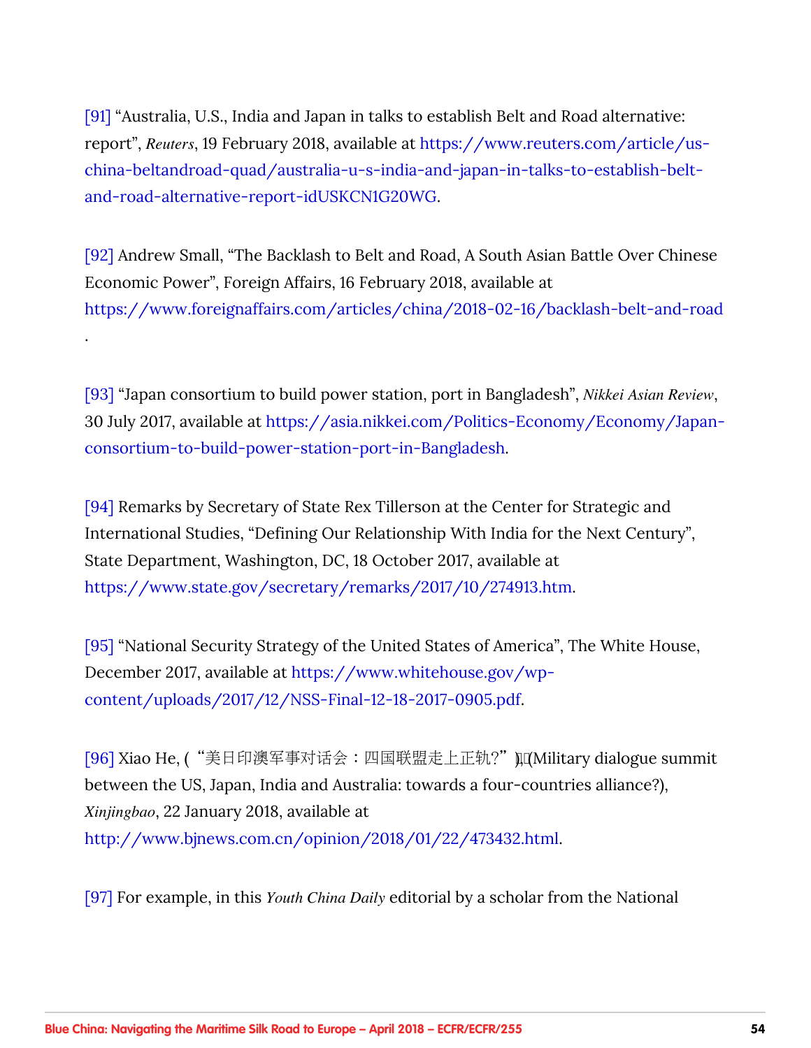[91] “Australia, U.S., India and Japan in talks to establish Belt and Road alternative: report”, *Reuters*, 19 February 2018, available at https://www.reuters.com/article/us-china-beltandroad-quad/australia-u-s-india-and-japan-in-talks-to-establish-belt-and-road-alternative-report-idUSKCN1G20WG.

[92] Andrew Small, “The Backlash to Belt and Road, A South Asian Battle Over Chinese Economic Power”, Foreign Affairs, 16 February 2018, available at https://www.foreignaffairs.com/articles/china/2018-02-16/backlash-belt-and-road.

[93] “Japan consortium to build power station, port in Bangladesh”, *Nikkei Asian Review*, 30 July 2017, available at https://asia.nikkei.com/Politics-Economy/Economy/Japan-consortium-to-build-power-station-port-in-Bangladesh.

[94] Remarks by Secretary of State Rex Tillerson at the Center for Strategic and International Studies, “Defining Our Relationship With India for the Next Century”, State Department, Washington, DC, 18 October 2017, available at https://www.state.gov/secretary/remarks/2017/10/274913.htm.

[95] “National Security Strategy of the United States of America”, The White House, December 2017, available at https://www.whitehouse.gov/wp-content/uploads/2017/12/NSS-Final-12-18-2017-0905.pdf.

[96] Xiao He, (“美日印澳军事对话会：四国联盟走上正轨?”) (Military dialogue summit between the US, Japan, India and Australia: towards a four-countries alliance?), *Xinjingbao*, 22 January 2018, available at http://www.bjnews.com.cn/opinion/2018/01/22/473432.html.

[97] For example, in this *Youth China Daily* editorial by a scholar from the National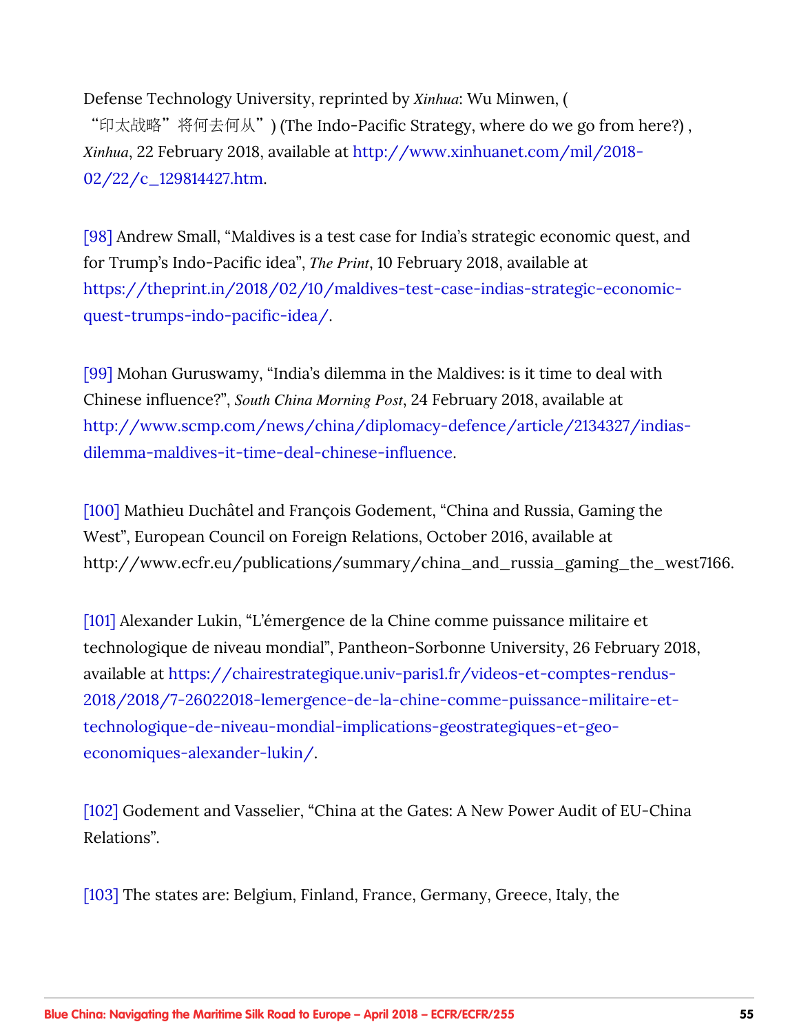Defense Technology University, reprinted by *Xinhua*: Wu Minwen, (
“印太战略”将何去何从”) (The Indo-Pacific Strategy, where do we go from here?) , *Xinhua*, 22 February 2018, available at http://www.xinhuanet.com/mil/2018-02/22/c_129814427.htm.

[98] Andrew Small, “Maldives is a test case for India’s strategic economic quest, and for Trump’s Indo-Pacific idea”, *The Print*, 10 February 2018, available at https://theprint.in/2018/02/10/maldives-test-case-indias-strategic-economic-quest-trumps-indo-pacific-idea/.

[99] Mohan Guruswamy, “India’s dilemma in the Maldives: is it time to deal with Chinese influence?”, *South China Morning Post*, 24 February 2018, available at http://www.scmp.com/news/china/diplomacy-defence/article/2134327/indias-dilemma-maldives-it-time-deal-chinese-influence.

[100] Mathieu Duchâtel and François Godement, “China and Russia, Gaming the West”, European Council on Foreign Relations, October 2016, available at http://www.ecfr.eu/publications/summary/china_and_russia_gaming_the_west7166.

[101] Alexander Lukin, “L’émergence de la Chine comme puissance militaire et technologique de niveau mondial”, Pantheon-Sorbonne University, 26 February 2018, available at https://chairestrategique.univ-paris1.fr/videos-et-comptes-rendus-2018/2018/7-26022018-lemergence-de-la-chine-comme-puissance-militaire-et-technologique-de-niveau-mondial-implications-geostrategiques-et-geo-economiques-alexander-lukin/.

[102] Godement and Vasselier, “China at the Gates: A New Power Audit of EU-China Relations”.

[103] The states are: Belgium, Finland, France, Germany, Greece, Italy, the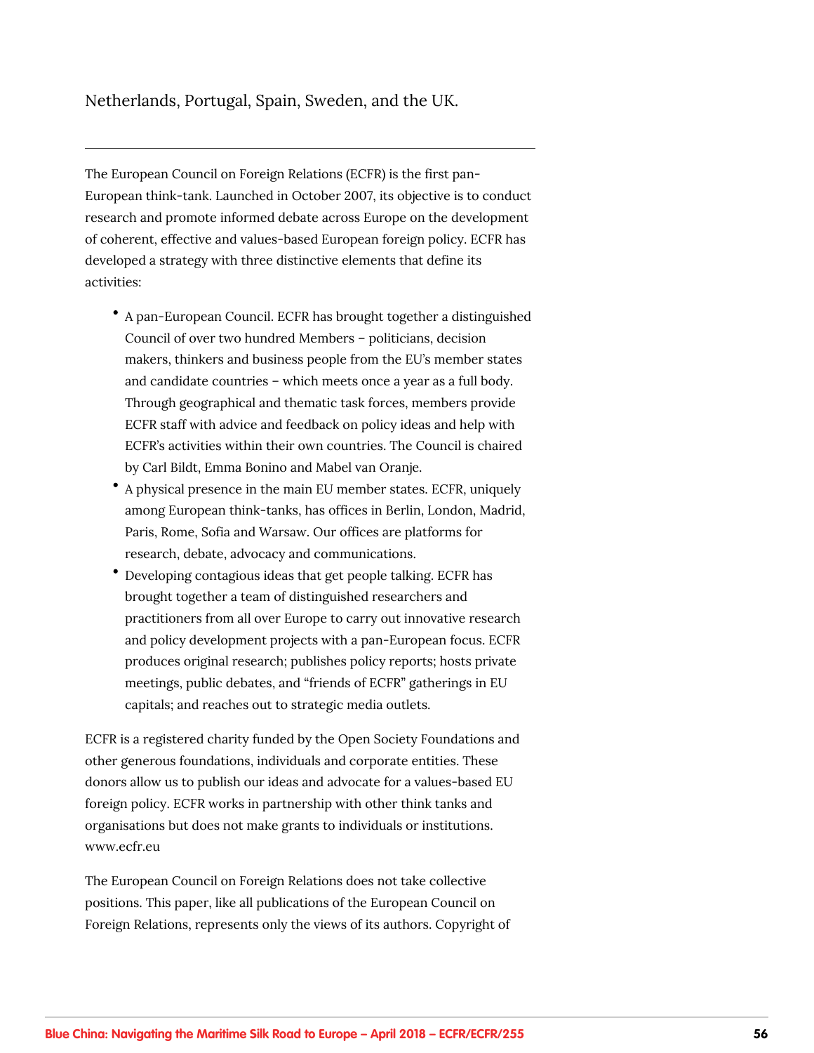Netherlands, Portugal, Spain, Sweden, and the UK.

---

The European Council on Foreign Relations (ECFR) is the first pan-European think-tank. Launched in October 2007, its objective is to conduct research and promote informed debate across Europe on the development of coherent, effective and values-based European foreign policy. ECFR has developed a strategy with three distinctive elements that define its activities:

- A pan-European Council. ECFR has brought together a distinguished Council of over two hundred Members – politicians, decision makers, thinkers and business people from the EU's member states and candidate countries – which meets once a year as a full body. Through geographical and thematic task forces, members provide ECFR staff with advice and feedback on policy ideas and help with ECFR's activities within their own countries. The Council is chaired by Carl Bildt, Emma Bonino and Mabel van Oranje.
- A physical presence in the main EU member states. ECFR, uniquely among European think-tanks, has offices in Berlin, London, Madrid, Paris, Rome, Sofia and Warsaw. Our offices are platforms for research, debate, advocacy and communications.
- Developing contagious ideas that get people talking. ECFR has brought together a team of distinguished researchers and practitioners from all over Europe to carry out innovative research and policy development projects with a pan-European focus. ECFR produces original research; publishes policy reports; hosts private meetings, public debates, and "friends of ECFR" gatherings in EU capitals; and reaches out to strategic media outlets.

ECFR is a registered charity funded by the Open Society Foundations and other generous foundations, individuals and corporate entities. These donors allow us to publish our ideas and advocate for a values-based EU foreign policy. ECFR works in partnership with other think tanks and organisations but does not make grants to individuals or institutions. www.ecfr.eu

The European Council on Foreign Relations does not take collective positions. This paper, like all publications of the European Council on Foreign Relations, represents only the views of its authors. Copyright of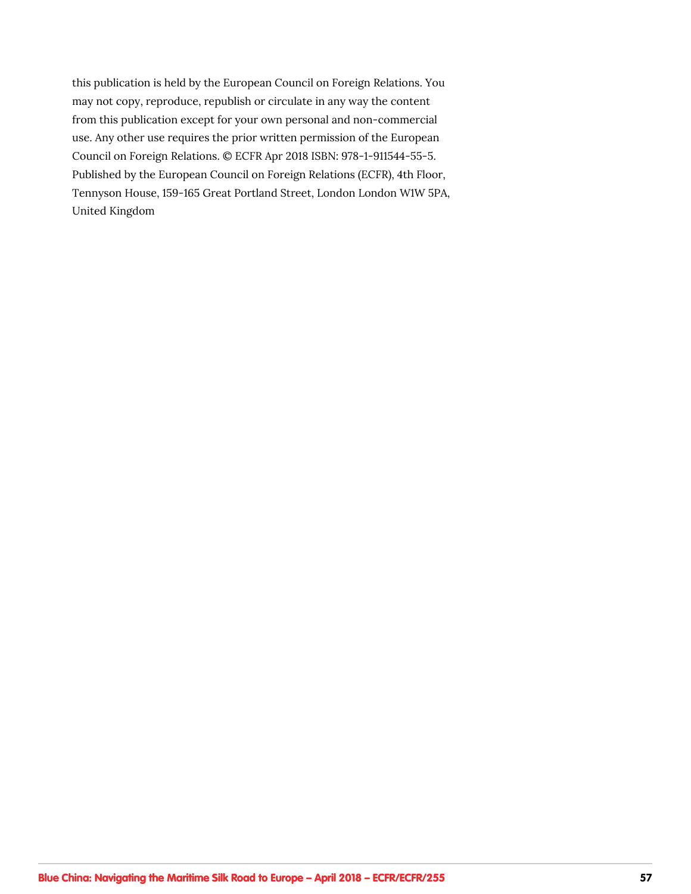this publication is held by the European Council on Foreign Relations. You may not copy, reproduce, republish or circulate in any way the content from this publication except for your own personal and non-commercial use. Any other use requires the prior written permission of the European Council on Foreign Relations. © ECFR Apr 2018 ISBN: 978-1-911544-55-5. Published by the European Council on Foreign Relations (ECFR), 4th Floor, Tennyson House, 159-165 Great Portland Street, London London W1W 5PA, United Kingdom